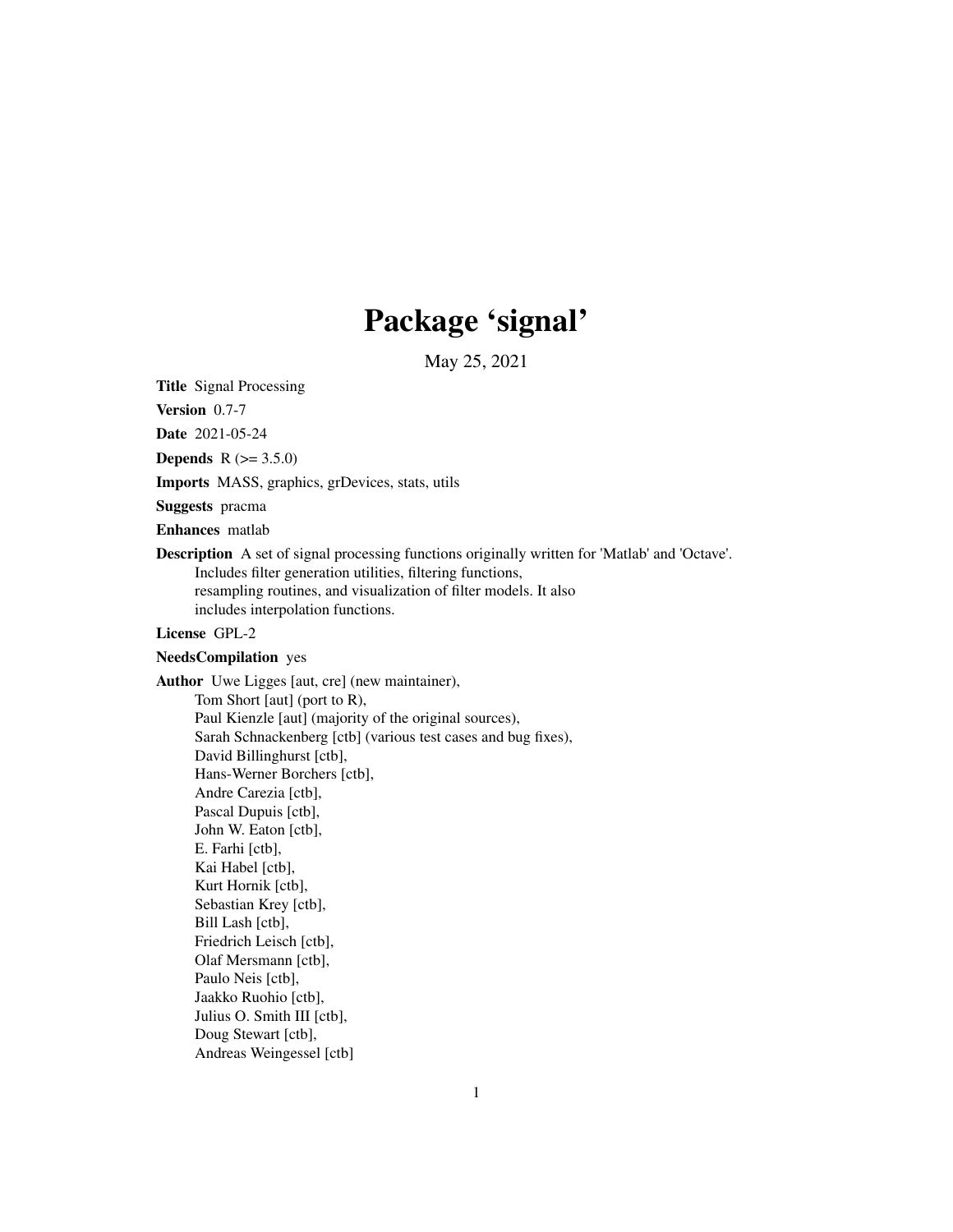# Package 'signal'

May 25, 2021

**Title** Signal Processing

**Version** 0.7-7

**Date** 2021-05-24

**Depends** R (>= 3.5.0)

**Imports** MASS, graphics, grDevices, stats, utils

**Suggests** pracma

**Enhances** matlab

**Description** A set of signal processing functions originally written for 'Matlab' and 'Octave'. Includes filter generation utilities, filtering functions, resampling routines, and visualization of filter models. It also includes interpolation functions.

**License** GPL-2

**NeedsCompilation** yes

**Author** Uwe Ligges [aut, cre] (new maintainer),
Tom Short [aut] (port to R),
Paul Kienzle [aut] (majority of the original sources),
Sarah Schnackenberg [ctb] (various test cases and bug fixes),
David Billinghurst [ctb],
Hans-Werner Borchers [ctb],
Andre Carezia [ctb],
Pascal Dupuis [ctb],
John W. Eaton [ctb],
E. Farhi [ctb],
Kai Habel [ctb],
Kurt Hornik [ctb],
Sebastian Krey [ctb],
Bill Lash [ctb],
Friedrich Leisch [ctb],
Olaf Mersmann [ctb],
Paulo Neis [ctb],
Jaakko Ruohio [ctb],
Julius O. Smith III [ctb],
Doug Stewart [ctb],
Andreas Weingessel [ctb]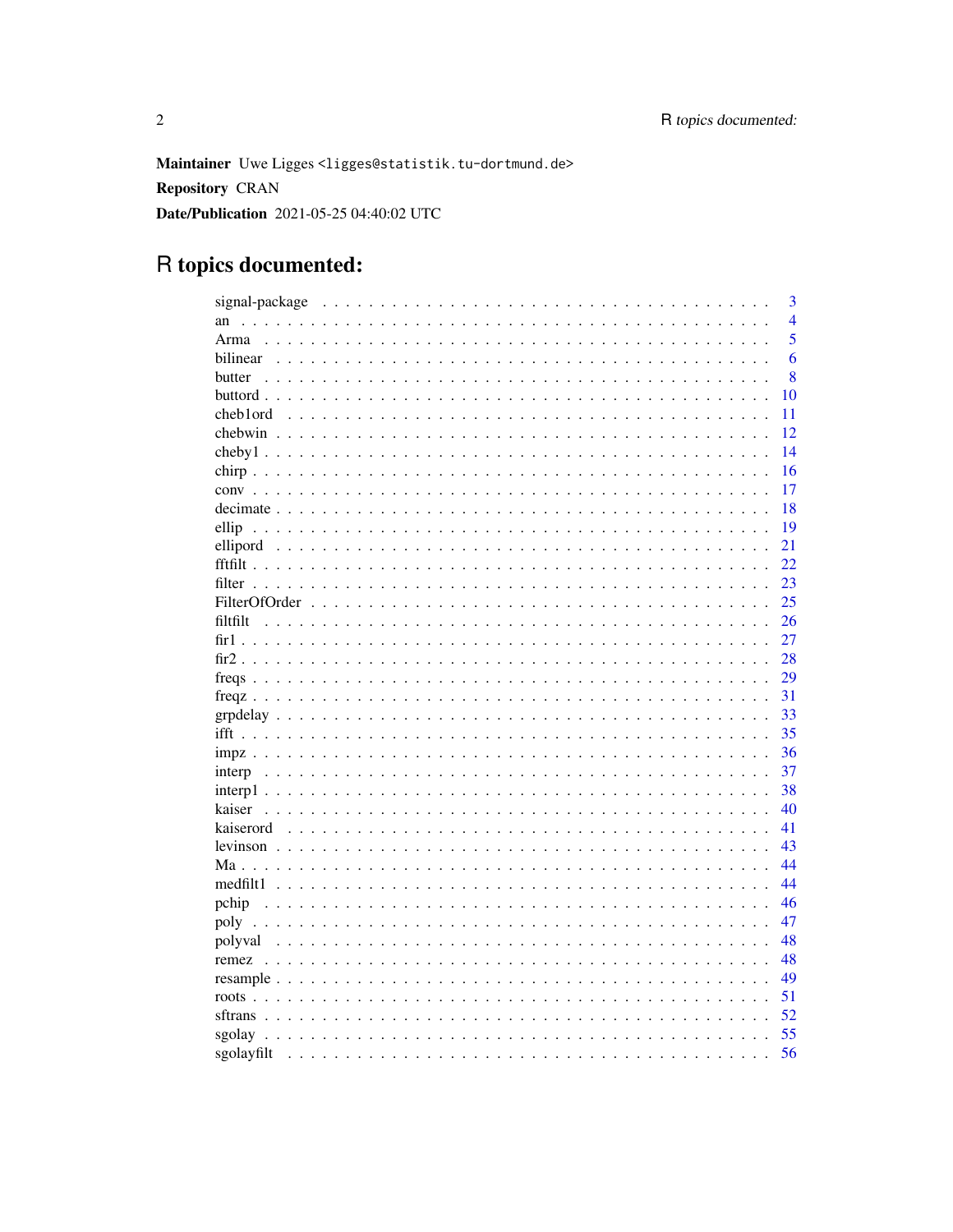**Maintainer** Uwe Ligges <ligges@statistik.tu-dortmund.de>

**Repository** CRAN

**Date/Publication** 2021-05-25 04:40:02 UTC

# R topics documented:

| | |
|---|---|
| signal-package | 3 |
| an | 4 |
| Arma | 5 |
| bilinear | 6 |
| butter | 8 |
| buttord | 10 |
| cheb1ord | 11 |
| chebwin | 12 |
| cheby1 | 14 |
| chirp | 16 |
| conv | 17 |
| decimate | 18 |
| ellip | 19 |
| ellipord | 21 |
| fftfilt | 22 |
| filter | 23 |
| FilterOfOrder | 25 |
| filtfilt | 26 |
| fir1 | 27 |
| fir2 | 28 |
| freqs | 29 |
| freqz | 31 |
| grpdelay | 33 |
| ifft | 35 |
| impz | 36 |
| interp | 37 |
| interp1 | 38 |
| kaiser | 40 |
| kaiserord | 41 |
| levinson | 43 |
| Ma | 44 |
| medfilt1 | 44 |
| pchip | 46 |
| poly | 47 |
| polyval | 48 |
| remez | 48 |
| resample | 49 |
| roots | 51 |
| sftrans | 52 |
| sgolay | 55 |
| sgolayfilt | 56 |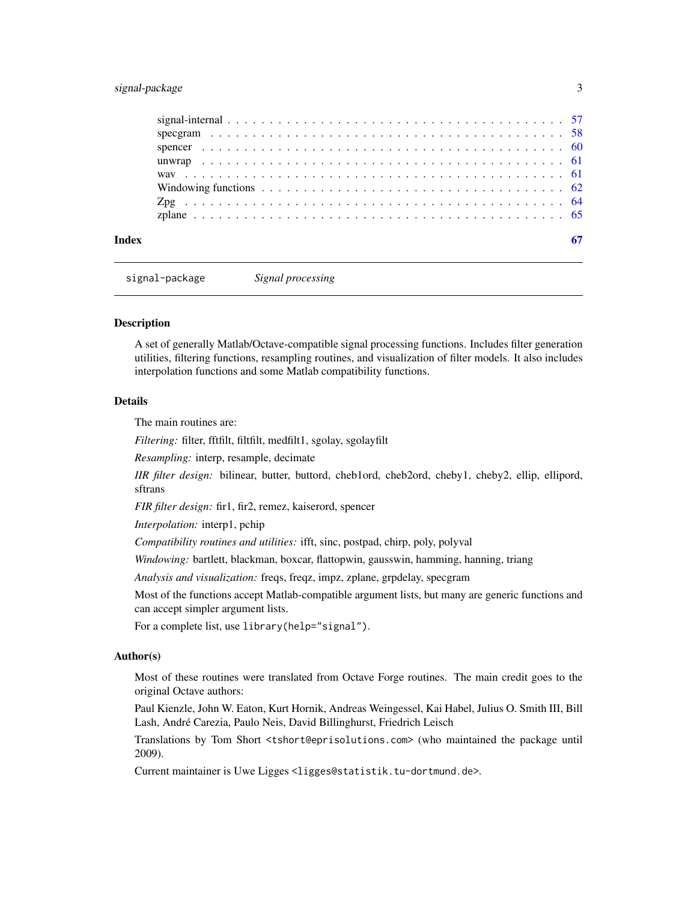signal-internal . . . . . . . . . . . . . . . . . . . . . . . . . . . . . . . . . . . . . . . 57
specgram . . . . . . . . . . . . . . . . . . . . . . . . . . . . . . . . . . . . . . . . . 58
spencer . . . . . . . . . . . . . . . . . . . . . . . . . . . . . . . . . . . . . . . . . . 60
unwrap . . . . . . . . . . . . . . . . . . . . . . . . . . . . . . . . . . . . . . . . . . 61
wav . . . . . . . . . . . . . . . . . . . . . . . . . . . . . . . . . . . . . . . . . . . . 61
Windowing functions . . . . . . . . . . . . . . . . . . . . . . . . . . . . . . . . . . . . 62
Zpg . . . . . . . . . . . . . . . . . . . . . . . . . . . . . . . . . . . . . . . . . . . . 64
zplane . . . . . . . . . . . . . . . . . . . . . . . . . . . . . . . . . . . . . . . . . . . 65

**Index** 67

---

`signal-package` *Signal processing*

---

## Description

A set of generally Matlab/Octave-compatible signal processing functions. Includes filter generation utilities, filtering functions, resampling routines, and visualization of filter models. It also includes interpolation functions and some Matlab compatibility functions.

## Details

The main routines are:

*Filtering:* filter, fftfilt, filtfilt, medfilt1, sgolay, sgolayfilt

*Resampling:* interp, resample, decimate

*IIR filter design:* bilinear, butter, buttord, cheb1ord, cheb2ord, cheby1, cheby2, ellip, ellipord, sftrans

*FIR filter design:* fir1, fir2, remez, kaiserord, spencer

*Interpolation:* interp1, pchip

*Compatibility routines and utilities:* ifft, sinc, postpad, chirp, poly, polyval

*Windowing:* bartlett, blackman, boxcar, flattopwin, gausswin, hamming, hanning, triang

*Analysis and visualization:* freqs, freqz, impz, zplane, grpdelay, specgram

Most of the functions accept Matlab-compatible argument lists, but many are generic functions and can accept simpler argument lists.

For a complete list, use `library(help="signal")`.

## Author(s)

Most of these routines were translated from Octave Forge routines. The main credit goes to the original Octave authors:

Paul Kienzle, John W. Eaton, Kurt Hornik, Andreas Weingessel, Kai Habel, Julius O. Smith III, Bill Lash, André Carezia, Paulo Neis, David Billinghurst, Friedrich Leisch

Translations by Tom Short `<tshort@eprisolutions.com>` (who maintained the package until 2009).

Current maintainer is Uwe Ligges `<ligges@statistik.tu-dortmund.de>`.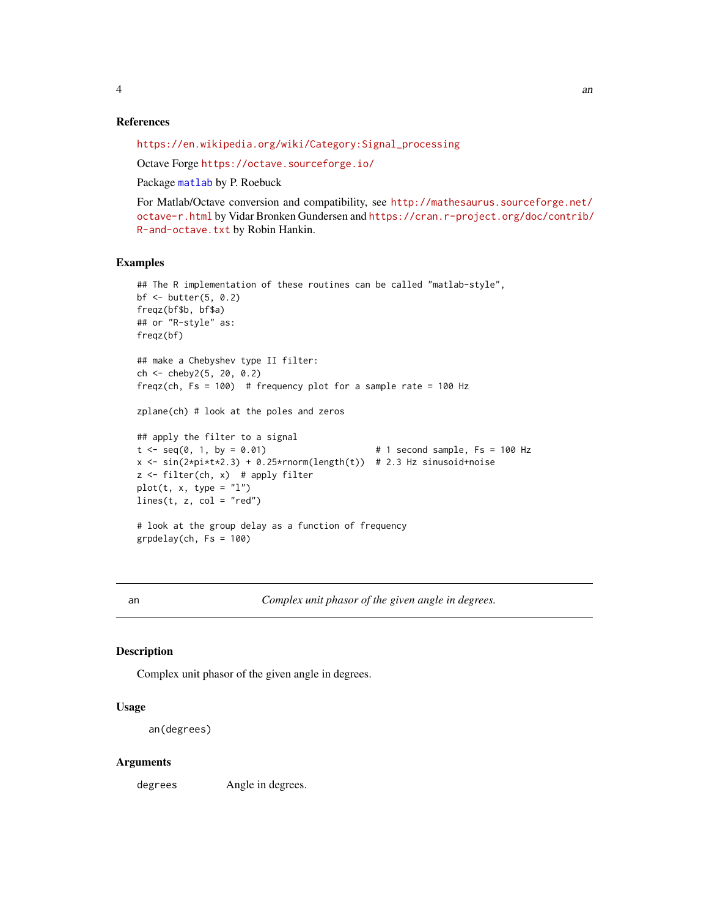### References

https://en.wikipedia.org/wiki/Category:Signal_processing

Octave Forge https://octave.sourceforge.io/

Package matlab by P. Roebuck

For Matlab/Octave conversion and compatibility, see http://mathesaurus.sourceforge.net/octave-r.html by Vidar Bronken Gundersen and https://cran.r-project.org/doc/contrib/R-and-octave.txt by Robin Hankin.

### Examples

```
## The R implementation of these routines can be called "matlab-style",
bf <- butter(5, 0.2)
freqz(bf$b, bf$a)
## or "R-style" as:
freqz(bf)

## make a Chebyshev type II filter:
ch <- cheby2(5, 20, 0.2)
freqz(ch, Fs = 100)  # frequency plot for a sample rate = 100 Hz

zplane(ch) # look at the poles and zeros

## apply the filter to a signal
t <- seq(0, 1, by = 0.01)                     # 1 second sample, Fs = 100 Hz
x <- sin(2*pi*t*2.3) + 0.25*rnorm(length(t))  # 2.3 Hz sinusoid+noise
z <- filter(ch, x)  # apply filter
plot(t, x, type = "l")
lines(t, z, col = "red")

# look at the group delay as a function of frequency
grpdelay(ch, Fs = 100)
```

---

## an — *Complex unit phasor of the given angle in degrees.*

### Description

Complex unit phasor of the given angle in degrees.

### Usage

```
an(degrees)
```

### Arguments

| | |
|---|---|
| degrees | Angle in degrees. |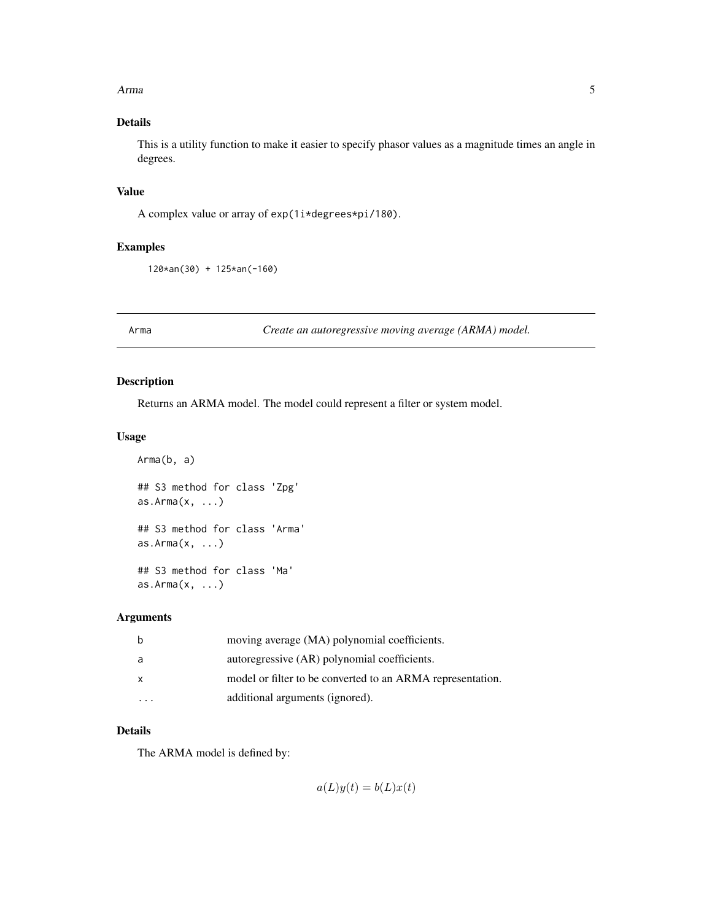### Details

This is a utility function to make it easier to specify phasor values as a magnitude times an angle in degrees.

### Value

A complex value or array of `exp(1i*degrees*pi/180)`.

### Examples

```
120*an(30) + 125*an(-160)
```

---

## Arma — *Create an autoregressive moving average (ARMA) model.*

---

### Description

Returns an ARMA model. The model could represent a filter or system model.

### Usage

```
Arma(b, a)

## S3 method for class 'Zpg'
as.Arma(x, ...)

## S3 method for class 'Arma'
as.Arma(x, ...)

## S3 method for class 'Ma'
as.Arma(x, ...)
```

### Arguments

| | |
|---|---|
| b | moving average (MA) polynomial coefficients. |
| a | autoregressive (AR) polynomial coefficients. |
| x | model or filter to be converted to an ARMA representation. |
| ... | additional arguments (ignored). |

### Details

The ARMA model is defined by:

$$a(L)y(t) = b(L)x(t)$$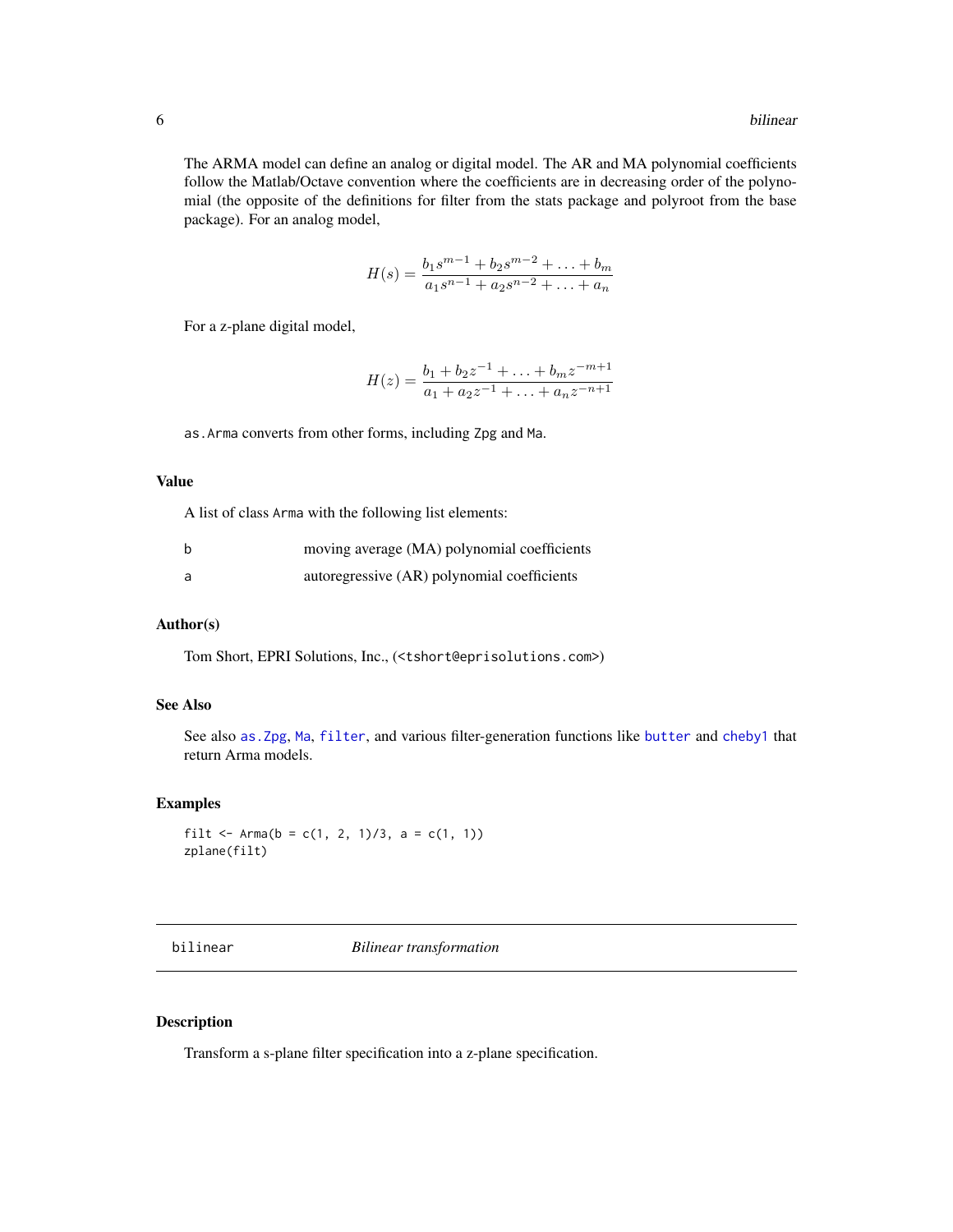The ARMA model can define an analog or digital model. The AR and MA polynomial coefficients follow the Matlab/Octave convention where the coefficients are in decreasing order of the polynomial (the opposite of the definitions for filter from the stats package and polyroot from the base package). For an analog model,

$$H(s) = \frac{b_1 s^{m-1} + b_2 s^{m-2} + \ldots + b_m}{a_1 s^{n-1} + a_2 s^{n-2} + \ldots + a_n}$$

For a z-plane digital model,

$$H(z) = \frac{b_1 + b_2 z^{-1} + \ldots + b_m z^{-m+1}}{a_1 + a_2 z^{-1} + \ldots + a_n z^{-n+1}}$$

`as.Arma` converts from other forms, including `Zpg` and `Ma`.

### Value

A list of class `Arma` with the following list elements:

| | |
|---|---|
| `b` | moving average (MA) polynomial coefficients |
| `a` | autoregressive (AR) polynomial coefficients |

### Author(s)

Tom Short, EPRI Solutions, Inc., (<tshort@eprisolutions.com>)

### See Also

See also `as.Zpg`, `Ma`, `filter`, and various filter-generation functions like `butter` and `cheby1` that return Arma models.

### Examples

```
filt <- Arma(b = c(1, 2, 1)/3, a = c(1, 1))
zplane(filt)
```

---

## bilinear *Bilinear transformation*

---

### Description

Transform a s-plane filter specification into a z-plane specification.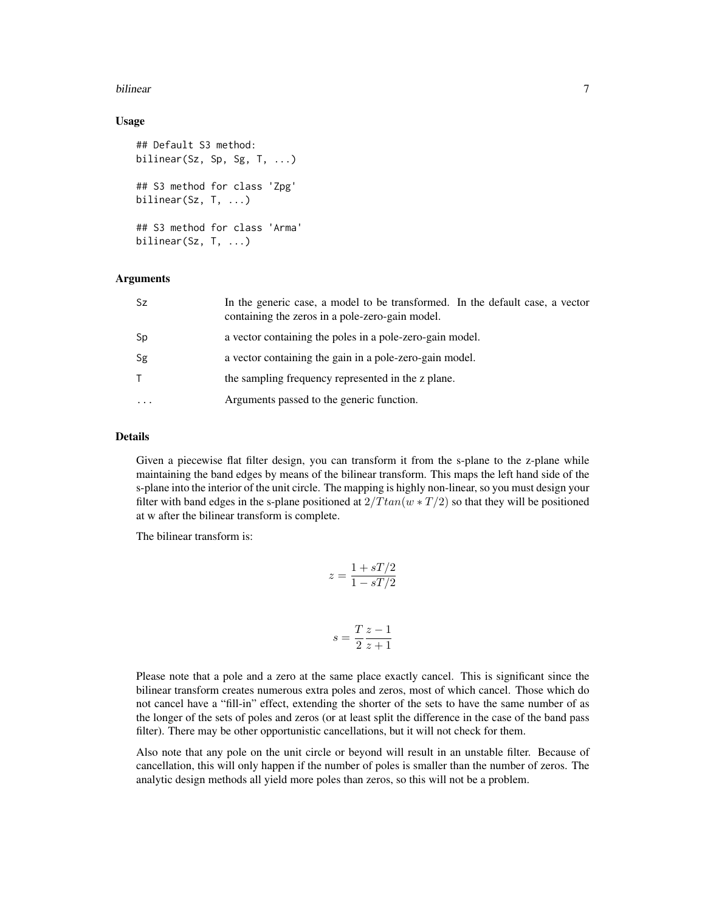### Usage

```
## Default S3 method:
bilinear(Sz, Sp, Sg, T, ...)

## S3 method for class 'Zpg'
bilinear(Sz, T, ...)

## S3 method for class 'Arma'
bilinear(Sz, T, ...)
```

### Arguments

| | |
|---|---|
| Sz | In the generic case, a model to be transformed. In the default case, a vector containing the zeros in a pole-zero-gain model. |
| Sp | a vector containing the poles in a pole-zero-gain model. |
| Sg | a vector containing the gain in a pole-zero-gain model. |
| T | the sampling frequency represented in the z plane. |
| ... | Arguments passed to the generic function. |

### Details

Given a piecewise flat filter design, you can transform it from the s-plane to the z-plane while maintaining the band edges by means of the bilinear transform. This maps the left hand side of the s-plane into the interior of the unit circle. The mapping is highly non-linear, so you must design your filter with band edges in the s-plane positioned at $2/Ttan(w * T/2)$ so that they will be positioned at w after the bilinear transform is complete.

The bilinear transform is:

$$z = \frac{1 + sT/2}{1 - sT/2}$$

$$s = \frac{T}{2}\frac{z - 1}{z + 1}$$

Please note that a pole and a zero at the same place exactly cancel. This is significant since the bilinear transform creates numerous extra poles and zeros, most of which cancel. Those which do not cancel have a "fill-in" effect, extending the shorter of the sets to have the same number of as the longer of the sets of poles and zeros (or at least split the difference in the case of the band pass filter). There may be other opportunistic cancellations, but it will not check for them.

Also note that any pole on the unit circle or beyond will result in an unstable filter. Because of cancellation, this will only happen if the number of poles is smaller than the number of zeros. The analytic design methods all yield more poles than zeros, so this will not be a problem.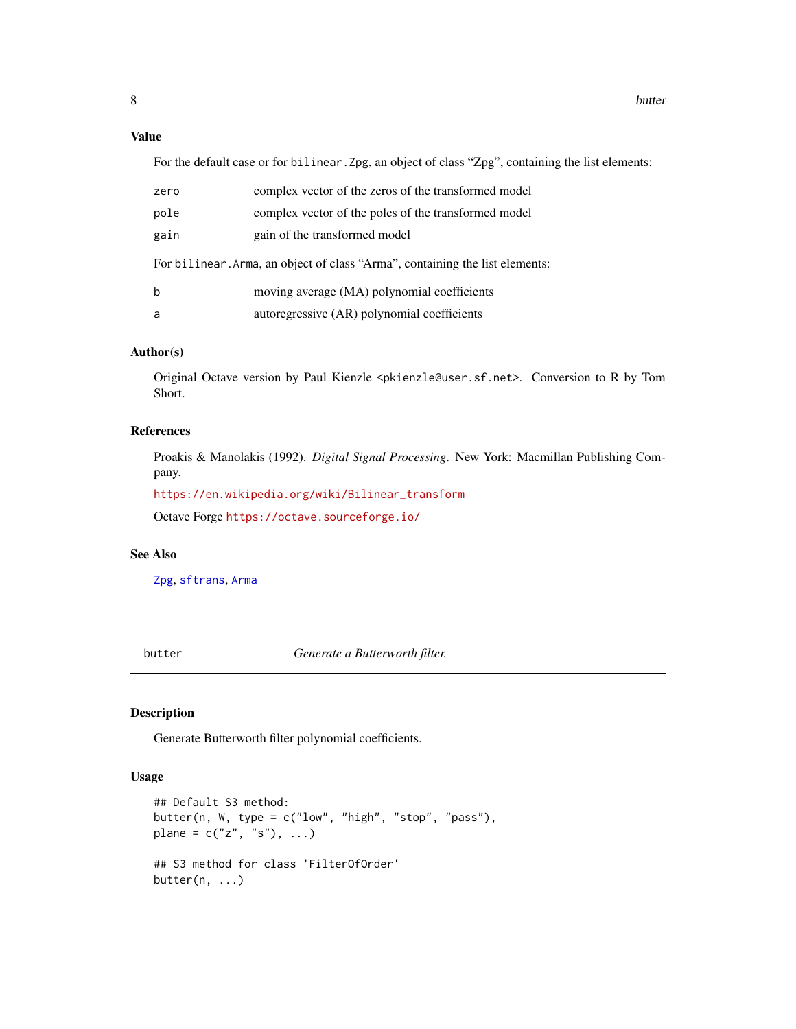## Value

For the default case or for `bilinear.Zpg`, an object of class "Zpg", containing the list elements:

| | |
|---|---|
| `zero` | complex vector of the zeros of the transformed model |
| `pole` | complex vector of the poles of the transformed model |
| `gain` | gain of the transformed model |

For `bilinear.Arma`, an object of class "Arma", containing the list elements:

| | |
|---|---|
| `b` | moving average (MA) polynomial coefficients |
| `a` | autoregressive (AR) polynomial coefficients |

## Author(s)

Original Octave version by Paul Kienzle <pkienzle@user.sf.net>. Conversion to R by Tom Short.

## References

Proakis & Manolakis (1992). *Digital Signal Processing*. New York: Macmillan Publishing Company.

https://en.wikipedia.org/wiki/Bilinear_transform

Octave Forge https://octave.sourceforge.io/

## See Also

Zpg, sftrans, Arma

---

# butter — *Generate a Butterworth filter.*

## Description

Generate Butterworth filter polynomial coefficients.

## Usage

```
## Default S3 method:
butter(n, W, type = c("low", "high", "stop", "pass"),
plane = c("z", "s"), ...)

## S3 method for class 'FilterOfOrder'
butter(n, ...)
```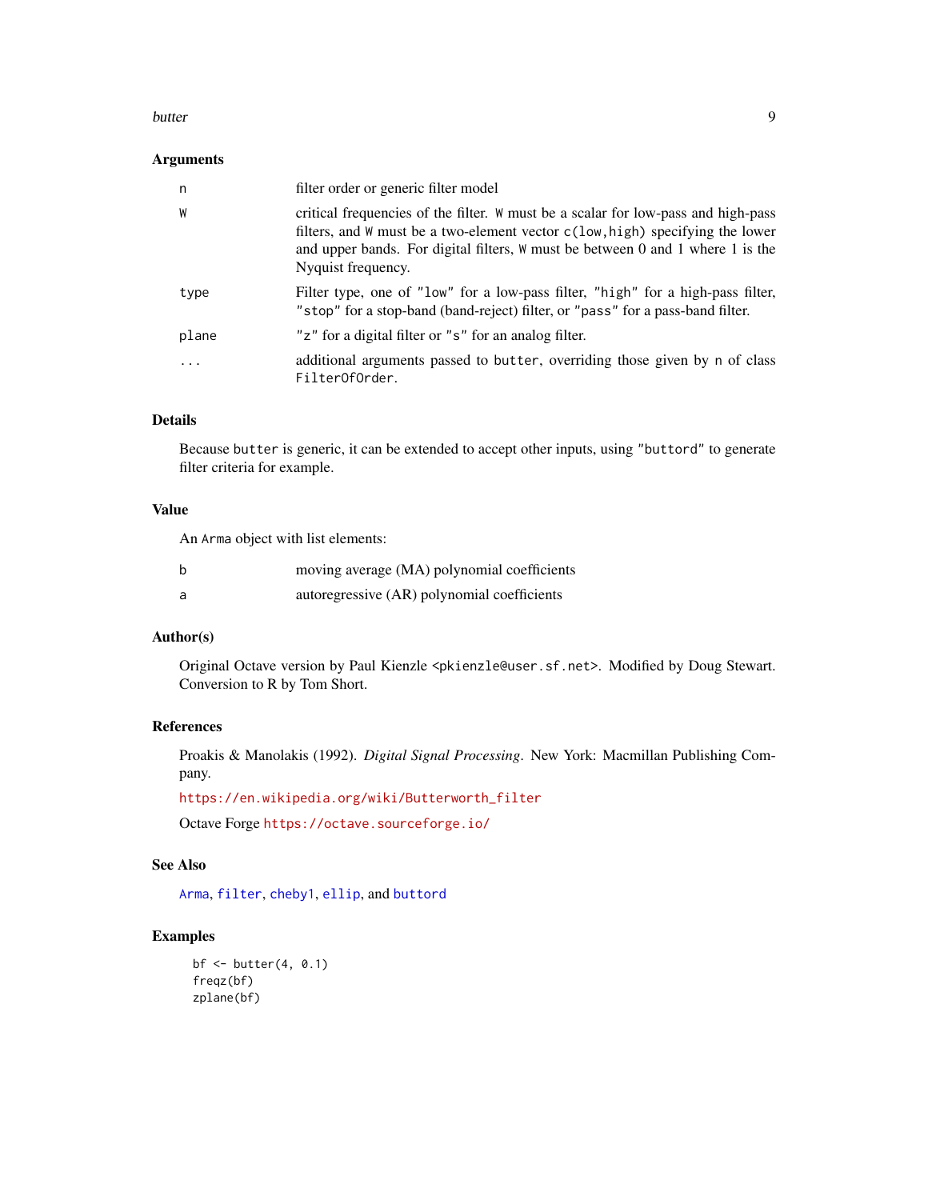### Arguments

| | |
|---|---|
| `n` | filter order or generic filter model |
| `W` | critical frequencies of the filter. `W` must be a scalar for low-pass and high-pass filters, and `W` must be a two-element vector `c(low,high)` specifying the lower and upper bands. For digital filters, `W` must be between 0 and 1 where 1 is the Nyquist frequency. |
| `type` | Filter type, one of `"low"` for a low-pass filter, `"high"` for a high-pass filter, `"stop"` for a stop-band (band-reject) filter, or `"pass"` for a pass-band filter. |
| `plane` | `"z"` for a digital filter or `"s"` for an analog filter. |
| `...` | additional arguments passed to `butter`, overriding those given by `n` of class `FilterOfOrder`. |

### Details

Because `butter` is generic, it can be extended to accept other inputs, using `"buttord"` to generate filter criteria for example.

### Value

An `Arma` object with list elements:

| | |
|---|---|
| `b` | moving average (MA) polynomial coefficients |
| `a` | autoregressive (AR) polynomial coefficients |

### Author(s)

Original Octave version by Paul Kienzle <pkienzle@user.sf.net>. Modified by Doug Stewart. Conversion to R by Tom Short.

### References

Proakis & Manolakis (1992). *Digital Signal Processing*. New York: Macmillan Publishing Company.

https://en.wikipedia.org/wiki/Butterworth_filter

Octave Forge https://octave.sourceforge.io/

### See Also

`Arma`, `filter`, `cheby1`, `ellip`, and `buttord`

### Examples

```
bf <- butter(4, 0.1)
freqz(bf)
zplane(bf)
```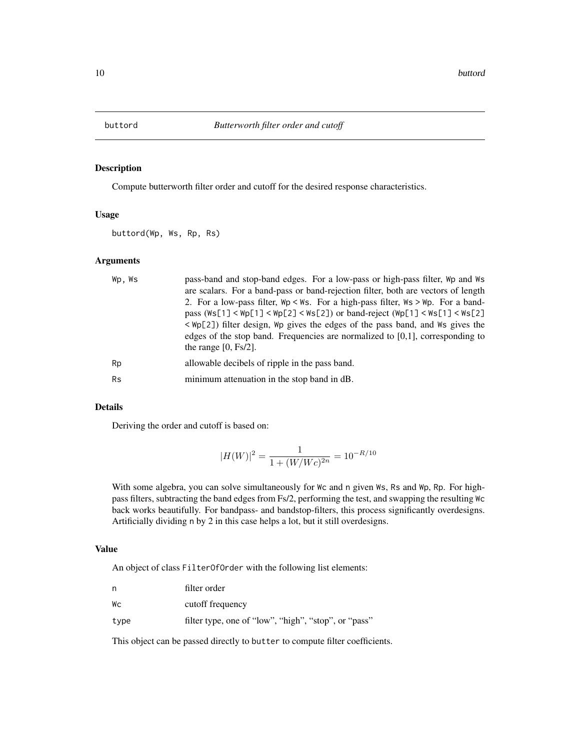# buttord — *Butterworth filter order and cutoff*

## Description

Compute butterworth filter order and cutoff for the desired response characteristics.

## Usage

```
buttord(Wp, Ws, Rp, Rs)
```

## Arguments

| | |
|---|---|
| Wp, Ws | pass-band and stop-band edges. For a low-pass or high-pass filter, Wp and Ws are scalars. For a band-pass or band-rejection filter, both are vectors of length 2. For a low-pass filter, Wp < Ws. For a high-pass filter, Ws > Wp. For a band-pass (Ws[1] < Wp[1] < Wp[2] < Ws[2]) or band-reject (Wp[1] < Ws[1] < Ws[2] < Wp[2]) filter design, Wp gives the edges of the pass band, and Ws gives the edges of the stop band. Frequencies are normalized to [0,1], corresponding to the range [0, Fs/2]. |
| Rp | allowable decibels of ripple in the pass band. |
| Rs | minimum attenuation in the stop band in dB. |

## Details

Deriving the order and cutoff is based on:

$$|H(W)|^2 = \frac{1}{1 + (W/Wc)^{2n}} = 10^{-R/10}$$

With some algebra, you can solve simultaneously for Wc and n given Ws, Rs and Wp, Rp. For high-pass filters, subtracting the band edges from Fs/2, performing the test, and swapping the resulting Wc back works beautifully. For bandpass- and bandstop-filters, this process significantly overdesigns. Artificially dividing n by 2 in this case helps a lot, but it still overdesigns.

## Value

An object of class FilterOfOrder with the following list elements:

| | |
|---|---|
| n | filter order |
| Wc | cutoff frequency |
| type | filter type, one of "low", "high", "stop", or "pass" |

This object can be passed directly to butter to compute filter coefficients.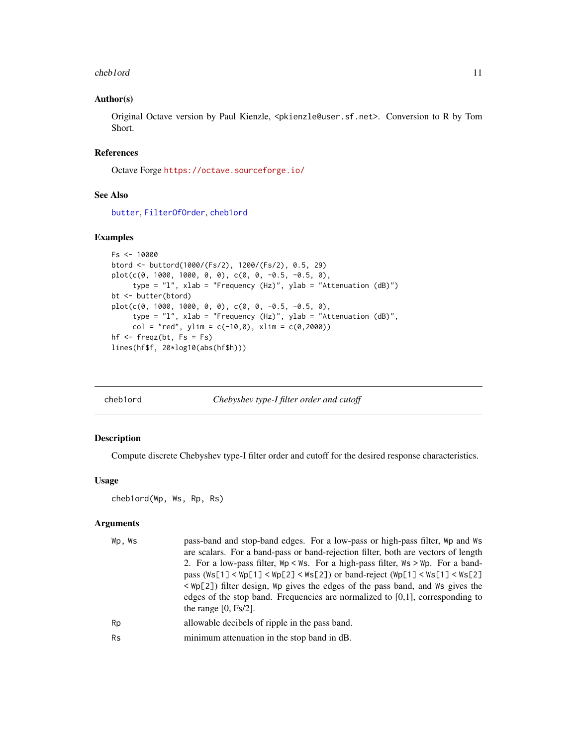### Author(s)

Original Octave version by Paul Kienzle, <pkienzle@user.sf.net>. Conversion to R by Tom Short.

### References

Octave Forge https://octave.sourceforge.io/

### See Also

butter, FilterOfOrder, cheb1ord

### Examples

```
Fs <- 10000
btord <- buttord(1000/(Fs/2), 1200/(Fs/2), 0.5, 29)
plot(c(0, 1000, 1000, 0, 0), c(0, 0, -0.5, -0.5, 0),
     type = "l", xlab = "Frequency (Hz)", ylab = "Attenuation (dB)")
bt <- butter(btord)
plot(c(0, 1000, 1000, 0, 0), c(0, 0, -0.5, -0.5, 0),
     type = "l", xlab = "Frequency (Hz)", ylab = "Attenuation (dB)",
     col = "red", ylim = c(-10,0), xlim = c(0,2000))
hf <- freqz(bt, Fs = Fs)
lines(hf$f, 20*log10(abs(hf$h)))
```

---

## cheb1ord — *Chebyshev type-I filter order and cutoff*

### Description

Compute discrete Chebyshev type-I filter order and cutoff for the desired response characteristics.

### Usage

```
cheb1ord(Wp, Ws, Rp, Rs)
```

### Arguments

| | |
|---|---|
| Wp, Ws | pass-band and stop-band edges. For a low-pass or high-pass filter, Wp and Ws are scalars. For a band-pass or band-rejection filter, both are vectors of length 2. For a low-pass filter, Wp < Ws. For a high-pass filter, Ws > Wp. For a band-pass (Ws[1] < Wp[1] < Wp[2] < Ws[2]) or band-reject (Wp[1] < Ws[1] < Ws[2] < Wp[2]) filter design, Wp gives the edges of the pass band, and Ws gives the edges of the stop band. Frequencies are normalized to [0,1], corresponding to the range [0, Fs/2]. |
| Rp | allowable decibels of ripple in the pass band. |
| Rs | minimum attenuation in the stop band in dB. |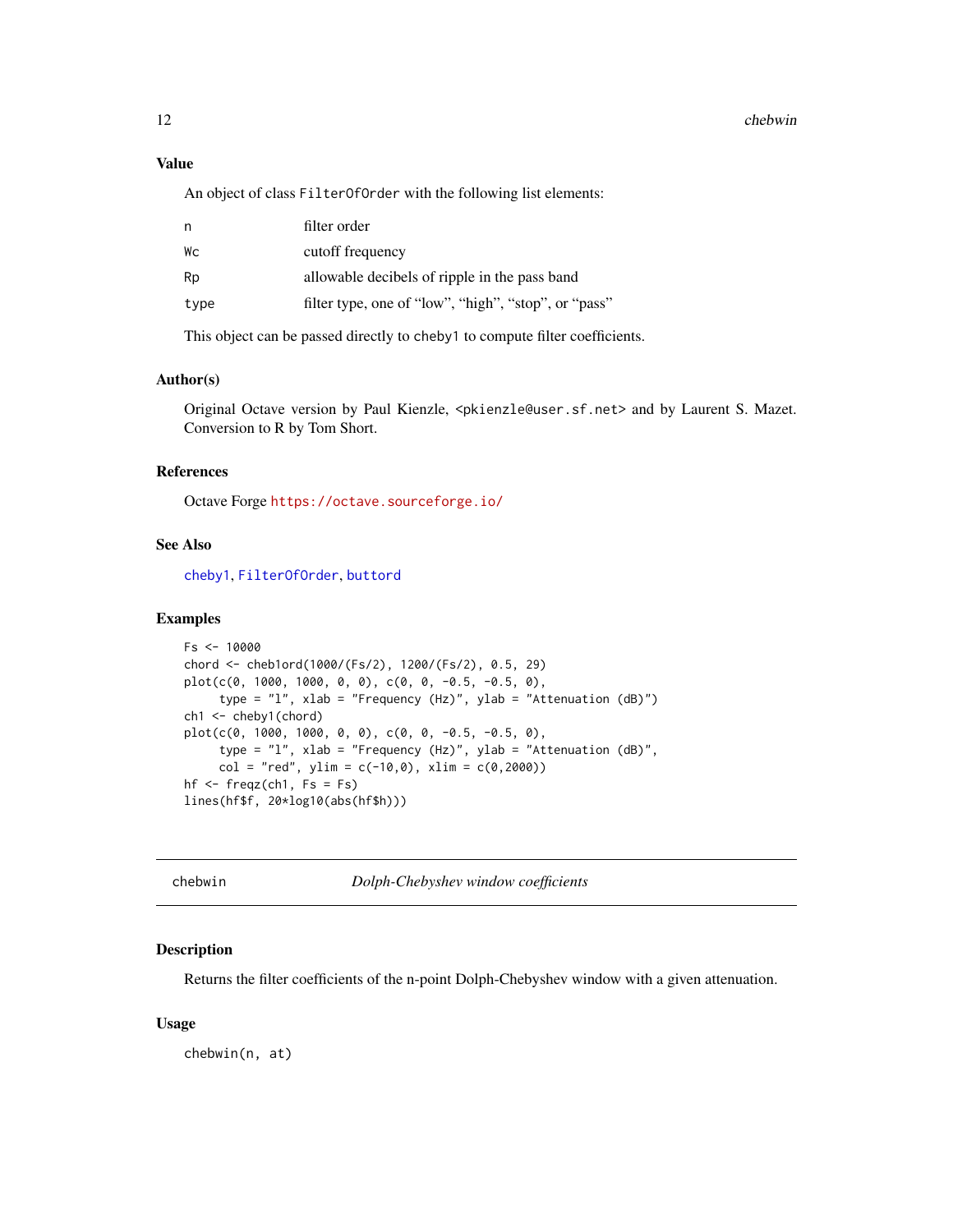## Value

An object of class `FilterOfOrder` with the following list elements:

| | |
|---|---|
| n | filter order |
| Wc | cutoff frequency |
| Rp | allowable decibels of ripple in the pass band |
| type | filter type, one of "low", "high", "stop", or "pass" |

This object can be passed directly to `cheby1` to compute filter coefficients.

## Author(s)

Original Octave version by Paul Kienzle, <pkienzle@user.sf.net> and by Laurent S. Mazet. Conversion to R by Tom Short.

## References

Octave Forge https://octave.sourceforge.io/

## See Also

cheby1, FilterOfOrder, buttord

## Examples

```
Fs <- 10000
chord <- cheb1ord(1000/(Fs/2), 1200/(Fs/2), 0.5, 29)
plot(c(0, 1000, 1000, 0, 0), c(0, 0, -0.5, -0.5, 0),
     type = "l", xlab = "Frequency (Hz)", ylab = "Attenuation (dB)")
ch1 <- cheby1(chord)
plot(c(0, 1000, 1000, 0, 0), c(0, 0, -0.5, -0.5, 0),
     type = "l", xlab = "Frequency (Hz)", ylab = "Attenuation (dB)",
     col = "red", ylim = c(-10,0), xlim = c(0,2000))
hf <- freqz(ch1, Fs = Fs)
lines(hf$f, 20*log10(abs(hf$h)))
```

---

# chebwin — *Dolph-Chebyshev window coefficients*

## Description

Returns the filter coefficients of the n-point Dolph-Chebyshev window with a given attenuation.

## Usage

```
chebwin(n, at)
```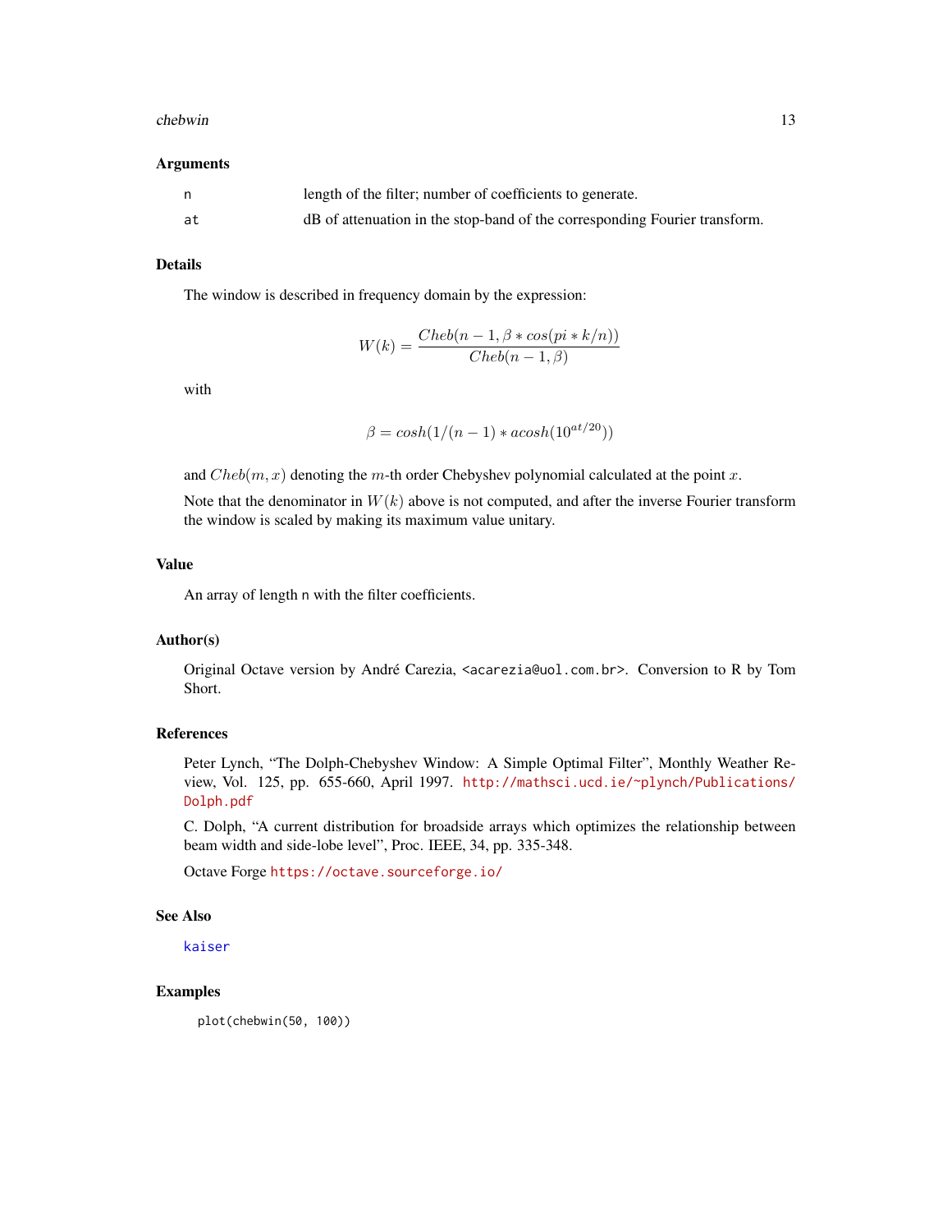## Arguments

| | |
|---|---|
| n | length of the filter; number of coefficients to generate. |
| at | dB of attenuation in the stop-band of the corresponding Fourier transform. |

## Details

The window is described in frequency domain by the expression:

$$W(k) = \frac{Cheb(n-1, \beta * cos(pi * k/n))}{Cheb(n-1, \beta)}$$

with

$$\beta = cosh(1/(n-1) * acosh(10^{at/20}))$$

and $Cheb(m, x)$ denoting the $m$-th order Chebyshev polynomial calculated at the point $x$.

Note that the denominator in $W(k)$ above is not computed, and after the inverse Fourier transform the window is scaled by making its maximum value unitary.

## Value

An array of length n with the filter coefficients.

## Author(s)

Original Octave version by André Carezia, <acarezia@uol.com.br>. Conversion to R by Tom Short.

## References

Peter Lynch, "The Dolph-Chebyshev Window: A Simple Optimal Filter", Monthly Weather Review, Vol. 125, pp. 655-660, April 1997. http://mathsci.ucd.ie/~plynch/Publications/Dolph.pdf

C. Dolph, "A current distribution for broadside arrays which optimizes the relationship between beam width and side-lobe level", Proc. IEEE, 34, pp. 335-348.

Octave Forge https://octave.sourceforge.io/

## See Also

kaiser

## Examples

```
plot(chebwin(50, 100))
```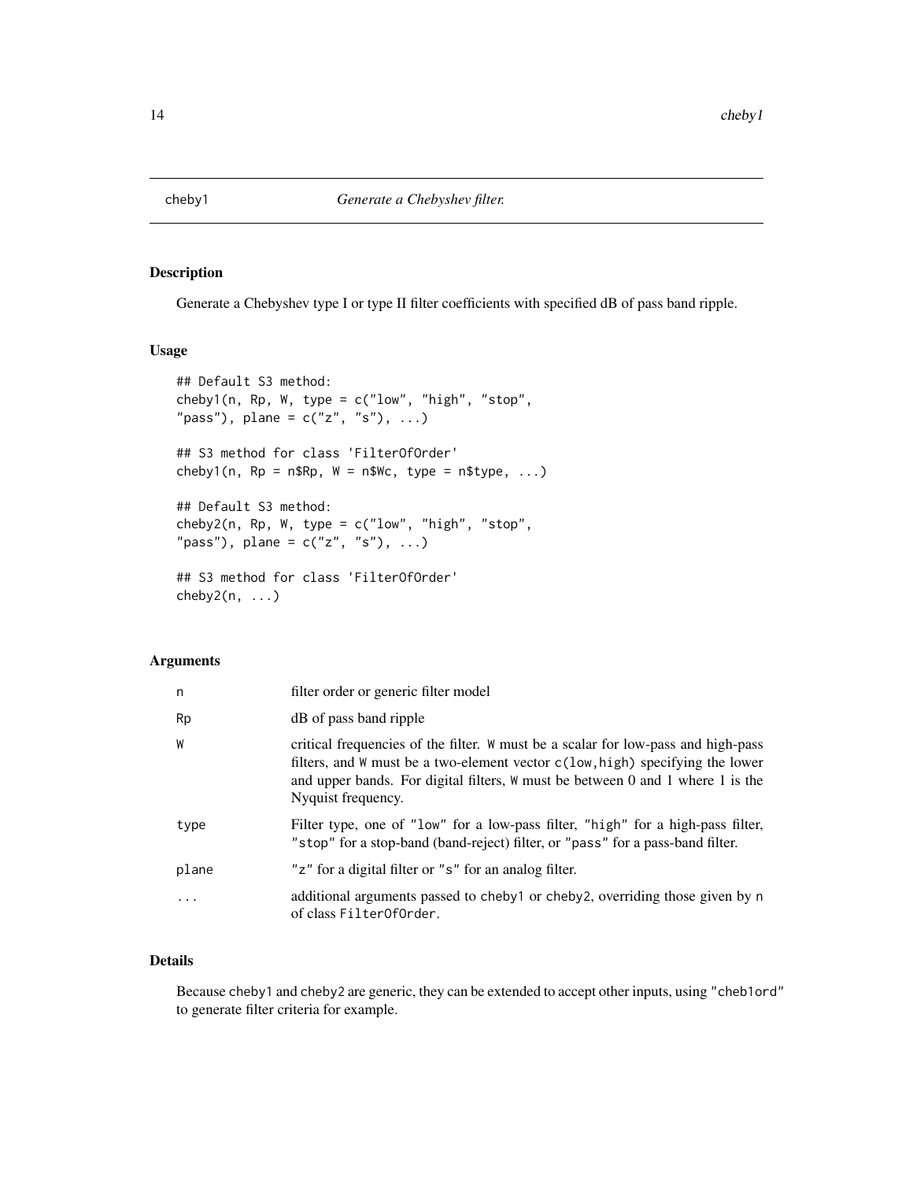cheby1 *Generate a Chebyshev filter.*

## Description

Generate a Chebyshev type I or type II filter coefficients with specified dB of pass band ripple.

## Usage

```
## Default S3 method:
cheby1(n, Rp, W, type = c("low", "high", "stop",
"pass"), plane = c("z", "s"), ...)

## S3 method for class 'FilterOfOrder'
cheby1(n, Rp = n$Rp, W = n$Wc, type = n$type, ...)

## Default S3 method:
cheby2(n, Rp, W, type = c("low", "high", "stop",
"pass"), plane = c("z", "s"), ...)

## S3 method for class 'FilterOfOrder'
cheby2(n, ...)
```

## Arguments

| | |
|---|---|
| n | filter order or generic filter model |
| Rp | dB of pass band ripple |
| W | critical frequencies of the filter. W must be a scalar for low-pass and high-pass filters, and W must be a two-element vector c(low,high) specifying the lower and upper bands. For digital filters, W must be between 0 and 1 where 1 is the Nyquist frequency. |
| type | Filter type, one of "low" for a low-pass filter, "high" for a high-pass filter, "stop" for a stop-band (band-reject) filter, or "pass" for a pass-band filter. |
| plane | "z" for a digital filter or "s" for an analog filter. |
| ... | additional arguments passed to cheby1 or cheby2, overriding those given by n of class FilterOfOrder. |

## Details

Because cheby1 and cheby2 are generic, they can be extended to accept other inputs, using "cheb1ord" to generate filter criteria for example.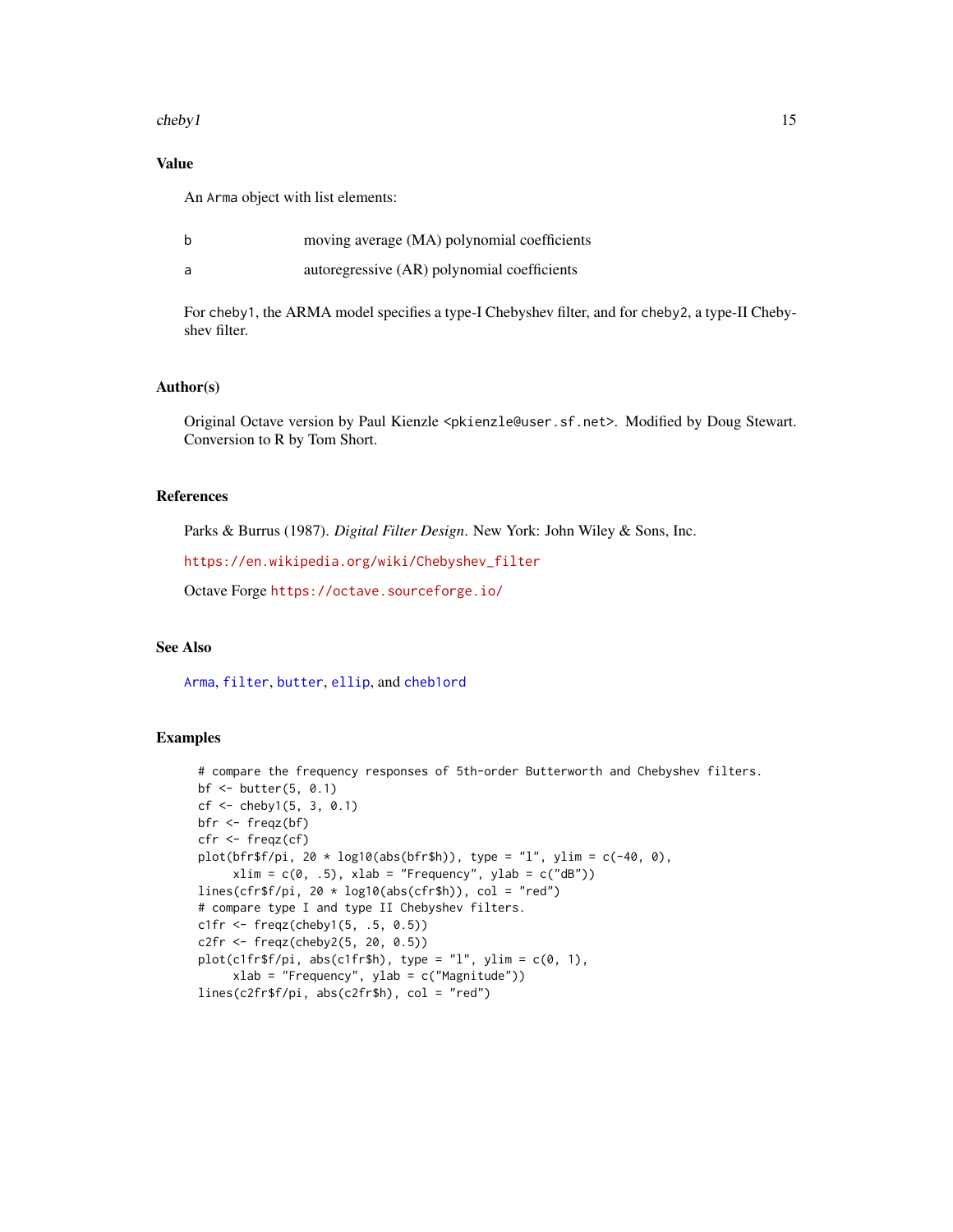### Value

An `Arma` object with list elements:

| | |
|---|---|
| b | moving average (MA) polynomial coefficients |
| a | autoregressive (AR) polynomial coefficients |

For cheby1, the ARMA model specifies a type-I Chebyshev filter, and for cheby2, a type-II Chebyshev filter.

### Author(s)

Original Octave version by Paul Kienzle <pkienzle@user.sf.net>. Modified by Doug Stewart. Conversion to R by Tom Short.

### References

Parks & Burrus (1987). *Digital Filter Design*. New York: John Wiley & Sons, Inc.

https://en.wikipedia.org/wiki/Chebyshev_filter

Octave Forge https://octave.sourceforge.io/

### See Also

`Arma`, `filter`, `butter`, `ellip`, and `cheb1ord`

### Examples

```
# compare the frequency responses of 5th-order Butterworth and Chebyshev filters.
bf <- butter(5, 0.1)
cf <- cheby1(5, 3, 0.1)
bfr <- freqz(bf)
cfr <- freqz(cf)
plot(bfr$f/pi, 20 * log10(abs(bfr$h)), type = "l", ylim = c(-40, 0),
     xlim = c(0, .5), xlab = "Frequency", ylab = c("dB"))
lines(cfr$f/pi, 20 * log10(abs(cfr$h)), col = "red")
# compare type I and type II Chebyshev filters.
c1fr <- freqz(cheby1(5, .5, 0.5))
c2fr <- freqz(cheby2(5, 20, 0.5))
plot(c1fr$f/pi, abs(c1fr$h), type = "l", ylim = c(0, 1),
     xlab = "Frequency", ylab = c("Magnitude"))
lines(c2fr$f/pi, abs(c2fr$h), col = "red")
```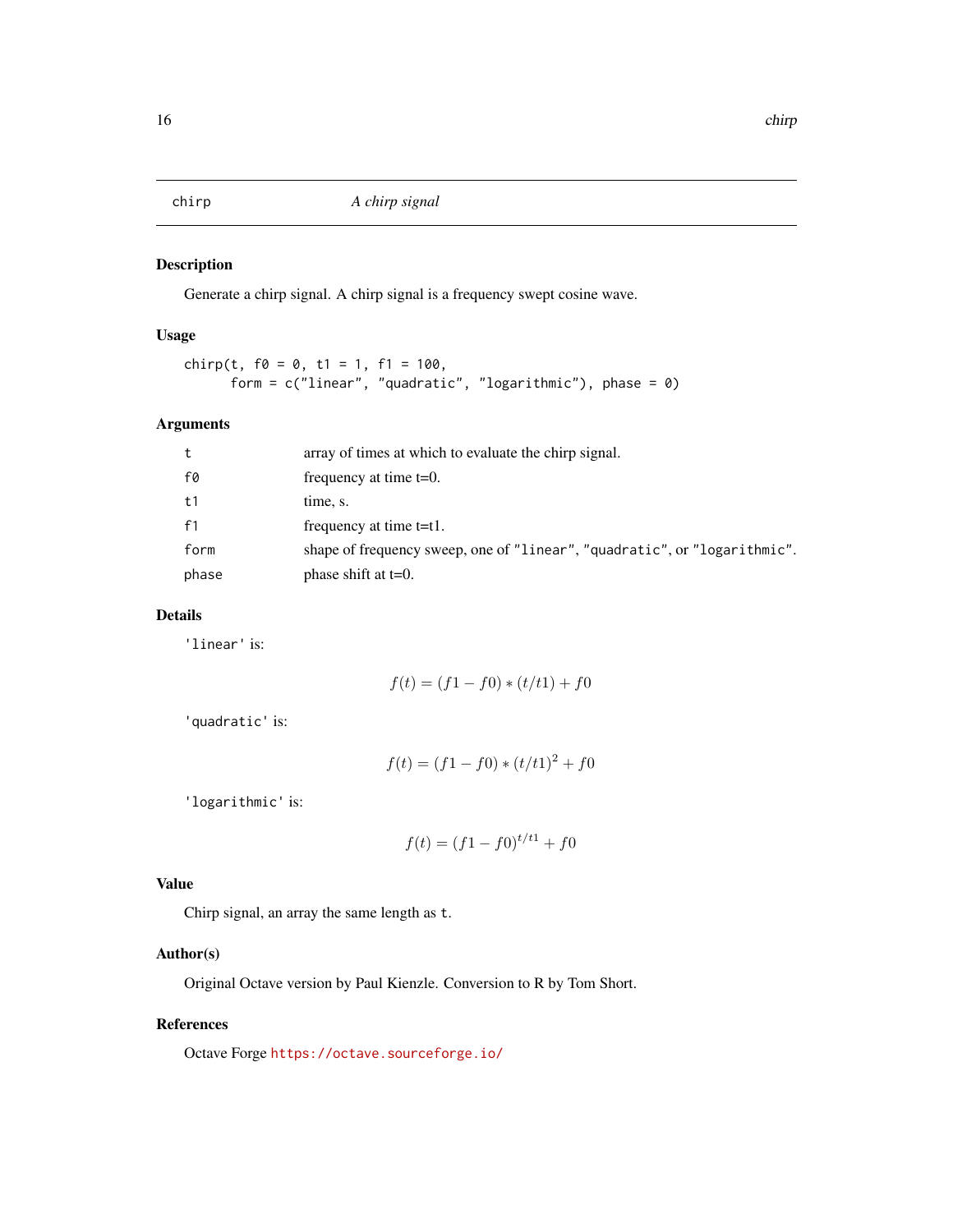# chirp — A chirp signal

## Description

Generate a chirp signal. A chirp signal is a frequency swept cosine wave.

## Usage

```
chirp(t, f0 = 0, t1 = 1, f1 = 100,
      form = c("linear", "quadratic", "logarithmic"), phase = 0)
```

## Arguments

| | |
|---|---|
| `t` | array of times at which to evaluate the chirp signal. |
| `f0` | frequency at time t=0. |
| `t1` | time, s. |
| `f1` | frequency at time t=t1. |
| `form` | shape of frequency sweep, one of `"linear"`, `"quadratic"`, or `"logarithmic"`. |
| `phase` | phase shift at t=0. |

## Details

`'linear'` is:

$$f(t) = (f1 - f0) * (t/t1) + f0$$

`'quadratic'` is:

$$f(t) = (f1 - f0) * (t/t1)^2 + f0$$

`'logarithmic'` is:

$$f(t) = (f1 - f0)^{t/t1} + f0$$

## Value

Chirp signal, an array the same length as `t`.

## Author(s)

Original Octave version by Paul Kienzle. Conversion to R by Tom Short.

## References

Octave Forge https://octave.sourceforge.io/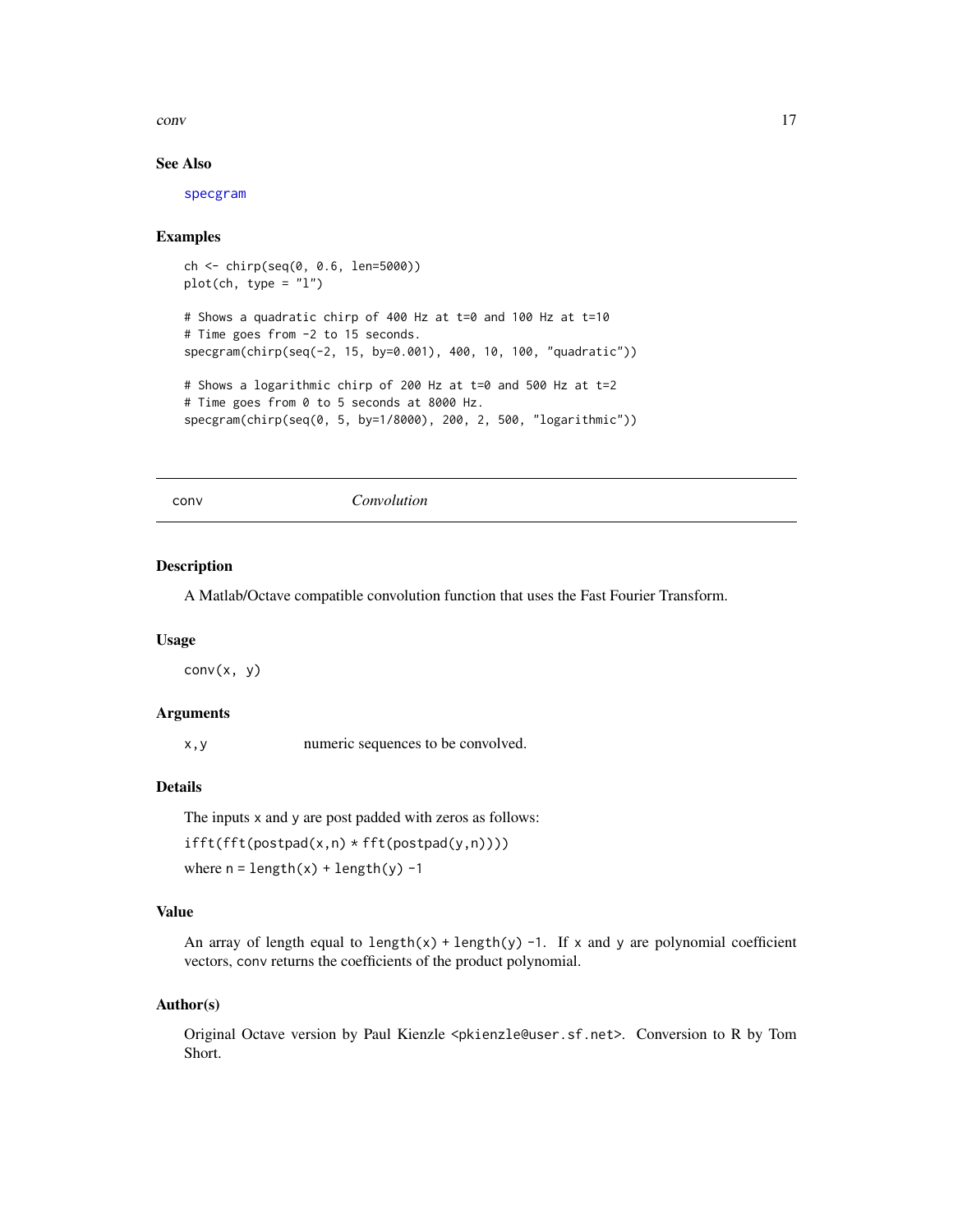### See Also

specgram

### Examples

```
ch <- chirp(seq(0, 0.6, len=5000))
plot(ch, type = "l")

# Shows a quadratic chirp of 400 Hz at t=0 and 100 Hz at t=10
# Time goes from -2 to 15 seconds.
specgram(chirp(seq(-2, 15, by=0.001), 400, 10, 100, "quadratic"))

# Shows a logarithmic chirp of 200 Hz at t=0 and 500 Hz at t=2
# Time goes from 0 to 5 seconds at 8000 Hz.
specgram(chirp(seq(0, 5, by=1/8000), 200, 2, 500, "logarithmic"))
```

---

## conv — *Convolution*

### Description

A Matlab/Octave compatible convolution function that uses the Fast Fourier Transform.

### Usage

```
conv(x, y)
```

### Arguments

| | |
|---|---|
| x,y | numeric sequences to be convolved. |

### Details

The inputs x and y are post padded with zeros as follows:

`ifft(fft(postpad(x,n) * fft(postpad(y,n))))`

where n = `length(x) + length(y) -1`

### Value

An array of length equal to `length(x) + length(y) -1`. If x and y are polynomial coefficient vectors, conv returns the coefficients of the product polynomial.

### Author(s)

Original Octave version by Paul Kienzle <pkienzle@user.sf.net>. Conversion to R by Tom Short.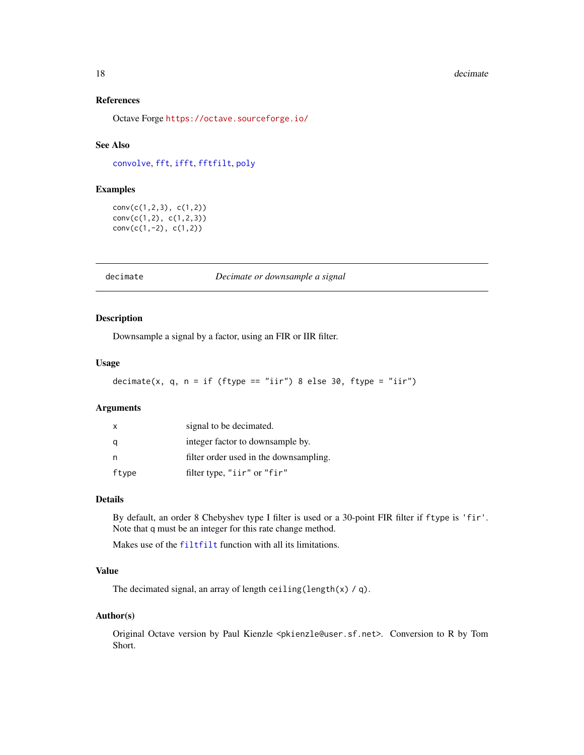### References

Octave Forge https://octave.sourceforge.io/

### See Also

convolve, fft, ifft, fftfilt, poly

### Examples

```
conv(c(1,2,3), c(1,2))
conv(c(1,2), c(1,2,3))
conv(c(1,-2), c(1,2))
```

---

## decimate — *Decimate or downsample a signal*

---

### Description

Downsample a signal by a factor, using an FIR or IIR filter.

### Usage

```
decimate(x, q, n = if (ftype == "iir") 8 else 30, ftype = "iir")
```

### Arguments

| | |
|---|---|
| x | signal to be decimated. |
| q | integer factor to downsample by. |
| n | filter order used in the downsampling. |
| ftype | filter type, "iir" or "fir" |

### Details

By default, an order 8 Chebyshev type I filter is used or a 30-point FIR filter if ftype is 'fir'. Note that q must be an integer for this rate change method.

Makes use of the filtfilt function with all its limitations.

### Value

The decimated signal, an array of length ceiling(length(x) / q).

### Author(s)

Original Octave version by Paul Kienzle <pkienzle@user.sf.net>. Conversion to R by Tom Short.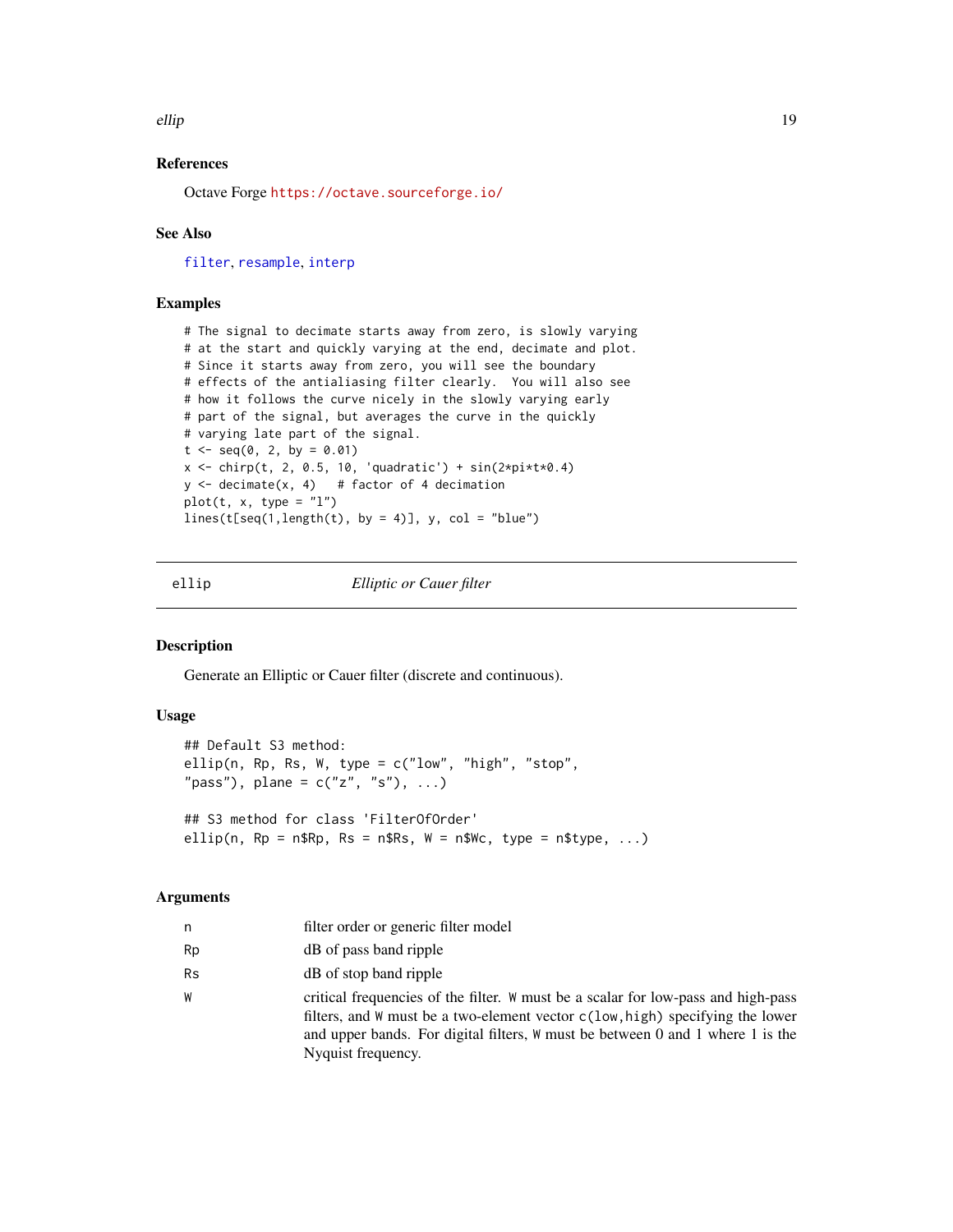### References

Octave Forge https://octave.sourceforge.io/

### See Also

filter, resample, interp

### Examples

```
# The signal to decimate starts away from zero, is slowly varying
# at the start and quickly varying at the end, decimate and plot.
# Since it starts away from zero, you will see the boundary
# effects of the antialiasing filter clearly.  You will also see
# how it follows the curve nicely in the slowly varying early
# part of the signal, but averages the curve in the quickly
# varying late part of the signal.
t <- seq(0, 2, by = 0.01)
x <- chirp(t, 2, 0.5, 10, 'quadratic') + sin(2*pi*t*0.4)
y <- decimate(x, 4)   # factor of 4 decimation
plot(t, x, type = "l")
lines(t[seq(1,length(t), by = 4)], y, col = "blue")
```

---

## ellip — *Elliptic or Cauer filter*

### Description

Generate an Elliptic or Cauer filter (discrete and continuous).

### Usage

```
## Default S3 method:
ellip(n, Rp, Rs, W, type = c("low", "high", "stop",
"pass"), plane = c("z", "s"), ...)

## S3 method for class 'FilterOfOrder'
ellip(n, Rp = n$Rp, Rs = n$Rs, W = n$Wc, type = n$type, ...)
```

### Arguments

| | |
|---|---|
| n | filter order or generic filter model |
| Rp | dB of pass band ripple |
| Rs | dB of stop band ripple |
| W | critical frequencies of the filter. W must be a scalar for low-pass and high-pass filters, and W must be a two-element vector c(low,high) specifying the lower and upper bands. For digital filters, W must be between 0 and 1 where 1 is the Nyquist frequency. |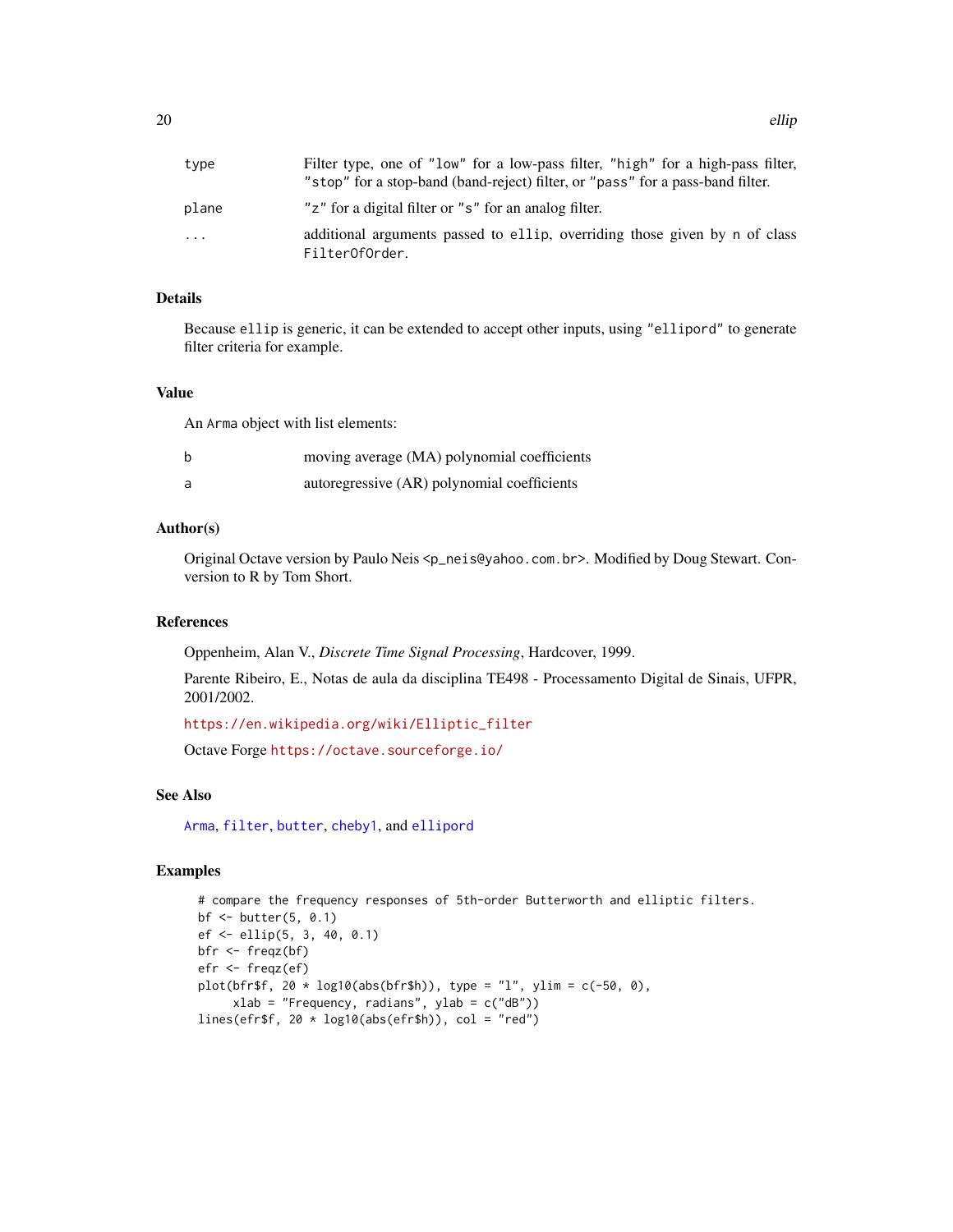| | |
|---|---|
| type | Filter type, one of "low" for a low-pass filter, "high" for a high-pass filter, "stop" for a stop-band (band-reject) filter, or "pass" for a pass-band filter. |
| plane | "z" for a digital filter or "s" for an analog filter. |
| ... | additional arguments passed to ellip, overriding those given by n of class FilterOfOrder. |

## Details

Because ellip is generic, it can be extended to accept other inputs, using "ellipord" to generate filter criteria for example.

## Value

An Arma object with list elements:

| | |
|---|---|
| b | moving average (MA) polynomial coefficients |
| a | autoregressive (AR) polynomial coefficients |

## Author(s)

Original Octave version by Paulo Neis <p_neis@yahoo.com.br>. Modified by Doug Stewart. Conversion to R by Tom Short.

## References

Oppenheim, Alan V., *Discrete Time Signal Processing*, Hardcover, 1999.

Parente Ribeiro, E., Notas de aula da disciplina TE498 - Processamento Digital de Sinais, UFPR, 2001/2002.

https://en.wikipedia.org/wiki/Elliptic_filter

Octave Forge https://octave.sourceforge.io/

## See Also

Arma, filter, butter, cheby1, and ellipord

## Examples

```
# compare the frequency responses of 5th-order Butterworth and elliptic filters.
bf <- butter(5, 0.1)
ef <- ellip(5, 3, 40, 0.1)
bfr <- freqz(bf)
efr <- freqz(ef)
plot(bfr$f, 20 * log10(abs(bfr$h)), type = "l", ylim = c(-50, 0),
     xlab = "Frequency, radians", ylab = c("dB"))
lines(efr$f, 20 * log10(abs(efr$h)), col = "red")
```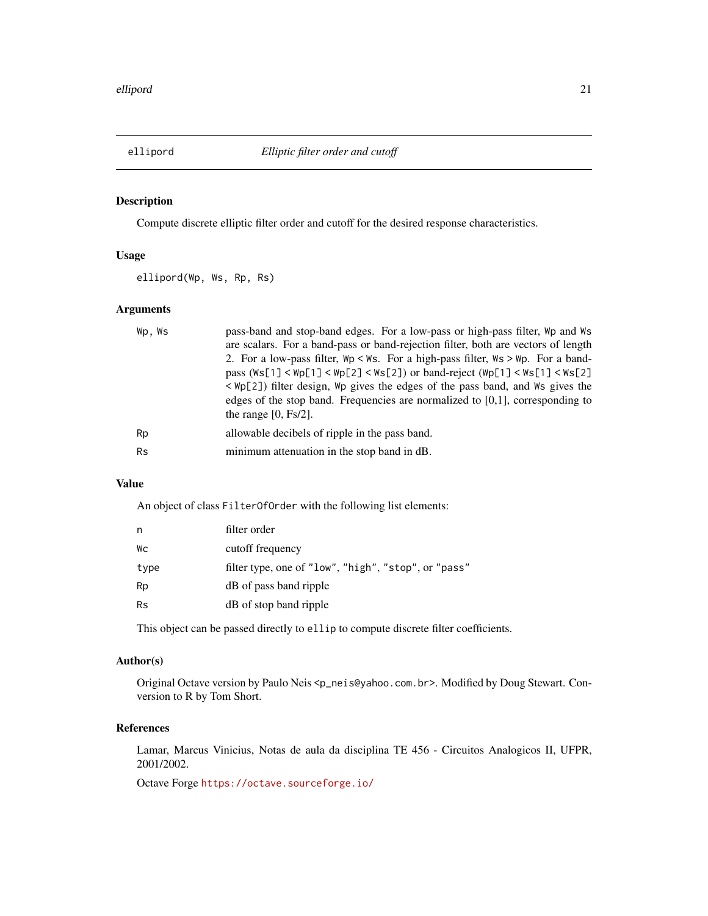# ellipord — *Elliptic filter order and cutoff*

## Description

Compute discrete elliptic filter order and cutoff for the desired response characteristics.

## Usage

```
ellipord(Wp, Ws, Rp, Rs)
```

## Arguments

| | |
|---|---|
| `Wp, Ws` | pass-band and stop-band edges. For a low-pass or high-pass filter, `Wp` and `Ws` are scalars. For a band-pass or band-rejection filter, both are vectors of length 2. For a low-pass filter, `Wp < Ws`. For a high-pass filter, `Ws > Wp`. For a band-pass (`Ws[1] < Wp[1] < Wp[2] < Ws[2]`) or band-reject (`Wp[1] < Ws[1] < Ws[2] < Wp[2]`) filter design, `Wp` gives the edges of the pass band, and `Ws` gives the edges of the stop band. Frequencies are normalized to [0,1], corresponding to the range [0, Fs/2]. |
| `Rp` | allowable decibels of ripple in the pass band. |
| `Rs` | minimum attenuation in the stop band in dB. |

## Value

An object of class `FilterOfOrder` with the following list elements:

| | |
|---|---|
| `n` | filter order |
| `Wc` | cutoff frequency |
| `type` | filter type, one of `"low"`, `"high"`, `"stop"`, or `"pass"` |
| `Rp` | dB of pass band ripple |
| `Rs` | dB of stop band ripple |

This object can be passed directly to `ellip` to compute discrete filter coefficients.

## Author(s)

Original Octave version by Paulo Neis <p_neis@yahoo.com.br>. Modified by Doug Stewart. Conversion to R by Tom Short.

## References

Lamar, Marcus Vinicius, Notas de aula da disciplina TE 456 - Circuitos Analogicos II, UFPR, 2001/2002.

Octave Forge https://octave.sourceforge.io/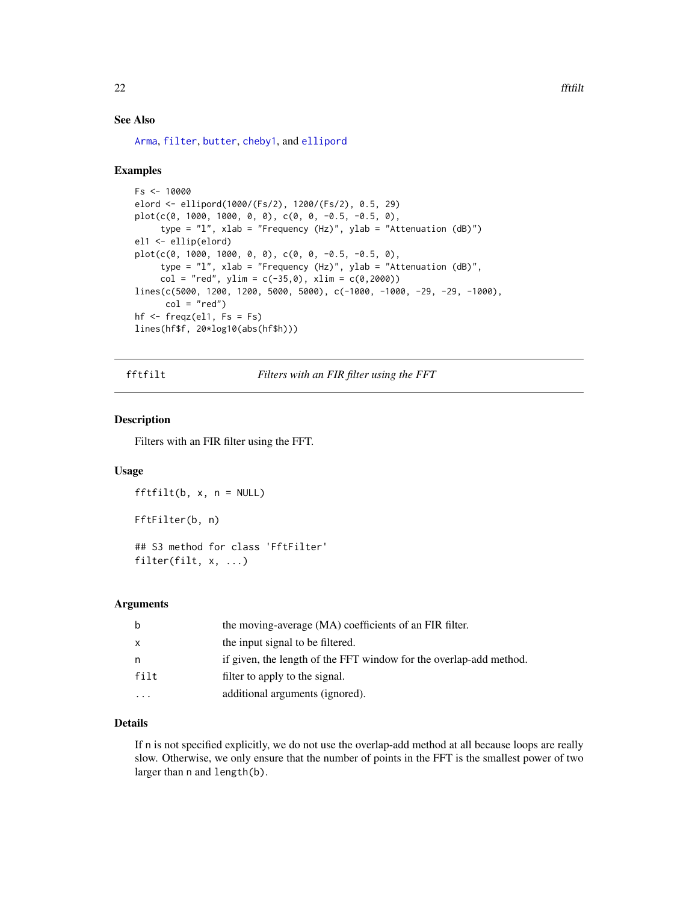## See Also

Arma, filter, butter, cheby1, and ellipord

## Examples

```
Fs <- 10000
elord <- ellipord(1000/(Fs/2), 1200/(Fs/2), 0.5, 29)
plot(c(0, 1000, 1000, 0, 0), c(0, 0, -0.5, -0.5, 0),
     type = "l", xlab = "Frequency (Hz)", ylab = "Attenuation (dB)")
el1 <- ellip(elord)
plot(c(0, 1000, 1000, 0, 0), c(0, 0, -0.5, -0.5, 0),
     type = "l", xlab = "Frequency (Hz)", ylab = "Attenuation (dB)",
     col = "red", ylim = c(-35,0), xlim = c(0,2000))
lines(c(5000, 1200, 1200, 5000, 5000), c(-1000, -1000, -29, -29, -1000),
      col = "red")
hf <- freqz(el1, Fs = Fs)
lines(hf$f, 20*log10(abs(hf$h)))
```

---

# fftfilt — *Filters with an FIR filter using the FFT*

## Description

Filters with an FIR filter using the FFT.

## Usage

```
fftfilt(b, x, n = NULL)

FftFilter(b, n)

## S3 method for class 'FftFilter'
filter(filt, x, ...)
```

## Arguments

| Argument | Description |
|---|---|
| b | the moving-average (MA) coefficients of an FIR filter. |
| x | the input signal to be filtered. |
| n | if given, the length of the FFT window for the overlap-add method. |
| filt | filter to apply to the signal. |
| ... | additional arguments (ignored). |

## Details

If `n` is not specified explicitly, we do not use the overlap-add method at all because loops are really slow. Otherwise, we only ensure that the number of points in the FFT is the smallest power of two larger than `n` and `length(b)`.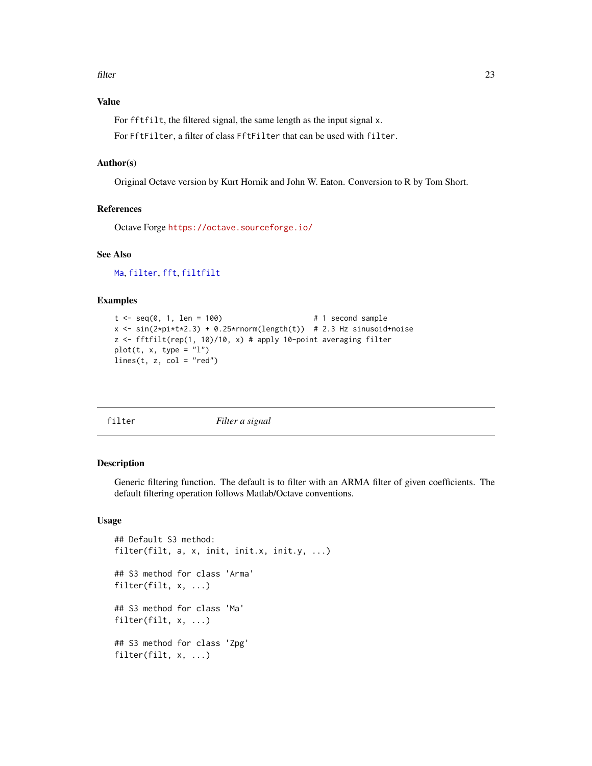### Value

For `fftfilt`, the filtered signal, the same length as the input signal `x`.

For `FftFilter`, a filter of class `FftFilter` that can be used with `filter`.

### Author(s)

Original Octave version by Kurt Hornik and John W. Eaton. Conversion to R by Tom Short.

### References

Octave Forge https://octave.sourceforge.io/

### See Also

`Ma`, `filter`, `fft`, `filtfilt`

### Examples

```
t <- seq(0, 1, len = 100)                     # 1 second sample
x <- sin(2*pi*t*2.3) + 0.25*rnorm(length(t))  # 2.3 Hz sinusoid+noise
z <- fftfilt(rep(1, 10)/10, x) # apply 10-point averaging filter
plot(t, x, type = "l")
lines(t, z, col = "red")
```

---

## filter — *Filter a signal*

---

### Description

Generic filtering function. The default is to filter with an ARMA filter of given coefficients. The default filtering operation follows Matlab/Octave conventions.

### Usage

```
## Default S3 method:
filter(filt, a, x, init, init.x, init.y, ...)

## S3 method for class 'Arma'
filter(filt, x, ...)

## S3 method for class 'Ma'
filter(filt, x, ...)

## S3 method for class 'Zpg'
filter(filt, x, ...)
```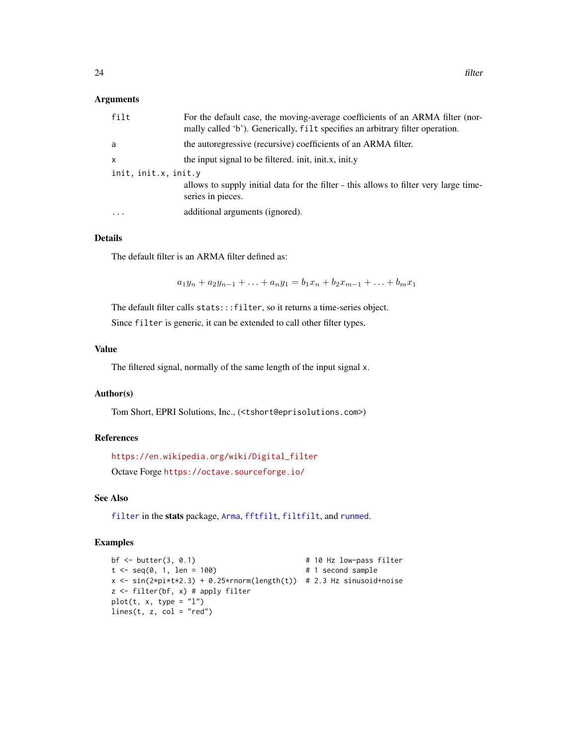### Arguments

| | |
|---|---|
| `filt` | For the default case, the moving-average coefficients of an ARMA filter (normally called 'b'). Generically, `filt` specifies an arbitrary filter operation. |
| `a` | the autoregressive (recursive) coefficients of an ARMA filter. |
| `x` | the input signal to be filtered. init, init.x, init.y |
| `init, init.x, init.y` | allows to supply initial data for the filter - this allows to filter very large time-series in pieces. |
| `...` | additional arguments (ignored). |

### Details

The default filter is an ARMA filter defined as:

$$a_1 y_n + a_2 y_{n-1} + \ldots + a_n y_1 = b_1 x_n + b_2 x_{m-1} + \ldots + b_m x_1$$

The default filter calls `stats:::filter`, so it returns a time-series object.

Since `filter` is generic, it can be extended to call other filter types.

### Value

The filtered signal, normally of the same length of the input signal `x`.

### Author(s)

Tom Short, EPRI Solutions, Inc., (<tshort@eprisolutions.com>)

### References

https://en.wikipedia.org/wiki/Digital_filter

Octave Forge https://octave.sourceforge.io/

### See Also

`filter` in the **stats** package, `Arma`, `fftfilt`, `filtfilt`, and `runmed`.

### Examples

```
bf <- butter(3, 0.1)                          # 10 Hz low-pass filter
t <- seq(0, 1, len = 100)                     # 1 second sample
x <- sin(2*pi*t*2.3) + 0.25*rnorm(length(t))  # 2.3 Hz sinusoid+noise
z <- filter(bf, x) # apply filter
plot(t, x, type = "l")
lines(t, z, col = "red")
```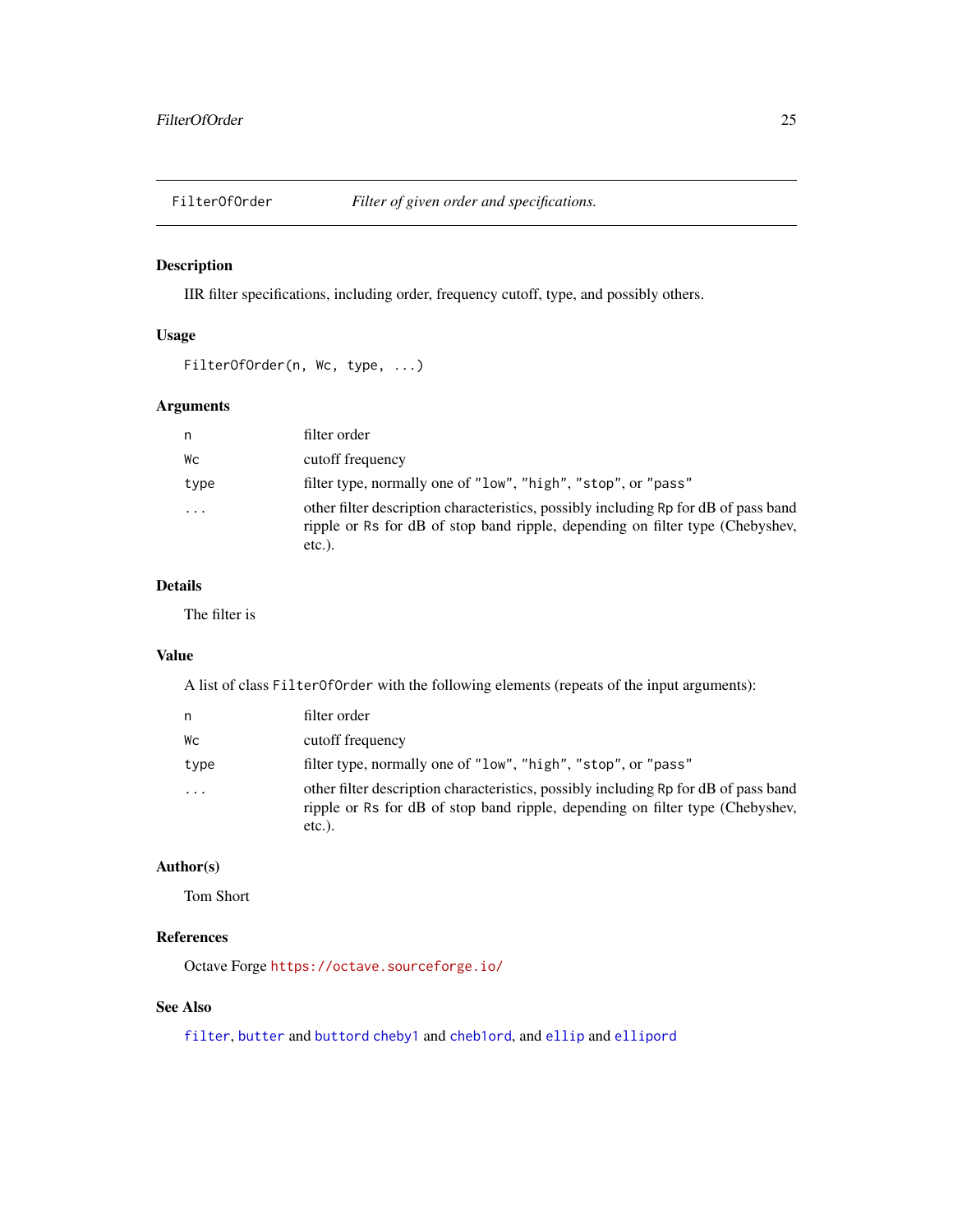## FilterOfOrder — *Filter of given order and specifications.*

### Description

IIR filter specifications, including order, frequency cutoff, type, and possibly others.

### Usage

```
FilterOfOrder(n, Wc, type, ...)
```

### Arguments

| | |
|---|---|
| `n` | filter order |
| `Wc` | cutoff frequency |
| `type` | filter type, normally one of `"low"`, `"high"`, `"stop"`, or `"pass"` |
| `...` | other filter description characteristics, possibly including `Rp` for dB of pass band ripple or `Rs` for dB of stop band ripple, depending on filter type (Chebyshev, etc.). |

### Details

The filter is

### Value

A list of class `FilterOfOrder` with the following elements (repeats of the input arguments):

| | |
|---|---|
| `n` | filter order |
| `Wc` | cutoff frequency |
| `type` | filter type, normally one of `"low"`, `"high"`, `"stop"`, or `"pass"` |
| `...` | other filter description characteristics, possibly including `Rp` for dB of pass band ripple or `Rs` for dB of stop band ripple, depending on filter type (Chebyshev, etc.). |

### Author(s)

Tom Short

### References

Octave Forge https://octave.sourceforge.io/

### See Also

`filter`, `butter` and `buttord` `cheby1` and `cheb1ord`, and `ellip` and `ellipord`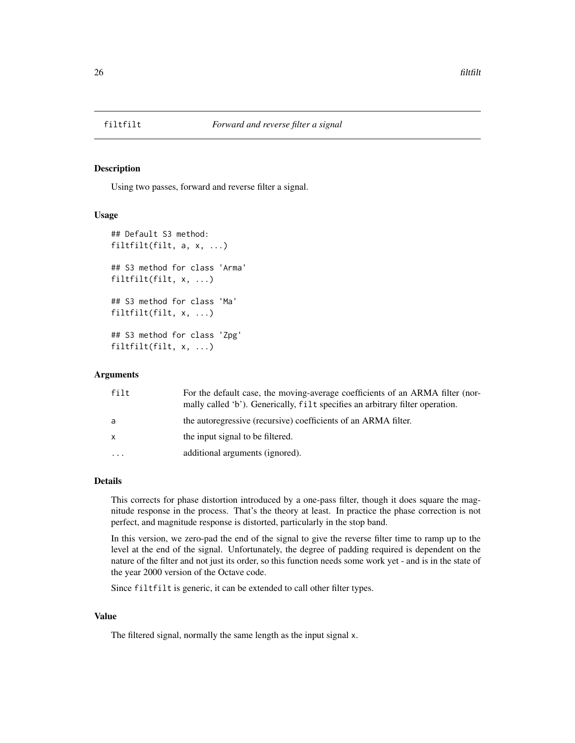# filtfilt

*Forward and reverse filter a signal*

## Description

Using two passes, forward and reverse filter a signal.

## Usage

```
## Default S3 method:
filtfilt(filt, a, x, ...)

## S3 method for class 'Arma'
filtfilt(filt, x, ...)

## S3 method for class 'Ma'
filtfilt(filt, x, ...)

## S3 method for class 'Zpg'
filtfilt(filt, x, ...)
```

## Arguments

| | |
|---|---|
| `filt` | For the default case, the moving-average coefficients of an ARMA filter (normally called 'b'). Generically, `filt` specifies an arbitrary filter operation. |
| `a` | the autoregressive (recursive) coefficients of an ARMA filter. |
| `x` | the input signal to be filtered. |
| `...` | additional arguments (ignored). |

## Details

This corrects for phase distortion introduced by a one-pass filter, though it does square the magnitude response in the process. That's the theory at least. In practice the phase correction is not perfect, and magnitude response is distorted, particularly in the stop band.

In this version, we zero-pad the end of the signal to give the reverse filter time to ramp up to the level at the end of the signal. Unfortunately, the degree of padding required is dependent on the nature of the filter and not just its order, so this function needs some work yet - and is in the state of the year 2000 version of the Octave code.

Since `filtfilt` is generic, it can be extended to call other filter types.

## Value

The filtered signal, normally the same length as the input signal `x`.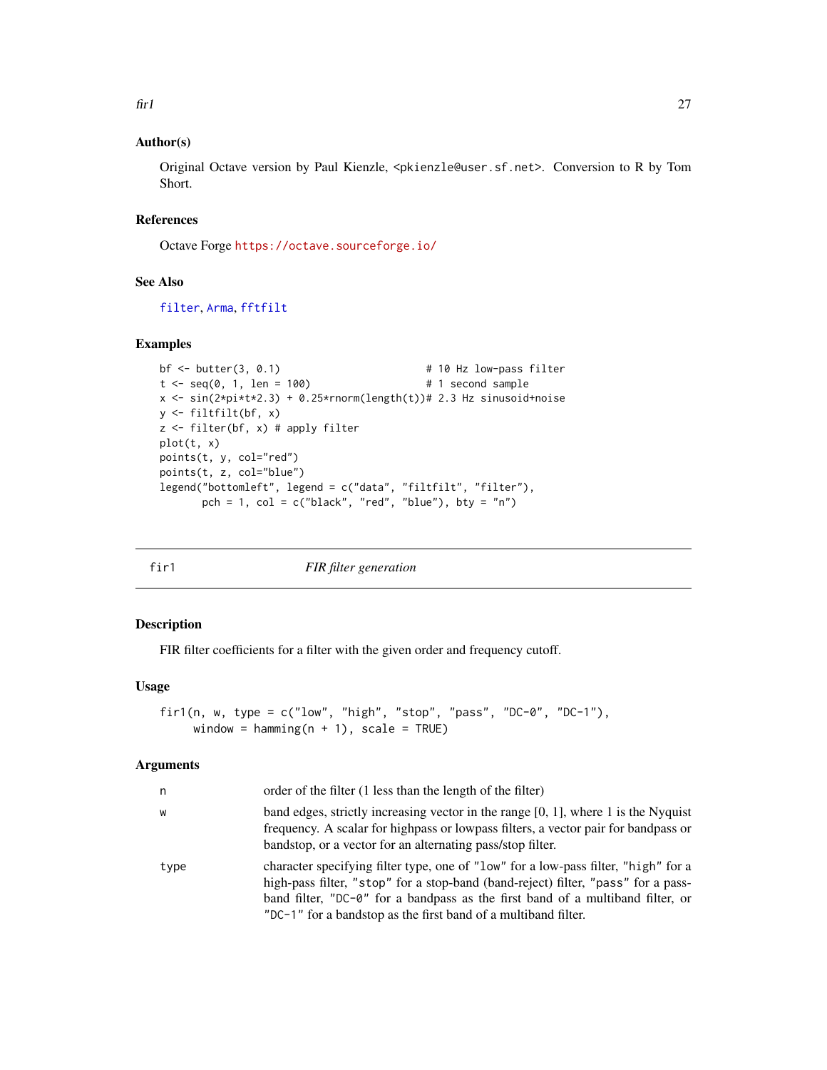### Author(s)

Original Octave version by Paul Kienzle, <pkienzle@user.sf.net>. Conversion to R by Tom Short.

### References

Octave Forge https://octave.sourceforge.io/

### See Also

filter, Arma, fftfilt

### Examples

```
bf <- butter(3, 0.1)                         # 10 Hz low-pass filter
t <- seq(0, 1, len = 100)                    # 1 second sample
x <- sin(2*pi*t*2.3) + 0.25*rnorm(length(t))# 2.3 Hz sinusoid+noise
y <- filtfilt(bf, x)
z <- filter(bf, x) # apply filter
plot(t, x)
points(t, y, col="red")
points(t, z, col="blue")
legend("bottomleft", legend = c("data", "filtfilt", "filter"),
       pch = 1, col = c("black", "red", "blue"), bty = "n")
```

---

## fir1 *FIR filter generation*

### Description

FIR filter coefficients for a filter with the given order and frequency cutoff.

### Usage

```
fir1(n, w, type = c("low", "high", "stop", "pass", "DC-0", "DC-1"),
     window = hamming(n + 1), scale = TRUE)
```

### Arguments

| | |
|---|---|
| n | order of the filter (1 less than the length of the filter) |
| w | band edges, strictly increasing vector in the range [0, 1], where 1 is the Nyquist frequency. A scalar for highpass or lowpass filters, a vector pair for bandpass or bandstop, or a vector for an alternating pass/stop filter. |
| type | character specifying filter type, one of "low" for a low-pass filter, "high" for a high-pass filter, "stop" for a stop-band (band-reject) filter, "pass" for a pass-band filter, "DC-0" for a bandpass as the first band of a multiband filter, or "DC-1" for a bandstop as the first band of a multiband filter. |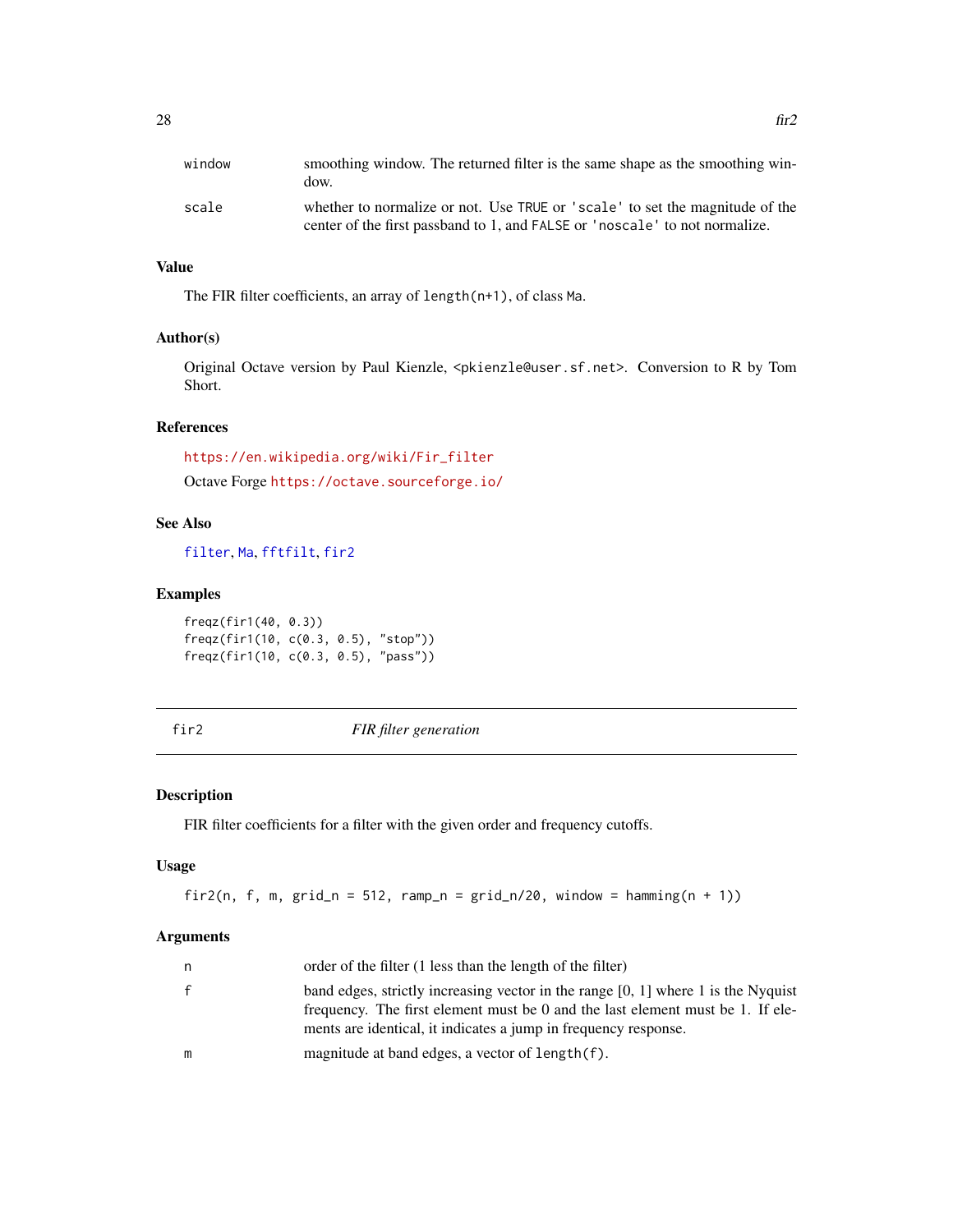| | |
|---|---|
| window | smoothing window. The returned filter is the same shape as the smoothing window. |
| scale | whether to normalize or not. Use TRUE or 'scale' to set the magnitude of the center of the first passband to 1, and FALSE or 'noscale' to not normalize. |

### Value

The FIR filter coefficients, an array of `length(n+1)`, of class `Ma`.

### Author(s)

Original Octave version by Paul Kienzle, <pkienzle@user.sf.net>. Conversion to R by Tom Short.

### References

https://en.wikipedia.org/wiki/Fir_filter

Octave Forge https://octave.sourceforge.io/

### See Also

filter, Ma, fftfilt, fir2

### Examples

```
freqz(fir1(40, 0.3))
freqz(fir1(10, c(0.3, 0.5), "stop"))
freqz(fir1(10, c(0.3, 0.5), "pass"))
```

---

## fir2 — *FIR filter generation*

### Description

FIR filter coefficients for a filter with the given order and frequency cutoffs.

### Usage

```
fir2(n, f, m, grid_n = 512, ramp_n = grid_n/20, window = hamming(n + 1))
```

### Arguments

| | |
|---|---|
| n | order of the filter (1 less than the length of the filter) |
| f | band edges, strictly increasing vector in the range [0, 1] where 1 is the Nyquist frequency. The first element must be 0 and the last element must be 1. If elements are identical, it indicates a jump in frequency response. |
| m | magnitude at band edges, a vector of `length(f)`. |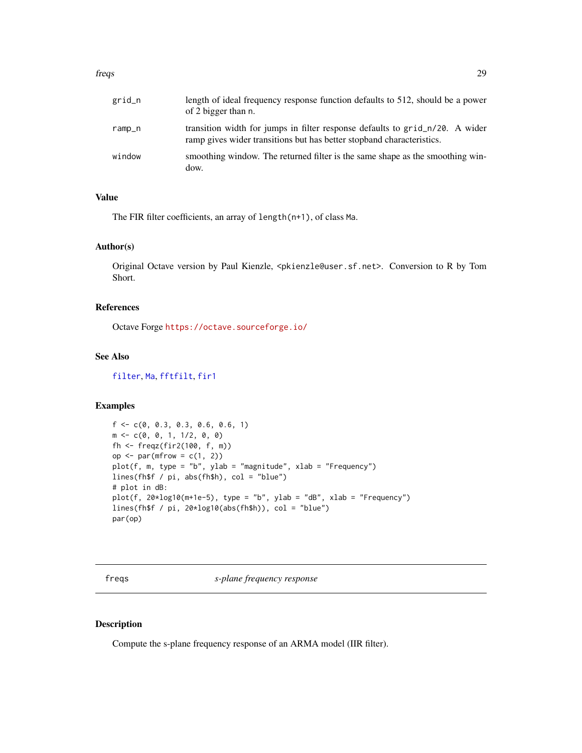| | |
|---|---|
| grid_n | length of ideal frequency response function defaults to 512, should be a power of 2 bigger than n. |
| ramp_n | transition width for jumps in filter response defaults to grid_n/20. A wider ramp gives wider transitions but has better stopband characteristics. |
| window | smoothing window. The returned filter is the same shape as the smoothing window. |

### Value

The FIR filter coefficients, an array of length(n+1), of class Ma.

### Author(s)

Original Octave version by Paul Kienzle, <pkienzle@user.sf.net>. Conversion to R by Tom Short.

### References

Octave Forge https://octave.sourceforge.io/

### See Also

filter, Ma, fftfilt, fir1

### Examples

```
f <- c(0, 0.3, 0.3, 0.6, 0.6, 1)
m <- c(0, 0, 1, 1/2, 0, 0)
fh <- freqz(fir2(100, f, m))
op <- par(mfrow = c(1, 2))
plot(f, m, type = "b", ylab = "magnitude", xlab = "Frequency")
lines(fh$f / pi, abs(fh$h), col = "blue")
# plot in dB:
plot(f, 20*log10(m+1e-5), type = "b", ylab = "dB", xlab = "Frequency")
lines(fh$f / pi, 20*log10(abs(fh$h)), col = "blue")
par(op)
```

---

## freqs *s-plane frequency response*

### Description

Compute the s-plane frequency response of an ARMA model (IIR filter).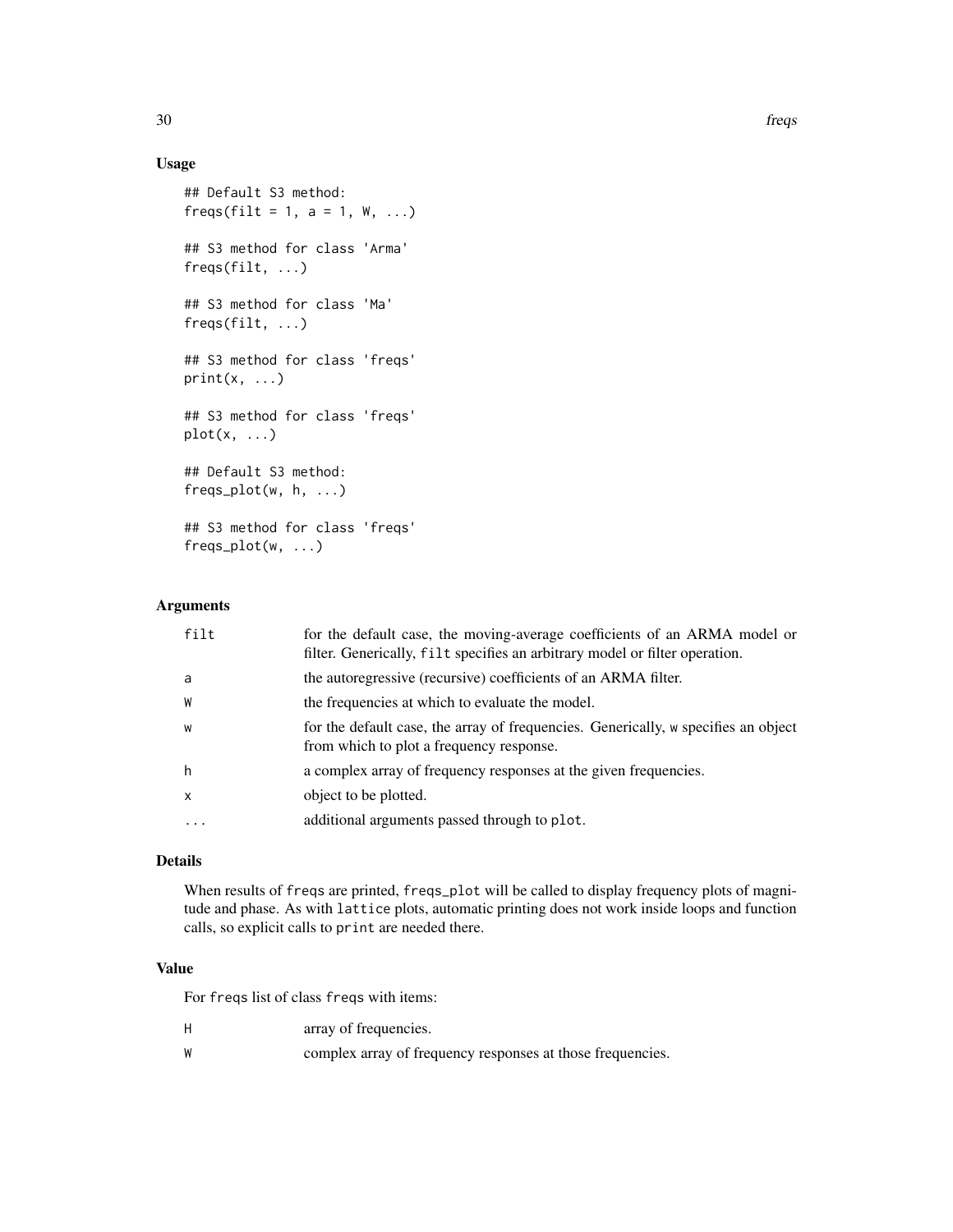## Usage

```
## Default S3 method:
freqs(filt = 1, a = 1, W, ...)

## S3 method for class 'Arma'
freqs(filt, ...)

## S3 method for class 'Ma'
freqs(filt, ...)

## S3 method for class 'freqs'
print(x, ...)

## S3 method for class 'freqs'
plot(x, ...)

## Default S3 method:
freqs_plot(w, h, ...)

## S3 method for class 'freqs'
freqs_plot(w, ...)
```

## Arguments

| | |
|---|---|
| `filt` | for the default case, the moving-average coefficients of an ARMA model or filter. Generically, `filt` specifies an arbitrary model or filter operation. |
| `a` | the autoregressive (recursive) coefficients of an ARMA filter. |
| `W` | the frequencies at which to evaluate the model. |
| `w` | for the default case, the array of frequencies. Generically, `w` specifies an object from which to plot a frequency response. |
| `h` | a complex array of frequency responses at the given frequencies. |
| `x` | object to be plotted. |
| `...` | additional arguments passed through to `plot`. |

## Details

When results of `freqs` are printed, `freqs_plot` will be called to display frequency plots of magnitude and phase. As with `lattice` plots, automatic printing does not work inside loops and function calls, so explicit calls to `print` are needed there.

## Value

For `freqs` list of class `freqs` with items:

| | |
|---|---|
| `H` | array of frequencies. |
| `W` | complex array of frequency responses at those frequencies. |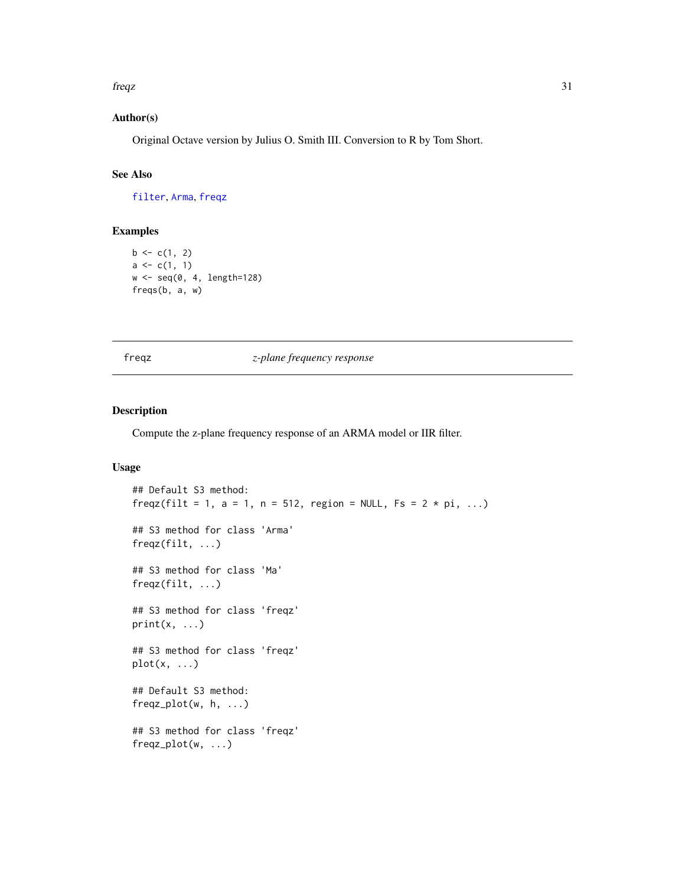### Author(s)

Original Octave version by Julius O. Smith III. Conversion to R by Tom Short.

### See Also

filter, Arma, freqz

### Examples

```
b <- c(1, 2)
a <- c(1, 1)
w <- seq(0, 4, length=128)
freqs(b, a, w)
```

---

## freqz — *z-plane frequency response*

---

### Description

Compute the z-plane frequency response of an ARMA model or IIR filter.

### Usage

```
## Default S3 method:
freqz(filt = 1, a = 1, n = 512, region = NULL, Fs = 2 * pi, ...)

## S3 method for class 'Arma'
freqz(filt, ...)

## S3 method for class 'Ma'
freqz(filt, ...)

## S3 method for class 'freqz'
print(x, ...)

## S3 method for class 'freqz'
plot(x, ...)

## Default S3 method:
freqz_plot(w, h, ...)

## S3 method for class 'freqz'
freqz_plot(w, ...)
```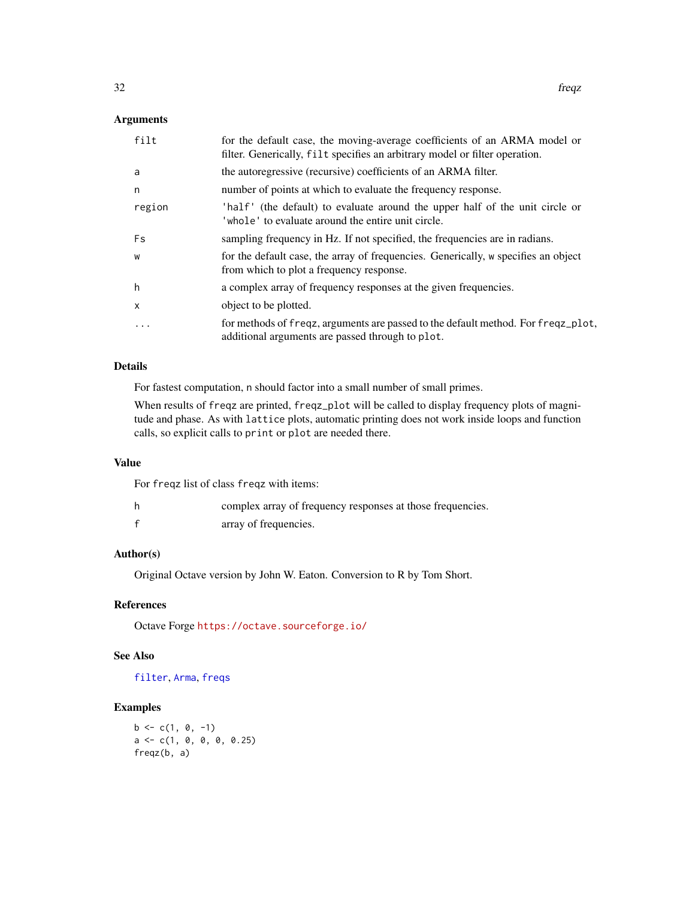### Arguments

| | |
|---|---|
| `filt` | for the default case, the moving-average coefficients of an ARMA model or filter. Generically, `filt` specifies an arbitrary model or filter operation. |
| `a` | the autoregressive (recursive) coefficients of an ARMA filter. |
| `n` | number of points at which to evaluate the frequency response. |
| `region` | `'half'` (the default) to evaluate around the upper half of the unit circle or `'whole'` to evaluate around the entire unit circle. |
| `Fs` | sampling frequency in Hz. If not specified, the frequencies are in radians. |
| `w` | for the default case, the array of frequencies. Generically, `w` specifies an object from which to plot a frequency response. |
| `h` | a complex array of frequency responses at the given frequencies. |
| `x` | object to be plotted. |
| `...` | for methods of `freqz`, arguments are passed to the default method. For `freqz_plot`, additional arguments are passed through to `plot`. |

### Details

For fastest computation, `n` should factor into a small number of small primes.

When results of `freqz` are printed, `freqz_plot` will be called to display frequency plots of magnitude and phase. As with `lattice` plots, automatic printing does not work inside loops and function calls, so explicit calls to `print` or `plot` are needed there.

### Value

For `freqz` list of class `freqz` with items:

| | |
|---|---|
| `h` | complex array of frequency responses at those frequencies. |
| `f` | array of frequencies. |

### Author(s)

Original Octave version by John W. Eaton. Conversion to R by Tom Short.

### References

Octave Forge https://octave.sourceforge.io/

### See Also

`filter`, `Arma`, `freqs`

### Examples

```
b <- c(1, 0, -1)
a <- c(1, 0, 0, 0, 0.25)
freqz(b, a)
```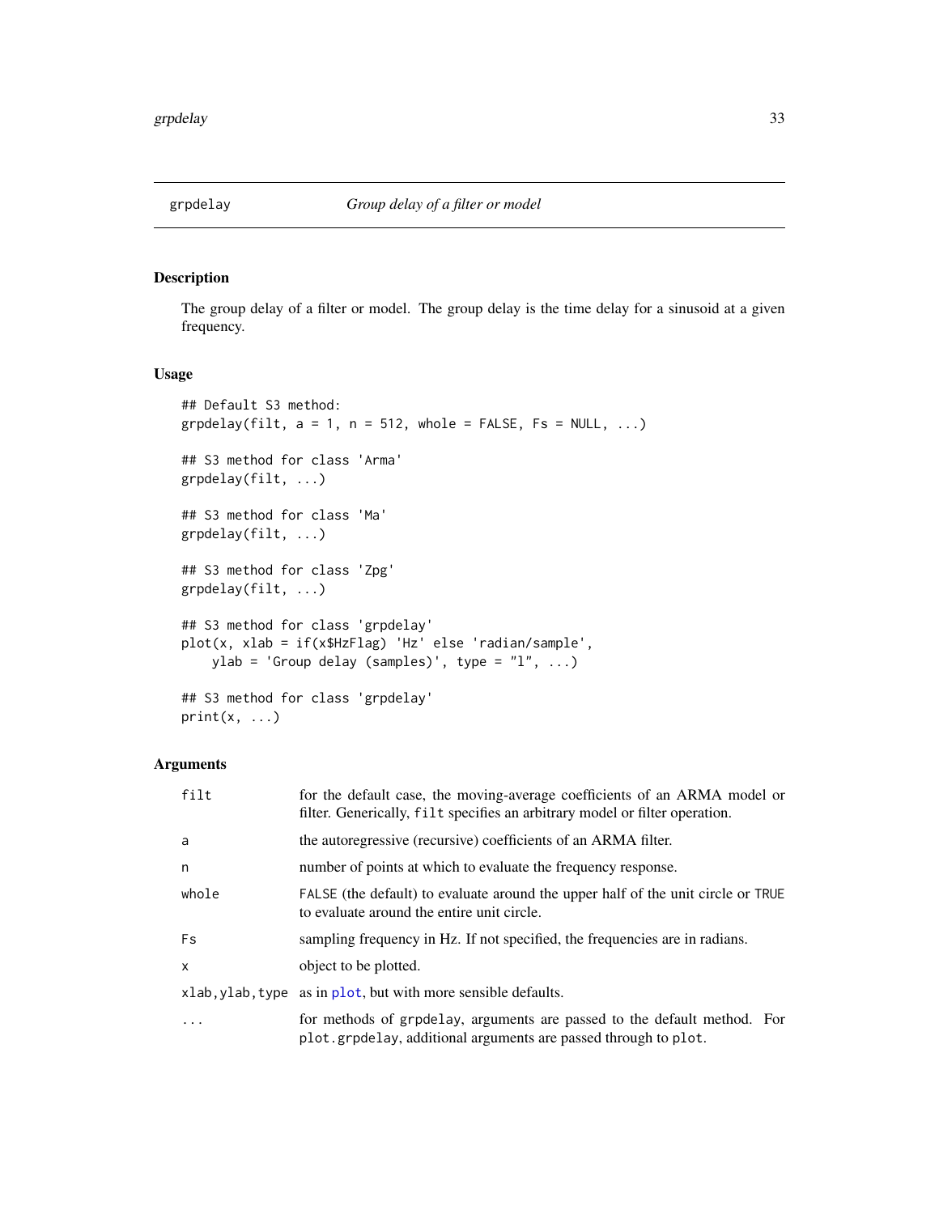# grpdelay — *Group delay of a filter or model*

## Description

The group delay of a filter or model. The group delay is the time delay for a sinusoid at a given frequency.

## Usage

```
## Default S3 method:
grpdelay(filt, a = 1, n = 512, whole = FALSE, Fs = NULL, ...)

## S3 method for class 'Arma'
grpdelay(filt, ...)

## S3 method for class 'Ma'
grpdelay(filt, ...)

## S3 method for class 'Zpg'
grpdelay(filt, ...)

## S3 method for class 'grpdelay'
plot(x, xlab = if(x$HzFlag) 'Hz' else 'radian/sample',
    ylab = 'Group delay (samples)', type = "l", ...)

## S3 method for class 'grpdelay'
print(x, ...)
```

## Arguments

| | |
|---|---|
| `filt` | for the default case, the moving-average coefficients of an ARMA model or filter. Generically, `filt` specifies an arbitrary model or filter operation. |
| `a` | the autoregressive (recursive) coefficients of an ARMA filter. |
| `n` | number of points at which to evaluate the frequency response. |
| `whole` | `FALSE` (the default) to evaluate around the upper half of the unit circle or `TRUE` to evaluate around the entire unit circle. |
| `Fs` | sampling frequency in Hz. If not specified, the frequencies are in radians. |
| `x` | object to be plotted. |
| `xlab,ylab,type` | as in `plot`, but with more sensible defaults. |
| `...` | for methods of `grpdelay`, arguments are passed to the default method. For `plot.grpdelay`, additional arguments are passed through to `plot`. |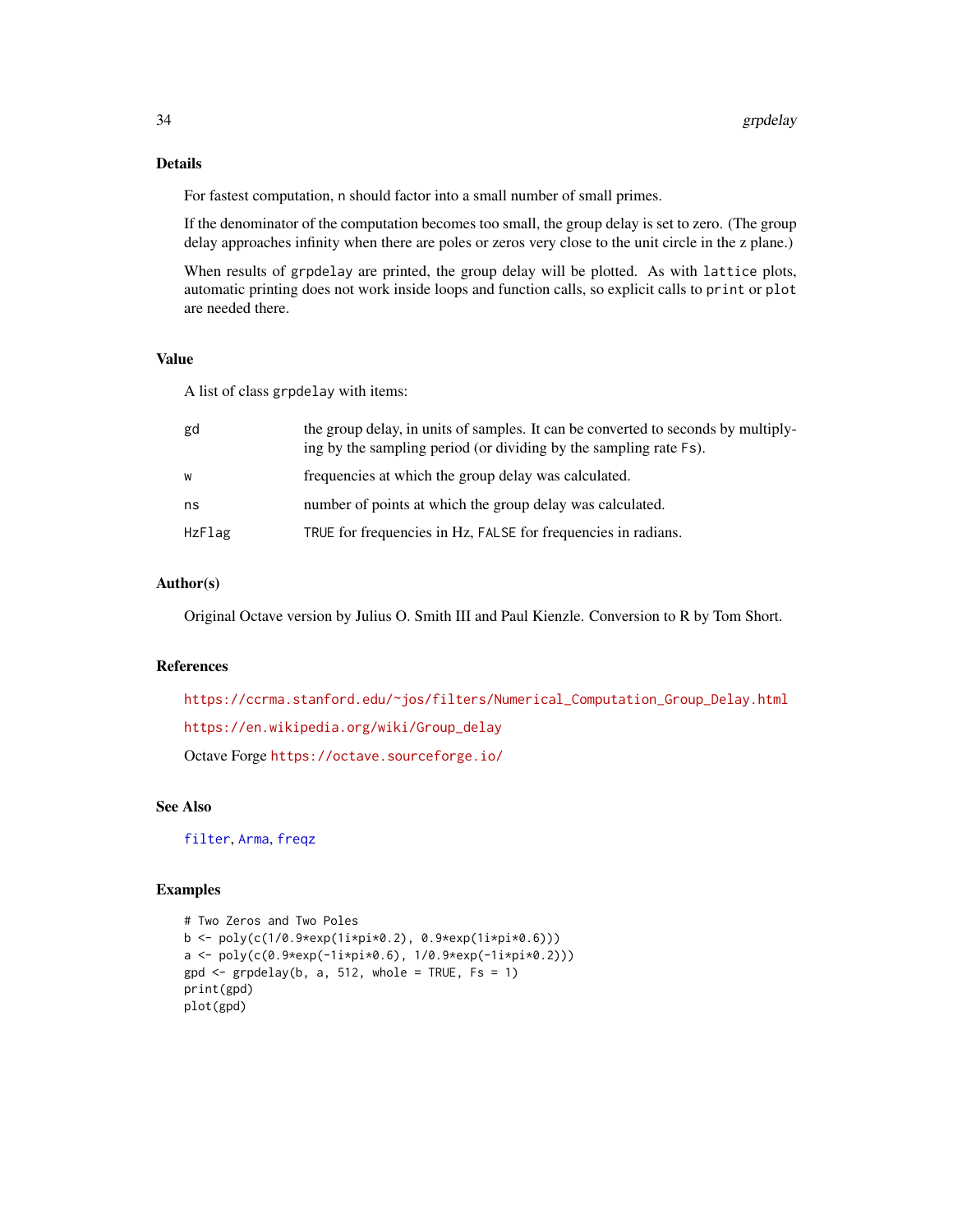## Details

For fastest computation, `n` should factor into a small number of small primes.

If the denominator of the computation becomes too small, the group delay is set to zero. (The group delay approaches infinity when there are poles or zeros very close to the unit circle in the z plane.)

When results of `grpdelay` are printed, the group delay will be plotted. As with `lattice` plots, automatic printing does not work inside loops and function calls, so explicit calls to `print` or `plot` are needed there.

## Value

A list of class `grpdelay` with items:

| | |
|---|---|
| `gd` | the group delay, in units of samples. It can be converted to seconds by multiplying by the sampling period (or dividing by the sampling rate `Fs`). |
| `w` | frequencies at which the group delay was calculated. |
| `ns` | number of points at which the group delay was calculated. |
| `HzFlag` | `TRUE` for frequencies in Hz, `FALSE` for frequencies in radians. |

## Author(s)

Original Octave version by Julius O. Smith III and Paul Kienzle. Conversion to R by Tom Short.

## References

https://ccrma.stanford.edu/~jos/filters/Numerical_Computation_Group_Delay.html

https://en.wikipedia.org/wiki/Group_delay

Octave Forge https://octave.sourceforge.io/

## See Also

filter, Arma, freqz

## Examples

```
# Two Zeros and Two Poles
b <- poly(c(1/0.9*exp(1i*pi*0.2), 0.9*exp(1i*pi*0.6)))
a <- poly(c(0.9*exp(-1i*pi*0.6), 1/0.9*exp(-1i*pi*0.2)))
gpd <- grpdelay(b, a, 512, whole = TRUE, Fs = 1)
print(gpd)
plot(gpd)
```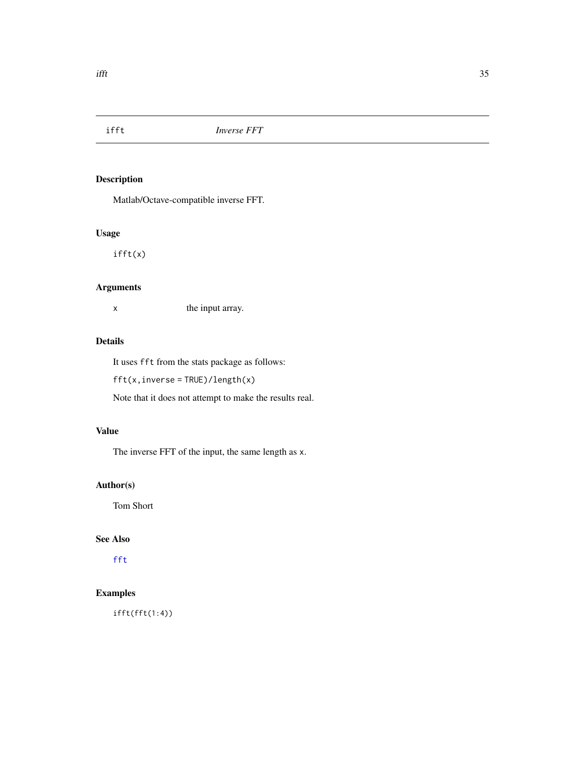## ifft *Inverse FFT*

### Description

Matlab/Octave-compatible inverse FFT.

### Usage

```
ifft(x)
```

### Arguments

| | |
|---|---|
| x | the input array. |

### Details

It uses `fft` from the stats package as follows:

`fft(x,inverse = TRUE)/length(x)`

Note that it does not attempt to make the results real.

### Value

The inverse FFT of the input, the same length as `x`.

### Author(s)

Tom Short

### See Also

`fft`

### Examples

```
ifft(fft(1:4))
```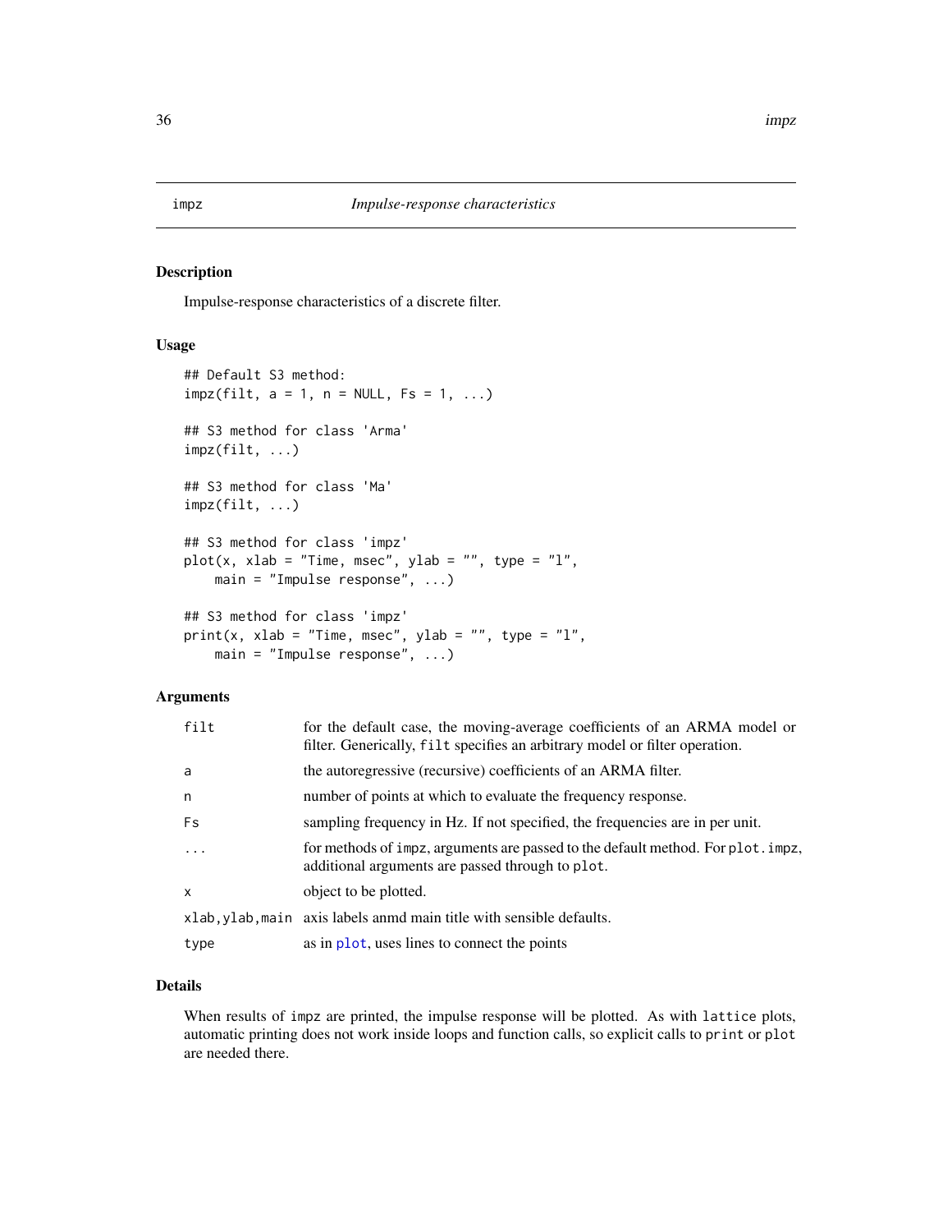impz &nbsp;&nbsp;&nbsp;&nbsp;&nbsp;&nbsp;&nbsp;&nbsp; *Impulse-response characteristics*

## Description

Impulse-response characteristics of a discrete filter.

## Usage

```
## Default S3 method:
impz(filt, a = 1, n = NULL, Fs = 1, ...)

## S3 method for class 'Arma'
impz(filt, ...)

## S3 method for class 'Ma'
impz(filt, ...)

## S3 method for class 'impz'
plot(x, xlab = "Time, msec", ylab = "", type = "l",
    main = "Impulse response", ...)

## S3 method for class 'impz'
print(x, xlab = "Time, msec", ylab = "", type = "l",
    main = "Impulse response", ...)
```

## Arguments

| | |
|---|---|
| `filt` | for the default case, the moving-average coefficients of an ARMA model or filter. Generically, `filt` specifies an arbitrary model or filter operation. |
| `a` | the autoregressive (recursive) coefficients of an ARMA filter. |
| `n` | number of points at which to evaluate the frequency response. |
| `Fs` | sampling frequency in Hz. If not specified, the frequencies are in per unit. |
| `...` | for methods of `impz`, arguments are passed to the default method. For `plot.impz`, additional arguments are passed through to `plot`. |
| `x` | object to be plotted. |
| `xlab,ylab,main` | axis labels anmd main title with sensible defaults. |
| `type` | as in `plot`, uses lines to connect the points |

## Details

When results of `impz` are printed, the impulse response will be plotted. As with `lattice` plots, automatic printing does not work inside loops and function calls, so explicit calls to `print` or `plot` are needed there.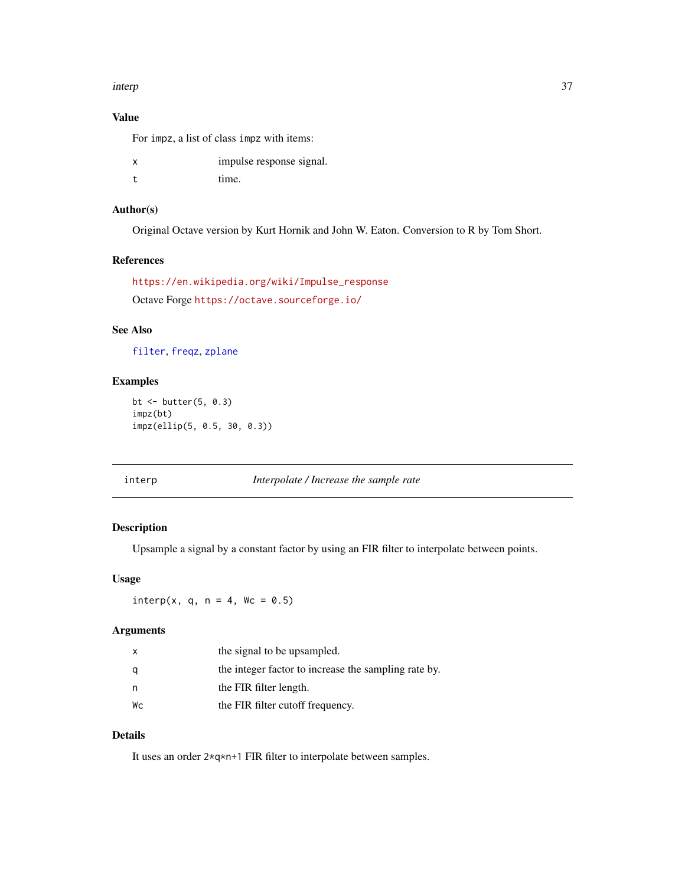### Value

For `impz`, a list of class `impz` with items:

| | |
|---|---|
| `x` | impulse response signal. |
| `t` | time. |

### Author(s)

Original Octave version by Kurt Hornik and John W. Eaton. Conversion to R by Tom Short.

### References

https://en.wikipedia.org/wiki/Impulse_response

Octave Forge https://octave.sourceforge.io/

### See Also

`filter`, `freqz`, `zplane`

### Examples

```
bt <- butter(5, 0.3)
impz(bt)
impz(ellip(5, 0.5, 30, 0.3))
```

---

## interp — *Interpolate / Increase the sample rate*

---

### Description

Upsample a signal by a constant factor by using an FIR filter to interpolate between points.

### Usage

```
interp(x, q, n = 4, Wc = 0.5)
```

### Arguments

| | |
|---|---|
| `x` | the signal to be upsampled. |
| `q` | the integer factor to increase the sampling rate by. |
| `n` | the FIR filter length. |
| `Wc` | the FIR filter cutoff frequency. |

### Details

It uses an order `2*q*n+1` FIR filter to interpolate between samples.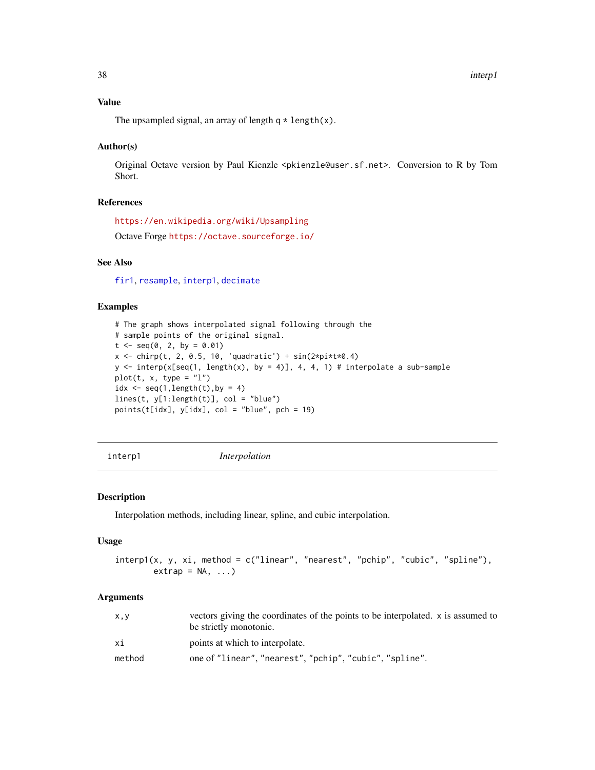### Value

The upsampled signal, an array of length q * length(x).

### Author(s)

Original Octave version by Paul Kienzle <pkienzle@user.sf.net>. Conversion to R by Tom Short.

### References

https://en.wikipedia.org/wiki/Upsampling

Octave Forge https://octave.sourceforge.io/

### See Also

fir1, resample, interp1, decimate

### Examples

```
# The graph shows interpolated signal following through the
# sample points of the original signal.
t <- seq(0, 2, by = 0.01)
x <- chirp(t, 2, 0.5, 10, 'quadratic') + sin(2*pi*t*0.4)
y <- interp(x[seq(1, length(x), by = 4)], 4, 4, 1) # interpolate a sub-sample
plot(t, x, type = "l")
idx <- seq(1,length(t),by = 4)
lines(t, y[1:length(t)], col = "blue")
points(t[idx], y[idx], col = "blue", pch = 19)
```

---

## interp1 *Interpolation*

### Description

Interpolation methods, including linear, spline, and cubic interpolation.

### Usage

```
interp1(x, y, xi, method = c("linear", "nearest", "pchip", "cubic", "spline"),
        extrap = NA, ...)
```

### Arguments

| | |
|---|---|
| x,y | vectors giving the coordinates of the points to be interpolated. x is assumed to be strictly monotonic. |
| xi | points at which to interpolate. |
| method | one of "linear", "nearest", "pchip", "cubic", "spline". |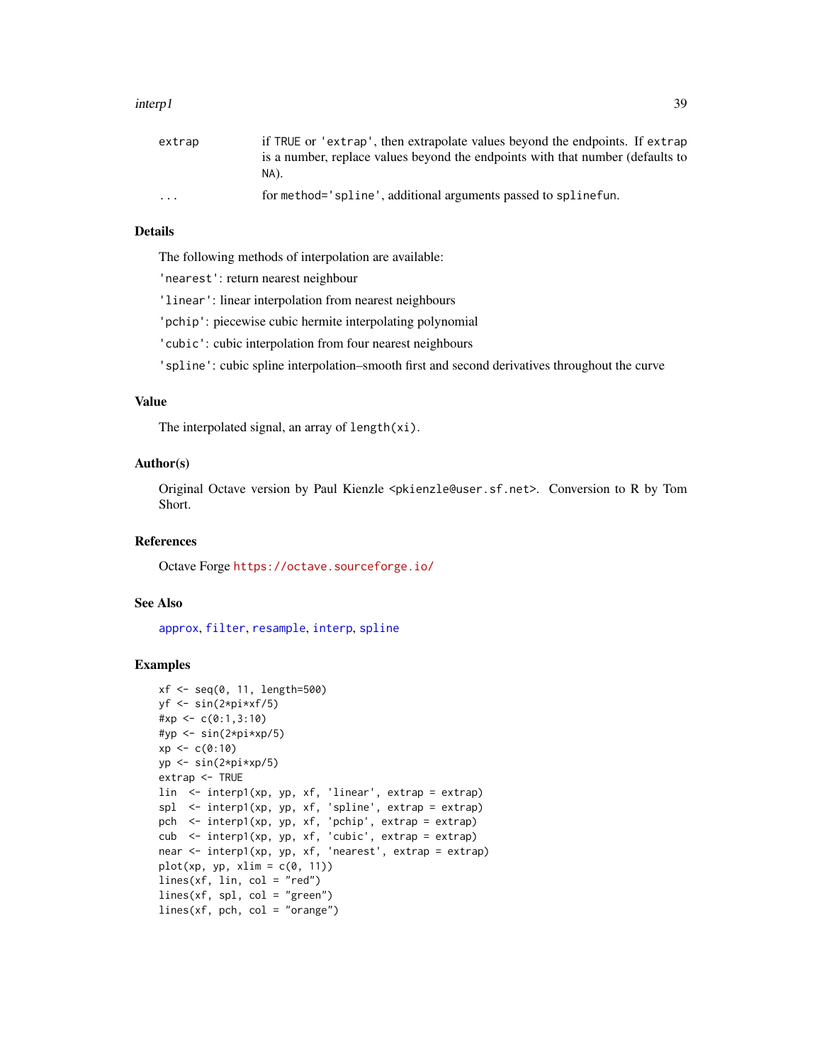| | |
|---|---|
| extrap | if TRUE or 'extrap', then extrapolate values beyond the endpoints. If extrap is a number, replace values beyond the endpoints with that number (defaults to NA). |
| ... | for method='spline', additional arguments passed to splinefun. |

## Details

The following methods of interpolation are available:

'nearest': return nearest neighbour

'linear': linear interpolation from nearest neighbours

'pchip': piecewise cubic hermite interpolating polynomial

'cubic': cubic interpolation from four nearest neighbours

'spline': cubic spline interpolation–smooth first and second derivatives throughout the curve

## Value

The interpolated signal, an array of length(xi).

## Author(s)

Original Octave version by Paul Kienzle <pkienzle@user.sf.net>. Conversion to R by Tom Short.

## References

Octave Forge https://octave.sourceforge.io/

## See Also

approx, filter, resample, interp, spline

## Examples

```
xf <- seq(0, 11, length=500)
yf <- sin(2*pi*xf/5)
#xp <- c(0:1,3:10)
#yp <- sin(2*pi*xp/5)
xp <- c(0:10)
yp <- sin(2*pi*xp/5)
extrap <- TRUE
lin  <- interp1(xp, yp, xf, 'linear', extrap = extrap)
spl  <- interp1(xp, yp, xf, 'spline', extrap = extrap)
pch  <- interp1(xp, yp, xf, 'pchip', extrap = extrap)
cub  <- interp1(xp, yp, xf, 'cubic', extrap = extrap)
near <- interp1(xp, yp, xf, 'nearest', extrap = extrap)
plot(xp, yp, xlim = c(0, 11))
lines(xf, lin, col = "red")
lines(xf, spl, col = "green")
lines(xf, pch, col = "orange")
```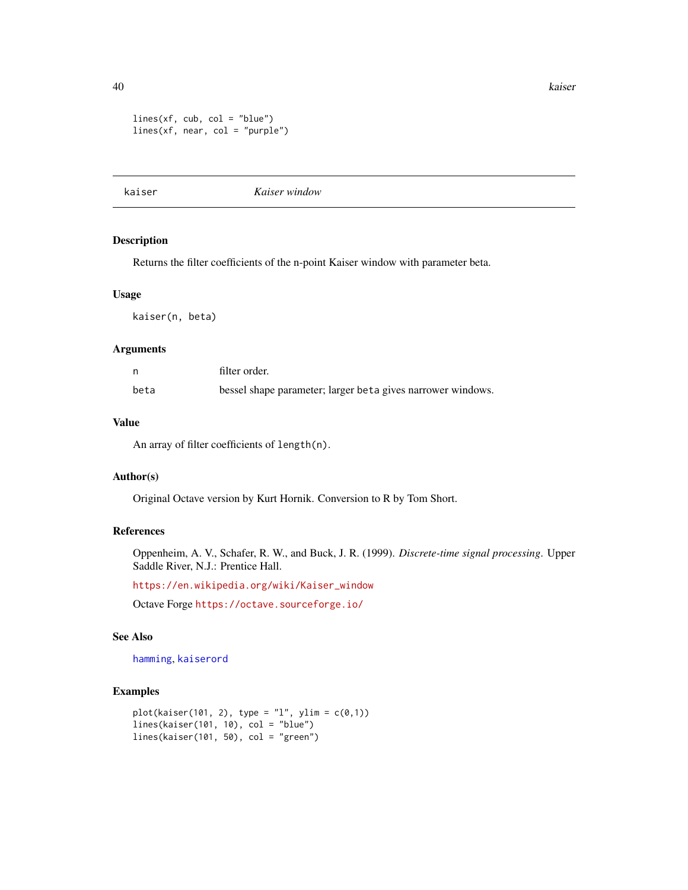```
lines(xf, cub, col = "blue")
lines(xf, near, col = "purple")
```

## kaiser — *Kaiser window*

### Description

Returns the filter coefficients of the n-point Kaiser window with parameter beta.

### Usage

```
kaiser(n, beta)
```

### Arguments

| | |
|---|---|
| n | filter order. |
| beta | bessel shape parameter; larger beta gives narrower windows. |

### Value

An array of filter coefficients of `length(n)`.

### Author(s)

Original Octave version by Kurt Hornik. Conversion to R by Tom Short.

### References

Oppenheim, A. V., Schafer, R. W., and Buck, J. R. (1999). *Discrete-time signal processing*. Upper Saddle River, N.J.: Prentice Hall.

https://en.wikipedia.org/wiki/Kaiser_window

Octave Forge https://octave.sourceforge.io/

### See Also

hamming, kaiserord

### Examples

```
plot(kaiser(101, 2), type = "l", ylim = c(0,1))
lines(kaiser(101, 10), col = "blue")
lines(kaiser(101, 50), col = "green")
```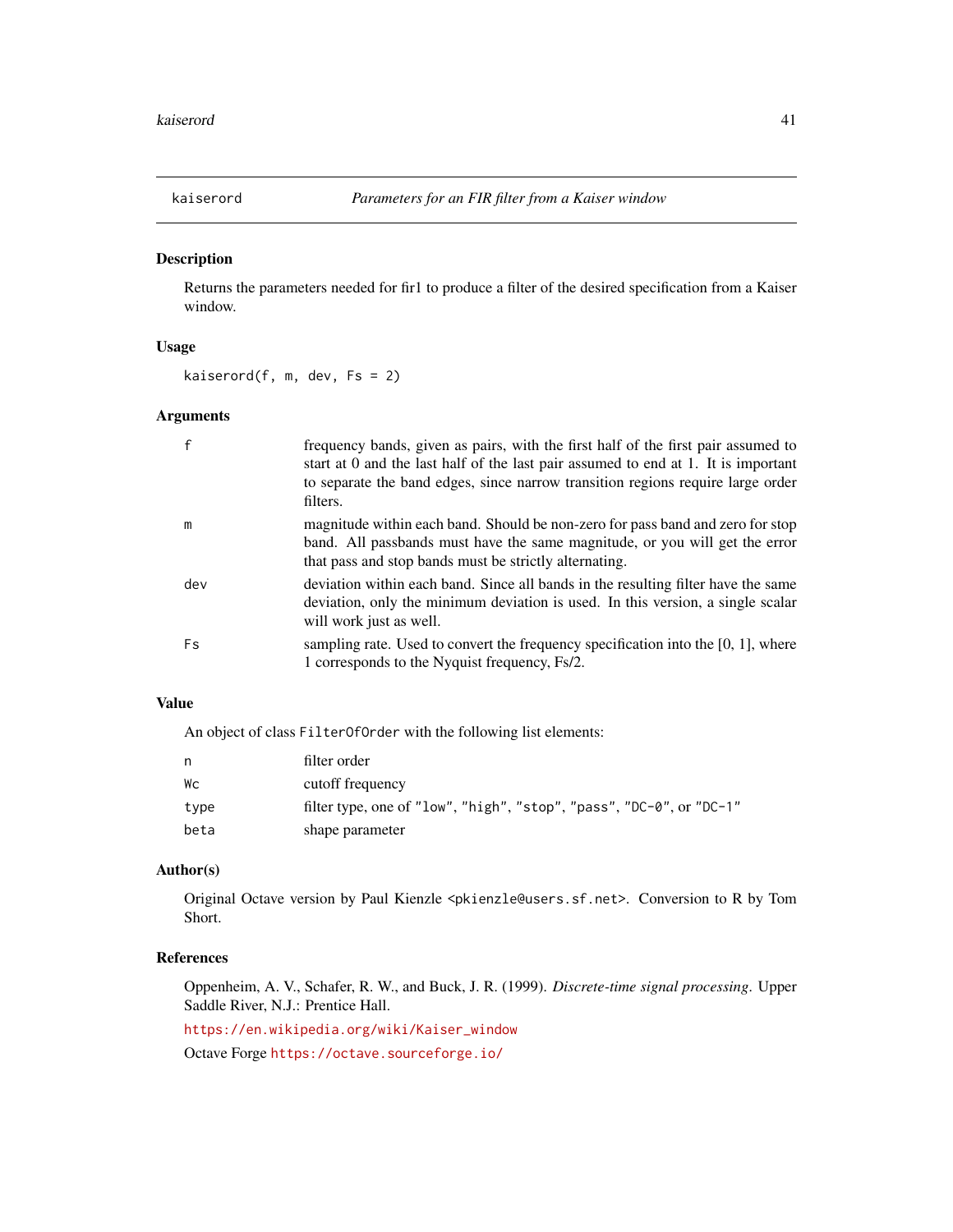## kaiserord — *Parameters for an FIR filter from a Kaiser window*

### Description

Returns the parameters needed for fir1 to produce a filter of the desired specification from a Kaiser window.

### Usage

```
kaiserord(f, m, dev, Fs = 2)
```

### Arguments

| | |
|---|---|
| `f` | frequency bands, given as pairs, with the first half of the first pair assumed to start at 0 and the last half of the last pair assumed to end at 1. It is important to separate the band edges, since narrow transition regions require large order filters. |
| `m` | magnitude within each band. Should be non-zero for pass band and zero for stop band. All passbands must have the same magnitude, or you will get the error that pass and stop bands must be strictly alternating. |
| `dev` | deviation within each band. Since all bands in the resulting filter have the same deviation, only the minimum deviation is used. In this version, a single scalar will work just as well. |
| `Fs` | sampling rate. Used to convert the frequency specification into the [0, 1], where 1 corresponds to the Nyquist frequency, Fs/2. |

### Value

An object of class `FilterOfOrder` with the following list elements:

| | |
|---|---|
| `n` | filter order |
| `Wc` | cutoff frequency |
| `type` | filter type, one of `"low"`, `"high"`, `"stop"`, `"pass"`, `"DC-0"`, or `"DC-1"` |
| `beta` | shape parameter |

### Author(s)

Original Octave version by Paul Kienzle <pkienzle@users.sf.net>. Conversion to R by Tom Short.

### References

Oppenheim, A. V., Schafer, R. W., and Buck, J. R. (1999). *Discrete-time signal processing*. Upper Saddle River, N.J.: Prentice Hall.

https://en.wikipedia.org/wiki/Kaiser_window

Octave Forge https://octave.sourceforge.io/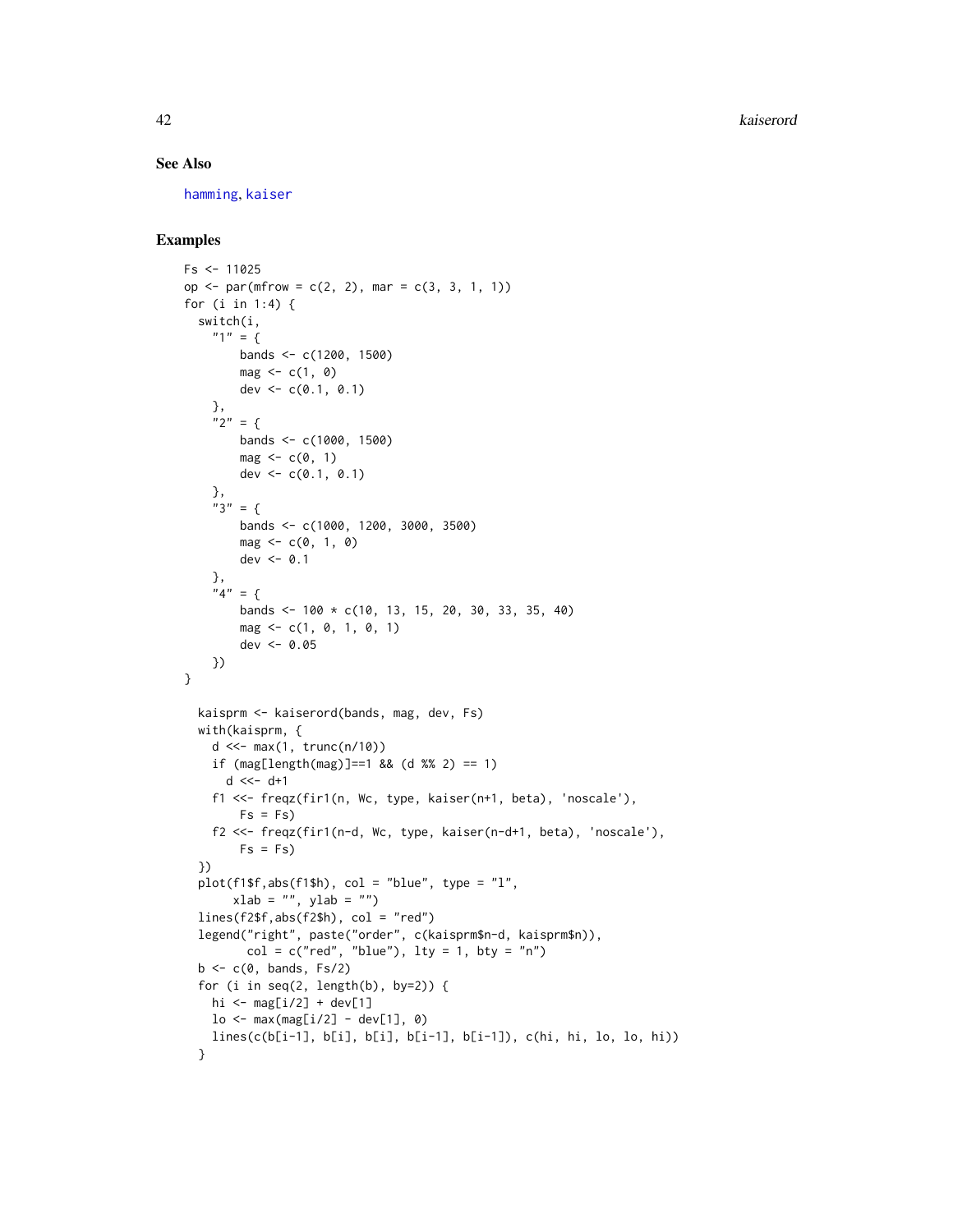### See Also

hamming, kaiser

### Examples

```
Fs <- 11025
op <- par(mfrow = c(2, 2), mar = c(3, 3, 1, 1))
for (i in 1:4) {
  switch(i,
    "1" = {
        bands <- c(1200, 1500)
        mag <- c(1, 0)
        dev <- c(0.1, 0.1)
    },
    "2" = {
        bands <- c(1000, 1500)
        mag <- c(0, 1)
        dev <- c(0.1, 0.1)
    },
    "3" = {
        bands <- c(1000, 1200, 3000, 3500)
        mag <- c(0, 1, 0)
        dev <- 0.1
    },
    "4" = {
        bands <- 100 * c(10, 13, 15, 20, 30, 33, 35, 40)
        mag <- c(1, 0, 1, 0, 1)
        dev <- 0.05
    })
}

  kaisprm <- kaiserord(bands, mag, dev, Fs)
  with(kaisprm, {
    d <<- max(1, trunc(n/10))
    if (mag[length(mag)]==1 && (d %% 2) == 1)
      d <<- d+1
    f1 <<- freqz(fir1(n, Wc, type, kaiser(n+1, beta), 'noscale'),
        Fs = Fs)
    f2 <<- freqz(fir1(n-d, Wc, type, kaiser(n-d+1, beta), 'noscale'),
        Fs = Fs)
  })
  plot(f1$f,abs(f1$h), col = "blue", type = "l",
       xlab = "", ylab = "")
  lines(f2$f,abs(f2$h), col = "red")
  legend("right", paste("order", c(kaisprm$n-d, kaisprm$n)),
         col = c("red", "blue"), lty = 1, bty = "n")
  b <- c(0, bands, Fs/2)
  for (i in seq(2, length(b), by=2)) {
    hi <- mag[i/2] + dev[1]
    lo <- max(mag[i/2] - dev[1], 0)
    lines(c(b[i-1], b[i], b[i], b[i-1], b[i-1]), c(hi, hi, lo, lo, hi))
  }
```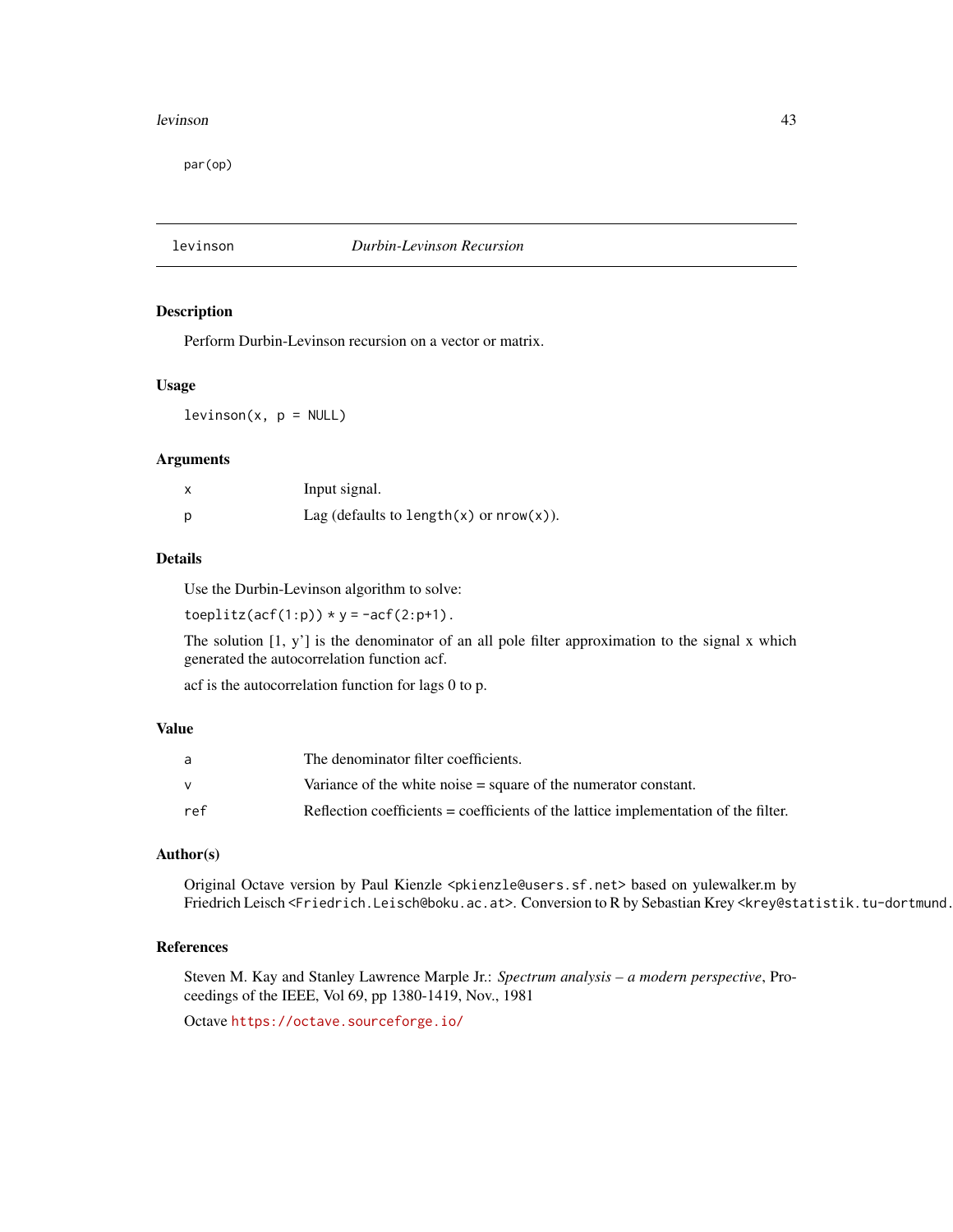```
par(op)
```

## levinson — *Durbin-Levinson Recursion*

### Description

Perform Durbin-Levinson recursion on a vector or matrix.

### Usage

```
levinson(x, p = NULL)
```

### Arguments

| | |
|---|---|
| x | Input signal. |
| p | Lag (defaults to `length(x)` or `nrow(x)`). |

### Details

Use the Durbin-Levinson algorithm to solve:

`toeplitz(acf(1:p)) * y = -acf(2:p+1)`.

The solution [1, y'] is the denominator of an all pole filter approximation to the signal x which generated the autocorrelation function acf.

acf is the autocorrelation function for lags 0 to p.

### Value

| | |
|---|---|
| a | The denominator filter coefficients. |
| v | Variance of the white noise = square of the numerator constant. |
| ref | Reflection coefficients = coefficients of the lattice implementation of the filter. |

### Author(s)

Original Octave version by Paul Kienzle <pkienzle@users.sf.net> based on yulewalker.m by Friedrich Leisch <Friedrich.Leisch@boku.ac.at>. Conversion to R by Sebastian Krey <krey@statistik.tu-dortmund.

### References

Steven M. Kay and Stanley Lawrence Marple Jr.: *Spectrum analysis – a modern perspective*, Proceedings of the IEEE, Vol 69, pp 1380-1419, Nov., 1981

Octave https://octave.sourceforge.io/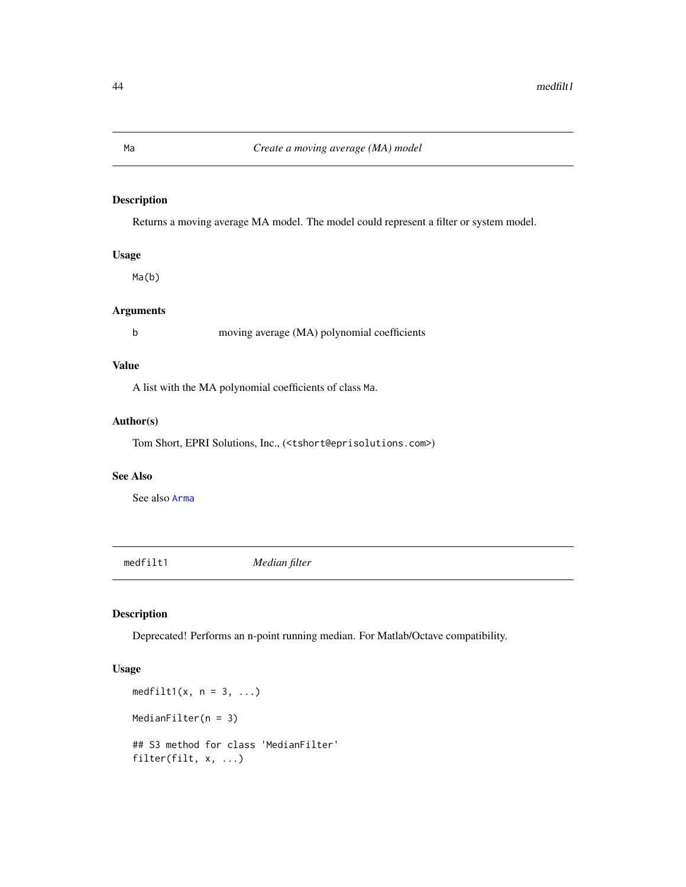## Ma — *Create a moving average (MA) model*

### Description

Returns a moving average MA model. The model could represent a filter or system model.

### Usage

```
Ma(b)
```

### Arguments

b    moving average (MA) polynomial coefficients

### Value

A list with the MA polynomial coefficients of class Ma.

### Author(s)

Tom Short, EPRI Solutions, Inc., (<tshort@eprisolutions.com>)

### See Also

See also Arma

## medfilt1 — *Median filter*

### Description

Deprecated! Performs an n-point running median. For Matlab/Octave compatibility.

### Usage

```
medfilt1(x, n = 3, ...)

MedianFilter(n = 3)

## S3 method for class 'MedianFilter'
filter(filt, x, ...)
```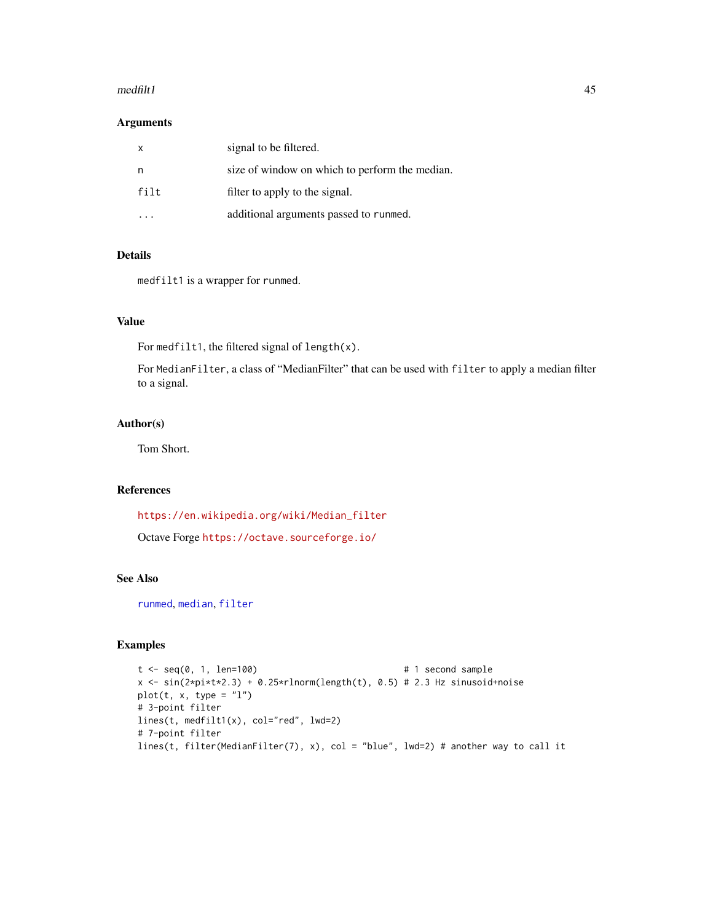### Arguments

| | |
|---|---|
| `x` | signal to be filtered. |
| `n` | size of window on which to perform the median. |
| `filt` | filter to apply to the signal. |
| `...` | additional arguments passed to `runmed`. |

### Details

`medfilt1` is a wrapper for `runmed`.

### Value

For `medfilt1`, the filtered signal of `length(x)`.

For `MedianFilter`, a class of "MedianFilter" that can be used with `filter` to apply a median filter to a signal.

### Author(s)

Tom Short.

### References

https://en.wikipedia.org/wiki/Median_filter

Octave Forge https://octave.sourceforge.io/

### See Also

`runmed`, `median`, `filter`

### Examples

```
t <- seq(0, 1, len=100)                            # 1 second sample
x <- sin(2*pi*t*2.3) + 0.25*rlnorm(length(t), 0.5) # 2.3 Hz sinusoid+noise
plot(t, x, type = "l")
# 3-point filter
lines(t, medfilt1(x), col="red", lwd=2)
# 7-point filter
lines(t, filter(MedianFilter(7), x), col = "blue", lwd=2) # another way to call it
```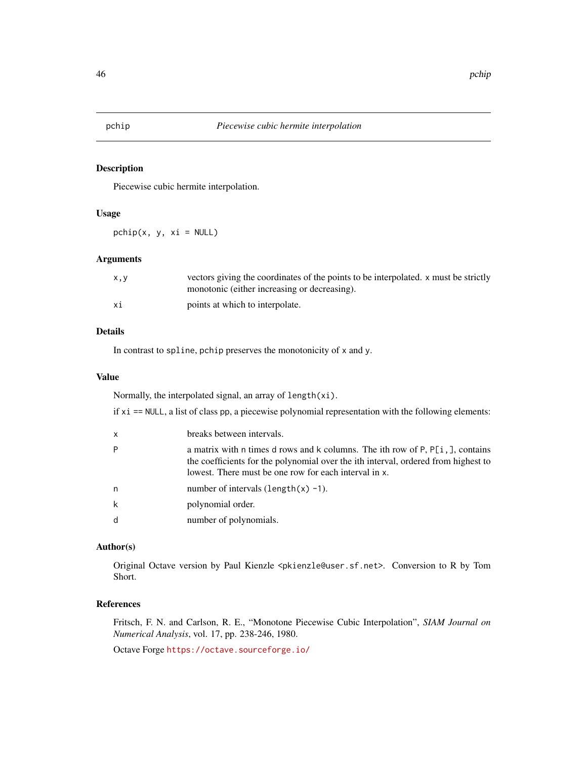## pchip — *Piecewise cubic hermite interpolation*

### Description

Piecewise cubic hermite interpolation.

### Usage

```
pchip(x, y, xi = NULL)
```

### Arguments

| | |
|---|---|
| x,y | vectors giving the coordinates of the points to be interpolated. x must be strictly monotonic (either increasing or decreasing). |
| xi | points at which to interpolate. |

### Details

In contrast to spline, pchip preserves the monotonicity of x and y.

### Value

Normally, the interpolated signal, an array of length(xi).

if xi == NULL, a list of class pp, a piecewise polynomial representation with the following elements:

| | |
|---|---|
| x | breaks between intervals. |
| P | a matrix with n times d rows and k columns. The ith row of P, P[i,], contains the coefficients for the polynomial over the ith interval, ordered from highest to lowest. There must be one row for each interval in x. |
| n | number of intervals (length(x) -1). |
| k | polynomial order. |
| d | number of polynomials. |

### Author(s)

Original Octave version by Paul Kienzle <pkienzle@user.sf.net>. Conversion to R by Tom Short.

### References

Fritsch, F. N. and Carlson, R. E., "Monotone Piecewise Cubic Interpolation", *SIAM Journal on Numerical Analysis*, vol. 17, pp. 238-246, 1980.

Octave Forge https://octave.sourceforge.io/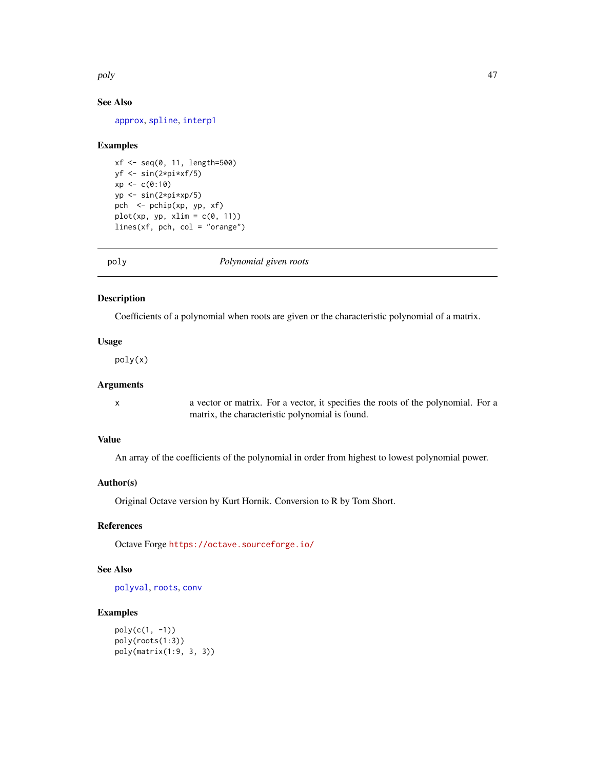### See Also

approx, spline, interp1

### Examples

```
xf <- seq(0, 11, length=500)
yf <- sin(2*pi*xf/5)
xp <- c(0:10)
yp <- sin(2*pi*xp/5)
pch  <- pchip(xp, yp, xf)
plot(xp, yp, xlim = c(0, 11))
lines(xf, pch, col = "orange")
```

---

## poly — *Polynomial given roots*

---

### Description

Coefficients of a polynomial when roots are given or the characteristic polynomial of a matrix.

### Usage

```
poly(x)
```

### Arguments

| | |
|---|---|
| x | a vector or matrix. For a vector, it specifies the roots of the polynomial. For a matrix, the characteristic polynomial is found. |

### Value

An array of the coefficients of the polynomial in order from highest to lowest polynomial power.

### Author(s)

Original Octave version by Kurt Hornik. Conversion to R by Tom Short.

### References

Octave Forge https://octave.sourceforge.io/

### See Also

polyval, roots, conv

### Examples

```
poly(c(1, -1))
poly(roots(1:3))
poly(matrix(1:9, 3, 3))
```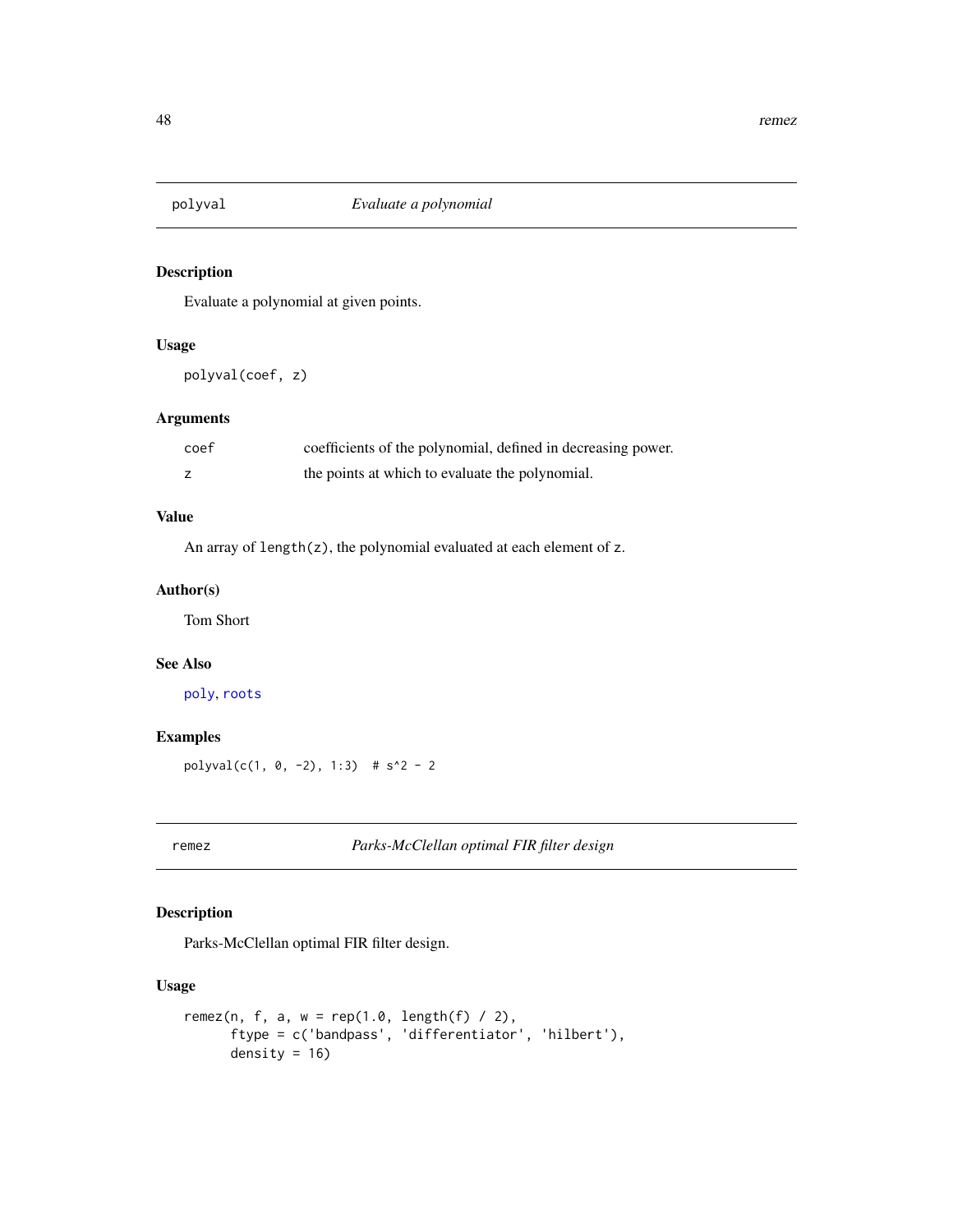## polyval — *Evaluate a polynomial*

### Description

Evaluate a polynomial at given points.

### Usage

```
polyval(coef, z)
```

### Arguments

| | |
|---|---|
| coef | coefficients of the polynomial, defined in decreasing power. |
| z | the points at which to evaluate the polynomial. |

### Value

An array of `length(z)`, the polynomial evaluated at each element of `z`.

### Author(s)

Tom Short

### See Also

`poly`, `roots`

### Examples

```
polyval(c(1, 0, -2), 1:3)  # s^2 - 2
```

## remez — *Parks-McClellan optimal FIR filter design*

### Description

Parks-McClellan optimal FIR filter design.

### Usage

```
remez(n, f, a, w = rep(1.0, length(f) / 2),
      ftype = c('bandpass', 'differentiator', 'hilbert'),
      density = 16)
```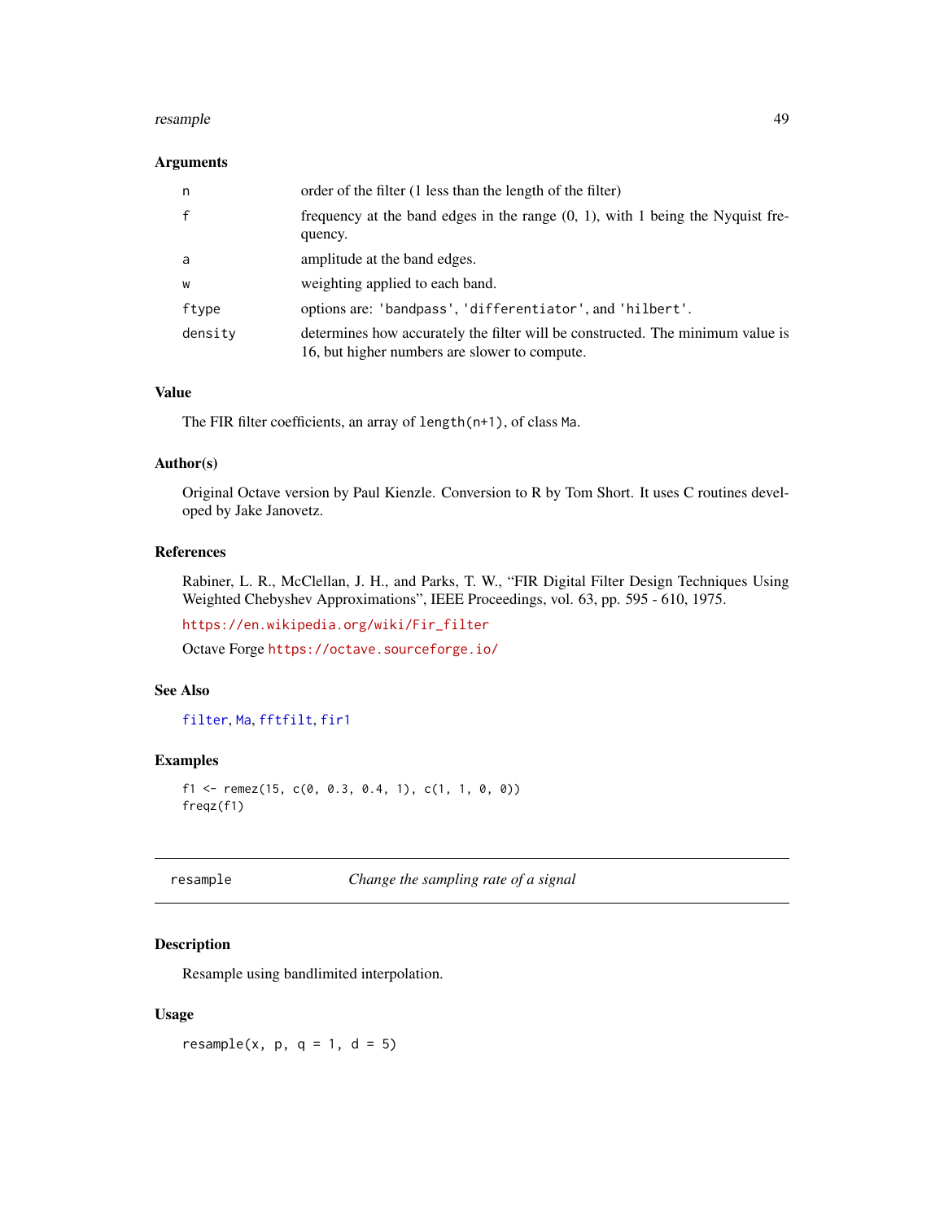### Arguments

| | |
|---|---|
| `n` | order of the filter (1 less than the length of the filter) |
| `f` | frequency at the band edges in the range (0, 1), with 1 being the Nyquist frequency. |
| `a` | amplitude at the band edges. |
| `w` | weighting applied to each band. |
| `ftype` | options are: `'bandpass'`, `'differentiator'`, and `'hilbert'`. |
| `density` | determines how accurately the filter will be constructed. The minimum value is 16, but higher numbers are slower to compute. |

### Value

The FIR filter coefficients, an array of `length(n+1)`, of class `Ma`.

### Author(s)

Original Octave version by Paul Kienzle. Conversion to R by Tom Short. It uses C routines developed by Jake Janovetz.

### References

Rabiner, L. R., McClellan, J. H., and Parks, T. W., "FIR Digital Filter Design Techniques Using Weighted Chebyshev Approximations", IEEE Proceedings, vol. 63, pp. 595 - 610, 1975.

https://en.wikipedia.org/wiki/Fir_filter

Octave Forge https://octave.sourceforge.io/

### See Also

`filter`, `Ma`, `fftfilt`, `fir1`

### Examples

```
f1 <- remez(15, c(0, 0.3, 0.4, 1), c(1, 1, 0, 0))
freqz(f1)
```

---

## resample — *Change the sampling rate of a signal*

### Description

Resample using bandlimited interpolation.

### Usage

```
resample(x, p, q = 1, d = 5)
```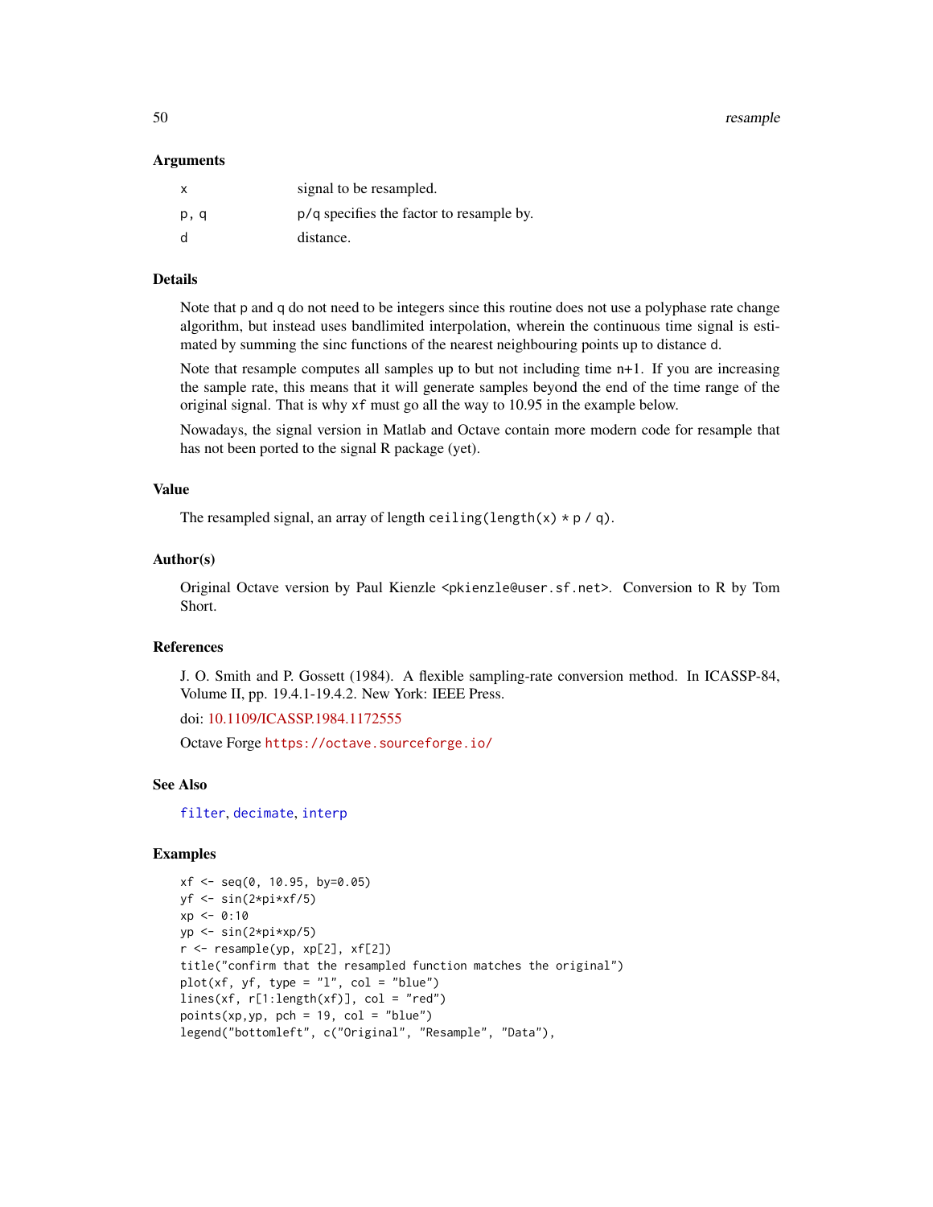## Arguments

| | |
|---|---|
| x | signal to be resampled. |
| p, q | p/q specifies the factor to resample by. |
| d | distance. |

## Details

Note that p and q do not need to be integers since this routine does not use a polyphase rate change algorithm, but instead uses bandlimited interpolation, wherein the continuous time signal is estimated by summing the sinc functions of the nearest neighbouring points up to distance d.

Note that resample computes all samples up to but not including time n+1. If you are increasing the sample rate, this means that it will generate samples beyond the end of the time range of the original signal. That is why xf must go all the way to 10.95 in the example below.

Nowadays, the signal version in Matlab and Octave contain more modern code for resample that has not been ported to the signal R package (yet).

## Value

The resampled signal, an array of length `ceiling(length(x) * p / q)`.

## Author(s)

Original Octave version by Paul Kienzle <pkienzle@user.sf.net>. Conversion to R by Tom Short.

## References

J. O. Smith and P. Gossett (1984). A flexible sampling-rate conversion method. In ICASSP-84, Volume II, pp. 19.4.1-19.4.2. New York: IEEE Press.

doi: 10.1109/ICASSP.1984.1172555

Octave Forge https://octave.sourceforge.io/

## See Also

filter, decimate, interp

## Examples

```
xf <- seq(0, 10.95, by=0.05)
yf <- sin(2*pi*xf/5)
xp <- 0:10
yp <- sin(2*pi*xp/5)
r <- resample(yp, xp[2], xf[2])
title("confirm that the resampled function matches the original")
plot(xf, yf, type = "l", col = "blue")
lines(xf, r[1:length(xf)], col = "red")
points(xp,yp, pch = 19, col = "blue")
legend("bottomleft", c("Original", "Resample", "Data"),
```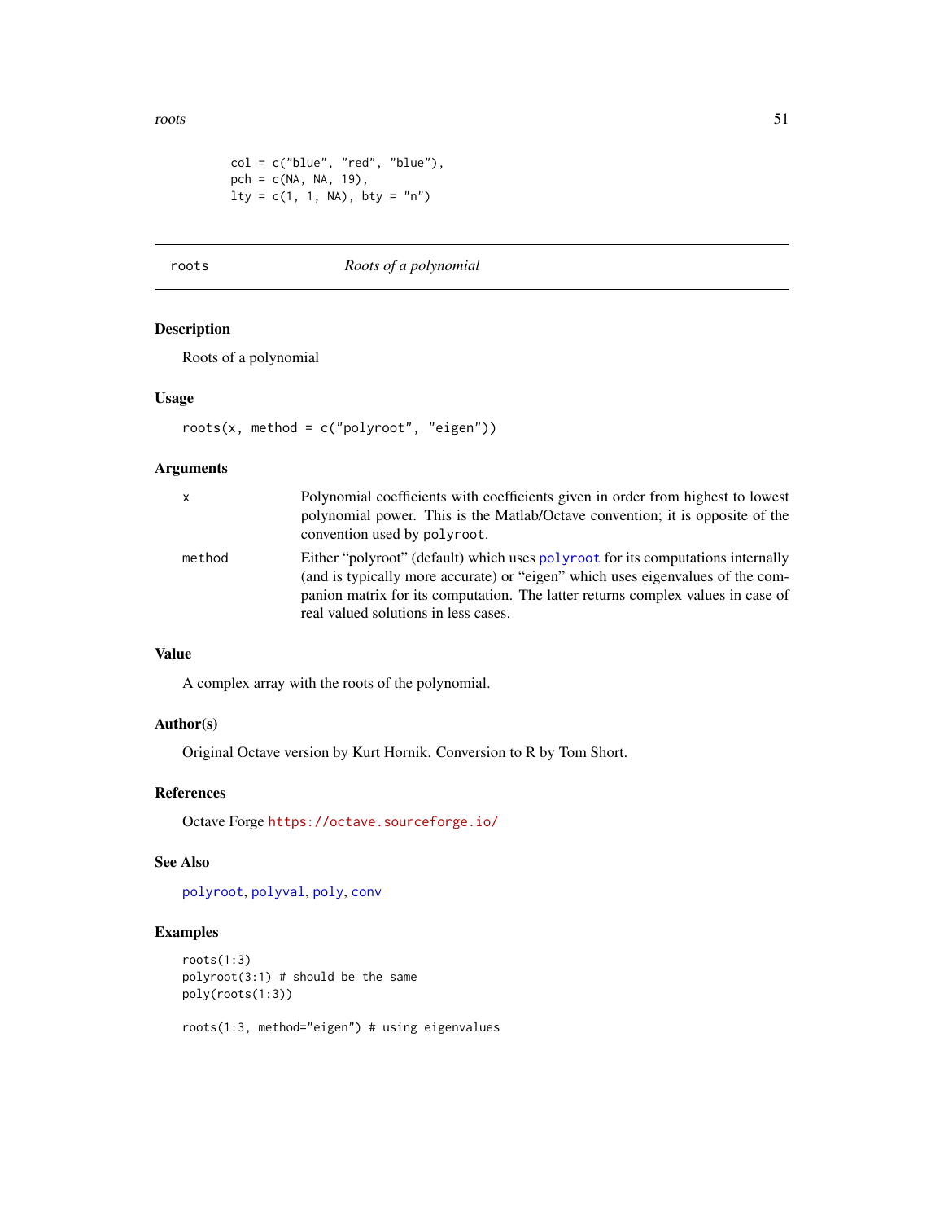```
        col = c("blue", "red", "blue"),
        pch = c(NA, NA, 19),
        lty = c(1, 1, NA), bty = "n")
```

---

## roots — *Roots of a polynomial*

---

### Description

Roots of a polynomial

### Usage

```
roots(x, method = c("polyroot", "eigen"))
```

### Arguments

| | |
|---|---|
| `x` | Polynomial coefficients with coefficients given in order from highest to lowest polynomial power. This is the Matlab/Octave convention; it is opposite of the convention used by `polyroot`. |
| `method` | Either "polyroot" (default) which uses `polyroot` for its computations internally (and is typically more accurate) or "eigen" which uses eigenvalues of the companion matrix for its computation. The latter returns complex values in case of real valued solutions in less cases. |

### Value

A complex array with the roots of the polynomial.

### Author(s)

Original Octave version by Kurt Hornik. Conversion to R by Tom Short.

### References

Octave Forge https://octave.sourceforge.io/

### See Also

`polyroot`, `polyval`, `poly`, `conv`

### Examples

```
roots(1:3)
polyroot(3:1) # should be the same
poly(roots(1:3))

roots(1:3, method="eigen") # using eigenvalues
```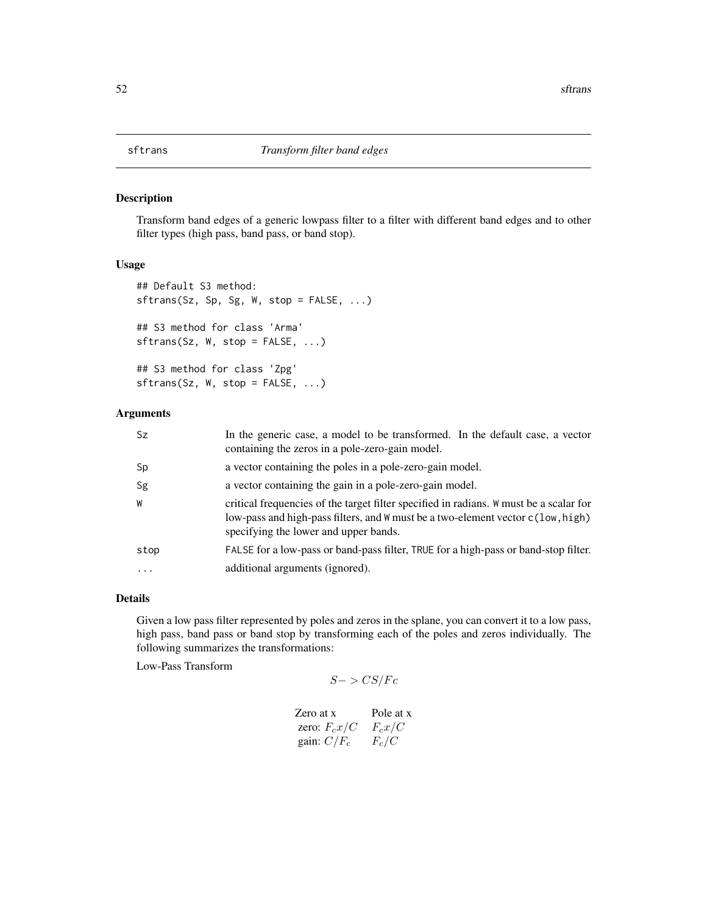# sftrans — *Transform filter band edges*

## Description

Transform band edges of a generic lowpass filter to a filter with different band edges and to other filter types (high pass, band pass, or band stop).

## Usage

```
## Default S3 method:
sftrans(Sz, Sp, Sg, W, stop = FALSE, ...)

## S3 method for class 'Arma'
sftrans(Sz, W, stop = FALSE, ...)

## S3 method for class 'Zpg'
sftrans(Sz, W, stop = FALSE, ...)
```

## Arguments

| | |
|---|---|
| Sz | In the generic case, a model to be transformed. In the default case, a vector containing the zeros in a pole-zero-gain model. |
| Sp | a vector containing the poles in a pole-zero-gain model. |
| Sg | a vector containing the gain in a pole-zero-gain model. |
| W | critical frequencies of the target filter specified in radians. W must be a scalar for low-pass and high-pass filters, and W must be a two-element vector c(low,high) specifying the lower and upper bands. |
| stop | FALSE for a low-pass or band-pass filter, TRUE for a high-pass or band-stop filter. |
| ... | additional arguments (ignored). |

## Details

Given a low pass filter represented by poles and zeros in the splane, you can convert it to a low pass, high pass, band pass or band stop by transforming each of the poles and zeros individually. The following summarizes the transformations:

Low-Pass Transform

$$S->CS/Fc$$

| Zero at x | Pole at x |
|---|---|
| zero: $F_c x/C$ | $F_c x/C$ |
| gain: $C/F_c$ | $F_c/C$ |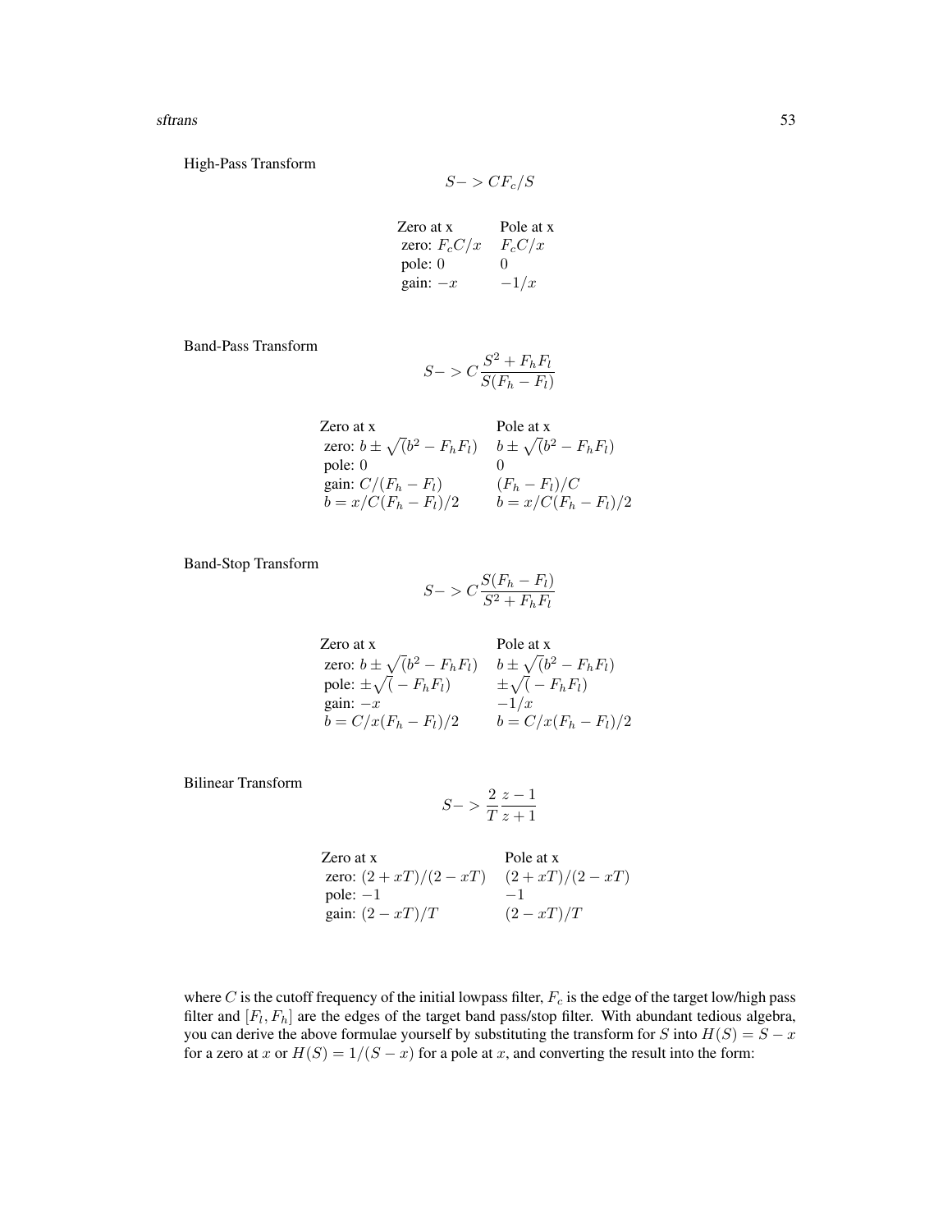High-Pass Transform

$$S- > CF_c/S$$

| Zero at x | Pole at x |
|---|---|
| zero: $F_cC/x$ | $F_cC/x$ |
| pole: $0$ | $0$ |
| gain: $-x$ | $-1/x$ |

Band-Pass Transform

$$S- > C\frac{S^2 + F_hF_l}{S(F_h - F_l)}$$

| Zero at x | Pole at x |
|---|---|
| zero: $b \pm \sqrt(b^2 - F_hF_l)$ | $b \pm \sqrt(b^2 - F_hF_l)$ |
| pole: $0$ | $0$ |
| gain: $C/(F_h - F_l)$ | $(F_h - F_l)/C$ |
| $b = x/C(F_h - F_l)/2$ | $b = x/C(F_h - F_l)/2$ |

Band-Stop Transform

$$S- > C\frac{S(F_h - F_l)}{S^2 + F_hF_l}$$

| Zero at x | Pole at x |
|---|---|
| zero: $b \pm \sqrt(b^2 - F_hF_l)$ | $b \pm \sqrt(b^2 - F_hF_l)$ |
| pole: $\pm\sqrt(-F_hF_l)$ | $\pm\sqrt(-F_hF_l)$ |
| gain: $-x$ | $-1/x$ |
| $b = C/x(F_h - F_l)/2$ | $b = C/x(F_h - F_l)/2$ |

Bilinear Transform

$$S- > \frac{2}{T}\frac{z-1}{z+1}$$

| Zero at x | Pole at x |
|---|---|
| zero: $(2 + xT)/(2 - xT)$ | $(2 + xT)/(2 - xT)$ |
| pole: $-1$ | $-1$ |
| gain: $(2 - xT)/T$ | $(2 - xT)/T$ |

where $C$ is the cutoff frequency of the initial lowpass filter, $F_c$ is the edge of the target low/high pass filter and $[F_l, F_h]$ are the edges of the target band pass/stop filter. With abundant tedious algebra, you can derive the above formulae yourself by substituting the transform for $S$ into $H(S) = S - x$ for a zero at $x$ or $H(S) = 1/(S - x)$ for a pole at $x$, and converting the result into the form: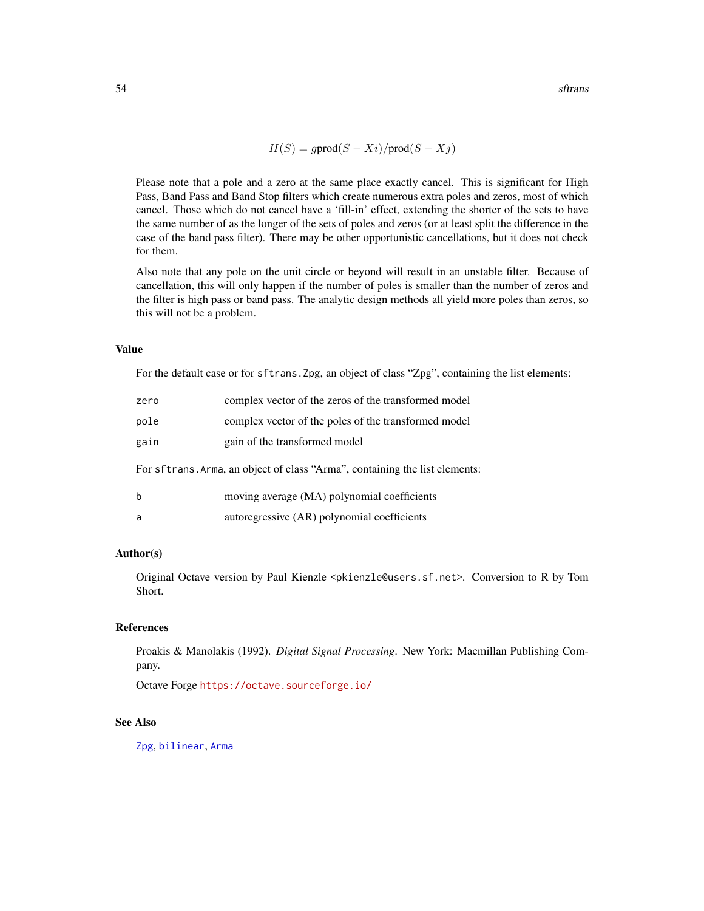$$H(S) = g\text{prod}(S - Xi)/\text{prod}(S - Xj)$$

Please note that a pole and a zero at the same place exactly cancel. This is significant for High Pass, Band Pass and Band Stop filters which create numerous extra poles and zeros, most of which cancel. Those which do not cancel have a 'fill-in' effect, extending the shorter of the sets to have the same number of as the longer of the sets of poles and zeros (or at least split the difference in the case of the band pass filter). There may be other opportunistic cancellations, but it does not check for them.

Also note that any pole on the unit circle or beyond will result in an unstable filter. Because of cancellation, this will only happen if the number of poles is smaller than the number of zeros and the filter is high pass or band pass. The analytic design methods all yield more poles than zeros, so this will not be a problem.

## Value

For the default case or for `sftrans.Zpg`, an object of class "Zpg", containing the list elements:

| | |
|---|---|
| `zero` | complex vector of the zeros of the transformed model |
| `pole` | complex vector of the poles of the transformed model |
| `gain` | gain of the transformed model |

For `sftrans.Arma`, an object of class "Arma", containing the list elements:

| | |
|---|---|
| `b` | moving average (MA) polynomial coefficients |
| `a` | autoregressive (AR) polynomial coefficients |

## Author(s)

Original Octave version by Paul Kienzle <pkienzle@users.sf.net>. Conversion to R by Tom Short.

## References

Proakis & Manolakis (1992). *Digital Signal Processing*. New York: Macmillan Publishing Company.

Octave Forge https://octave.sourceforge.io/

## See Also

`Zpg`, `bilinear`, `Arma`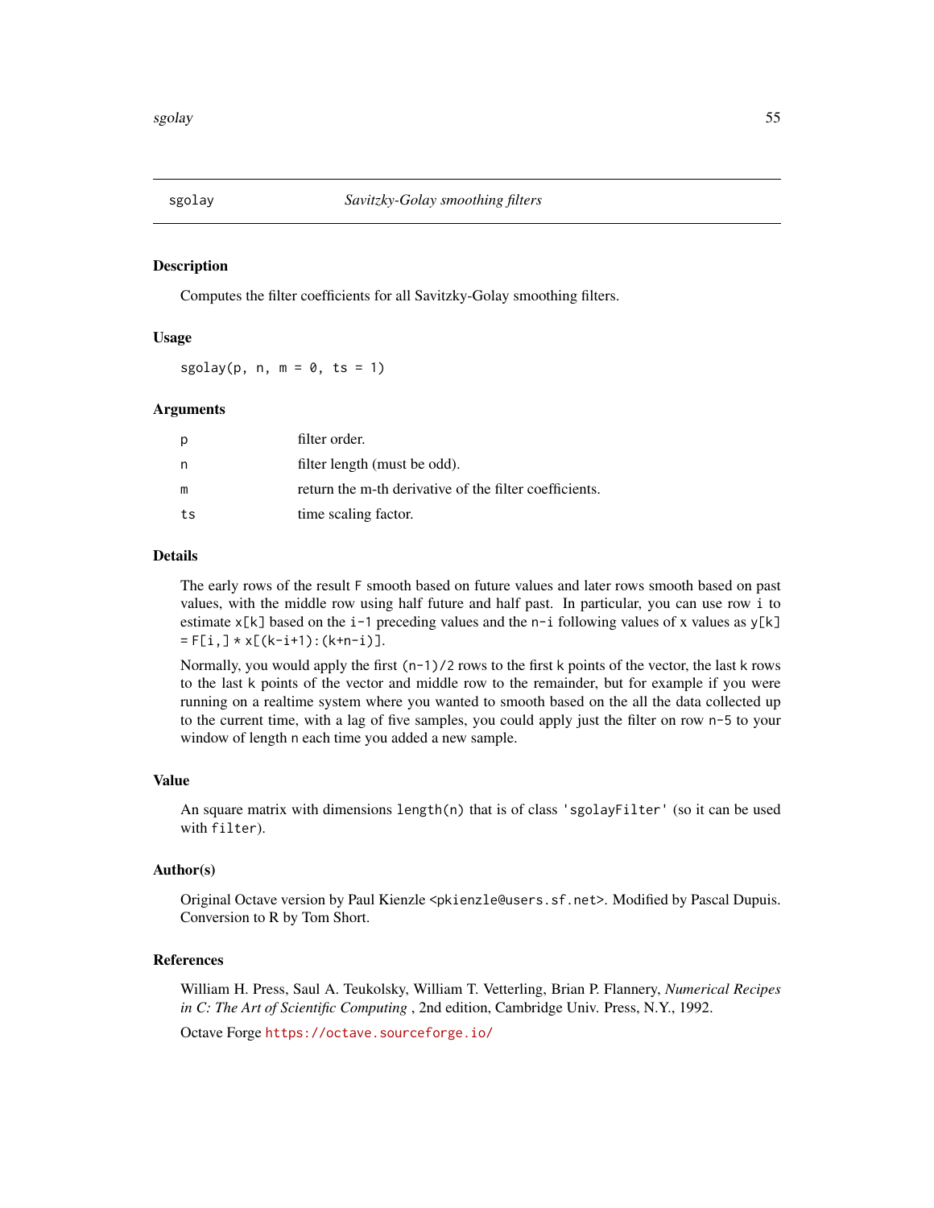sgolay — *Savitzky-Golay smoothing filters*

## Description

Computes the filter coefficients for all Savitzky-Golay smoothing filters.

## Usage

```
sgolay(p, n, m = 0, ts = 1)
```

## Arguments

| | |
|---|---|
| `p` | filter order. |
| `n` | filter length (must be odd). |
| `m` | return the m-th derivative of the filter coefficients. |
| `ts` | time scaling factor. |

## Details

The early rows of the result `F` smooth based on future values and later rows smooth based on past values, with the middle row using half future and half past. In particular, you can use row `i` to estimate `x[k]` based on the `i-1` preceding values and the `n-i` following values of x values as `y[k] = F[i,] * x[(k-i+1):(k+n-i)]`.

Normally, you would apply the first `(n-1)/2` rows to the first `k` points of the vector, the last `k` rows to the last `k` points of the vector and middle row to the remainder, but for example if you were running on a realtime system where you wanted to smooth based on the all the data collected up to the current time, with a lag of five samples, you could apply just the filter on row `n-5` to your window of length `n` each time you added a new sample.

## Value

An square matrix with dimensions `length(n)` that is of class `'sgolayFilter'` (so it can be used with `filter`).

## Author(s)

Original Octave version by Paul Kienzle `<pkienzle@users.sf.net>`. Modified by Pascal Dupuis. Conversion to R by Tom Short.

## References

William H. Press, Saul A. Teukolsky, William T. Vetterling, Brian P. Flannery, *Numerical Recipes in C: The Art of Scientific Computing* , 2nd edition, Cambridge Univ. Press, N.Y., 1992.

Octave Forge https://octave.sourceforge.io/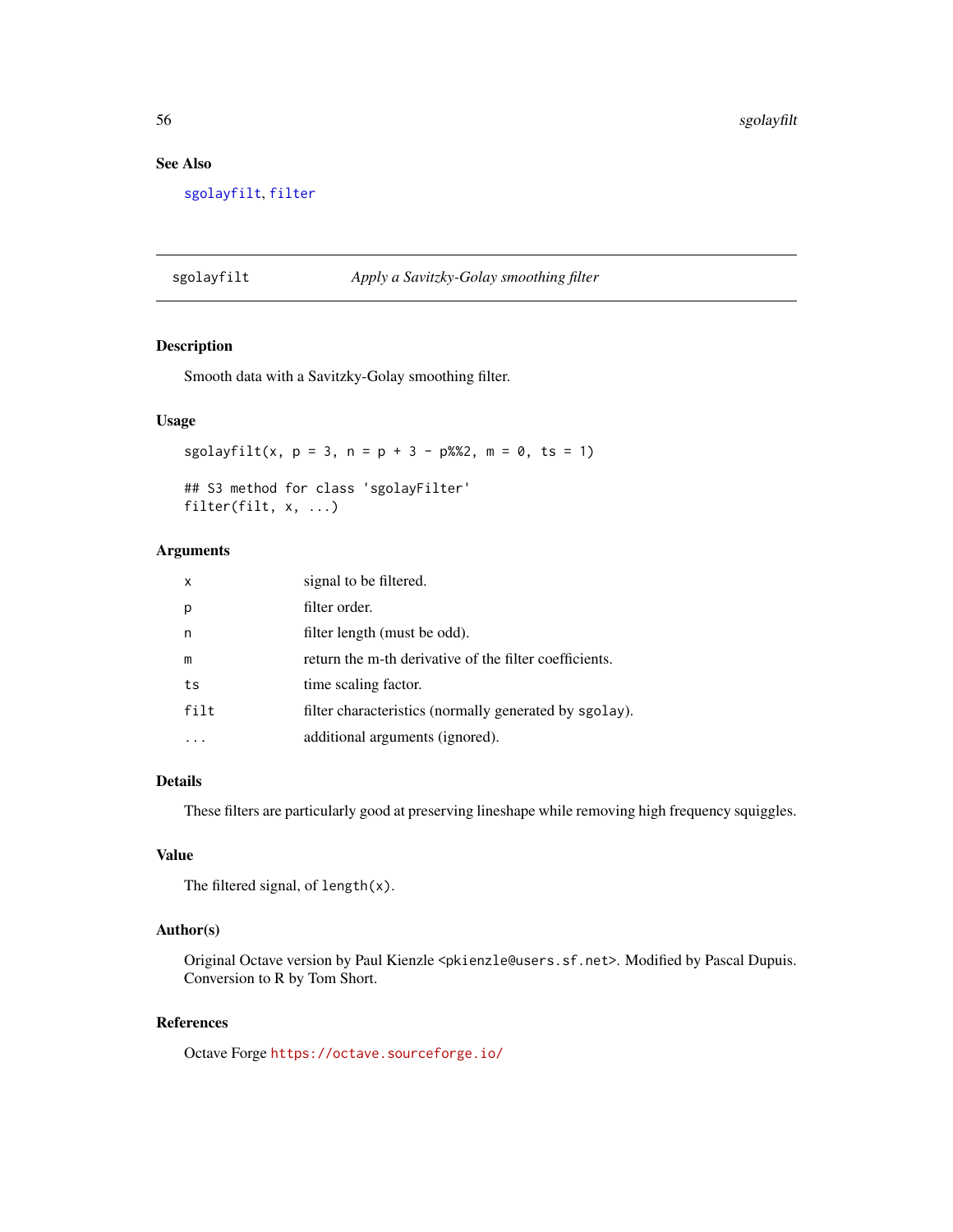## See Also

sgolayfilt, filter

---

## sgolayfilt — *Apply a Savitzky-Golay smoothing filter*

### Description

Smooth data with a Savitzky-Golay smoothing filter.

### Usage

```
sgolayfilt(x, p = 3, n = p + 3 - p%%2, m = 0, ts = 1)

## S3 method for class 'sgolayFilter'
filter(filt, x, ...)
```

### Arguments

| | |
|---|---|
| x | signal to be filtered. |
| p | filter order. |
| n | filter length (must be odd). |
| m | return the m-th derivative of the filter coefficients. |
| ts | time scaling factor. |
| filt | filter characteristics (normally generated by `sgolay`). |
| ... | additional arguments (ignored). |

### Details

These filters are particularly good at preserving lineshape while removing high frequency squiggles.

### Value

The filtered signal, of `length(x)`.

### Author(s)

Original Octave version by Paul Kienzle <pkienzle@users.sf.net>. Modified by Pascal Dupuis. Conversion to R by Tom Short.

### References

Octave Forge https://octave.sourceforge.io/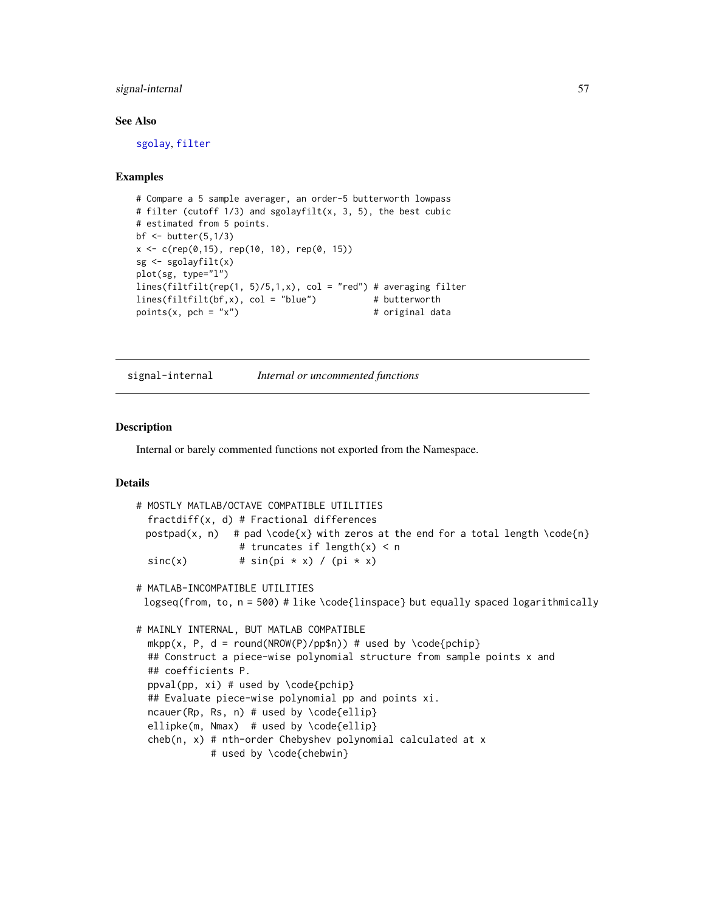### See Also

sgolay, filter

### Examples

```
# Compare a 5 sample averager, an order-5 butterworth lowpass
# filter (cutoff 1/3) and sgolayfilt(x, 3, 5), the best cubic
# estimated from 5 points.
bf <- butter(5,1/3)
x <- c(rep(0,15), rep(10, 10), rep(0, 15))
sg <- sgolayfilt(x)
plot(sg, type="l")
lines(filtfilt(rep(1, 5)/5,1,x), col = "red") # averaging filter
lines(filtfilt(bf,x), col = "blue")           # butterworth
points(x, pch = "x")                          # original data
```

---

## signal-internal    *Internal or uncommented functions*

### Description

Internal or barely commented functions not exported from the Namespace.

### Details

```
# MOSTLY MATLAB/OCTAVE COMPATIBLE UTILITIES
  fractdiff(x, d) # Fractional differences
 postpad(x, n)   # pad \code{x} with zeros at the end for a total length \code{n}
                 # truncates if length(x) < n
  sinc(x)         # sin(pi * x) / (pi * x)

# MATLAB-INCOMPATIBLE UTILITIES
 logseq(from, to, n = 500) # like \code{linspace} but equally spaced logarithmically

# MAINLY INTERNAL, BUT MATLAB COMPATIBLE
  mkpp(x, P, d = round(NROW(P)/pp$n)) # used by \code{pchip}
  ## Construct a piece-wise polynomial structure from sample points x and
  ## coefficients P.
  ppval(pp, xi) # used by \code{pchip}
  ## Evaluate piece-wise polynomial pp and points xi.
  ncauer(Rp, Rs, n) # used by \code{ellip}
  ellipke(m, Nmax)  # used by \code{ellip}
  cheb(n, x) # nth-order Chebyshev polynomial calculated at x
             # used by \code{chebwin}
```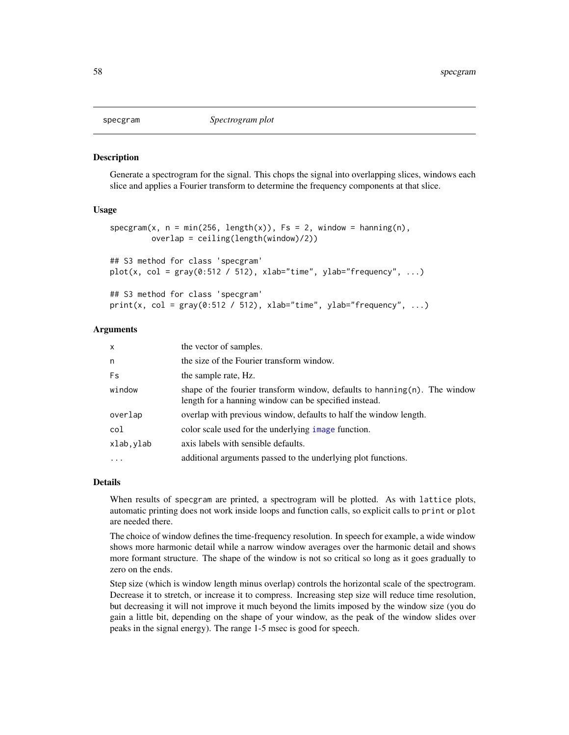specgram *Spectrogram plot*

## Description

Generate a spectrogram for the signal. This chops the signal into overlapping slices, windows each slice and applies a Fourier transform to determine the frequency components at that slice.

## Usage

```
specgram(x, n = min(256, length(x)), Fs = 2, window = hanning(n),
         overlap = ceiling(length(window)/2))

## S3 method for class 'specgram'
plot(x, col = gray(0:512 / 512), xlab="time", ylab="frequency", ...)

## S3 method for class 'specgram'
print(x, col = gray(0:512 / 512), xlab="time", ylab="frequency", ...)
```

## Arguments

| | |
|---|---|
| `x` | the vector of samples. |
| `n` | the size of the Fourier transform window. |
| `Fs` | the sample rate, Hz. |
| `window` | shape of the fourier transform window, defaults to `hanning(n)`. The window length for a hanning window can be specified instead. |
| `overlap` | overlap with previous window, defaults to half the window length. |
| `col` | color scale used for the underlying `image` function. |
| `xlab,ylab` | axis labels with sensible defaults. |
| `...` | additional arguments passed to the underlying plot functions. |

## Details

When results of `specgram` are printed, a spectrogram will be plotted. As with `lattice` plots, automatic printing does not work inside loops and function calls, so explicit calls to `print` or `plot` are needed there.

The choice of window defines the time-frequency resolution. In speech for example, a wide window shows more harmonic detail while a narrow window averages over the harmonic detail and shows more formant structure. The shape of the window is not so critical so long as it goes gradually to zero on the ends.

Step size (which is window length minus overlap) controls the horizontal scale of the spectrogram. Decrease it to stretch, or increase it to compress. Increasing step size will reduce time resolution, but decreasing it will not improve it much beyond the limits imposed by the window size (you do gain a little bit, depending on the shape of your window, as the peak of the window slides over peaks in the signal energy). The range 1-5 msec is good for speech.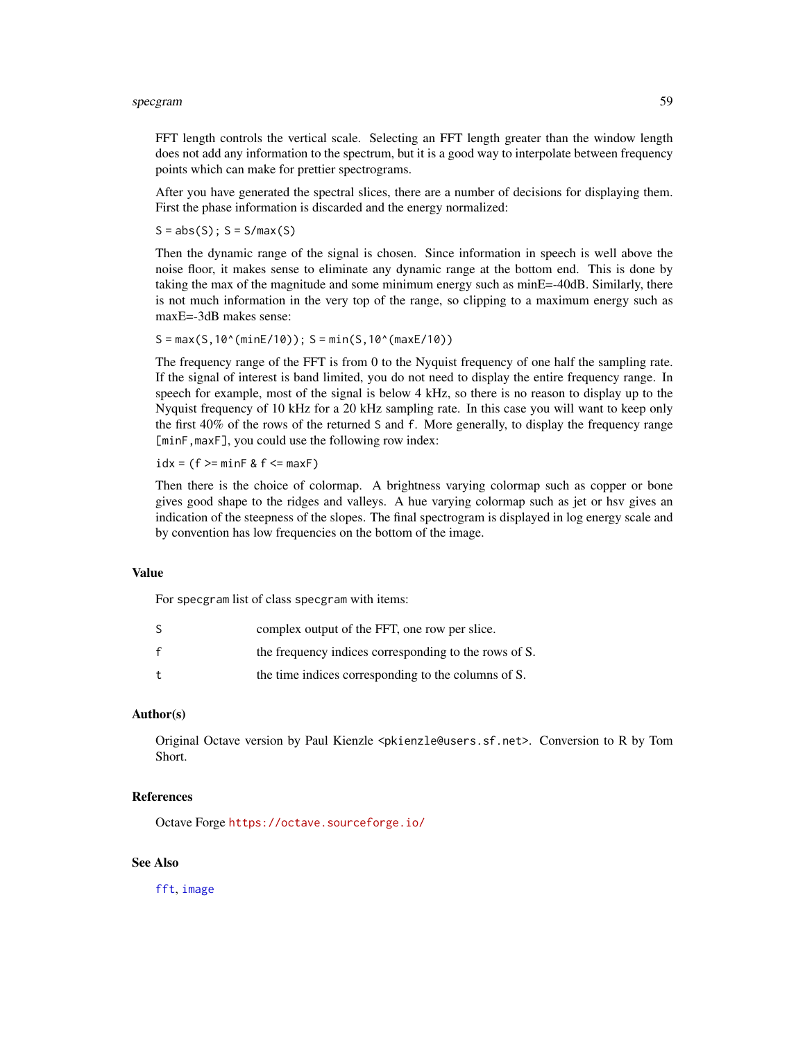FFT length controls the vertical scale. Selecting an FFT length greater than the window length does not add any information to the spectrum, but it is a good way to interpolate between frequency points which can make for prettier spectrograms.

After you have generated the spectral slices, there are a number of decisions for displaying them. First the phase information is discarded and the energy normalized:

```
S = abs(S); S = S/max(S)
```

Then the dynamic range of the signal is chosen. Since information in speech is well above the noise floor, it makes sense to eliminate any dynamic range at the bottom end. This is done by taking the max of the magnitude and some minimum energy such as minE=-40dB. Similarly, there is not much information in the very top of the range, so clipping to a maximum energy such as maxE=-3dB makes sense:

```
S = max(S,10^(minE/10)); S = min(S,10^(maxE/10))
```

The frequency range of the FFT is from 0 to the Nyquist frequency of one half the sampling rate. If the signal of interest is band limited, you do not need to display the entire frequency range. In speech for example, most of the signal is below 4 kHz, so there is no reason to display up to the Nyquist frequency of 10 kHz for a 20 kHz sampling rate. In this case you will want to keep only the first 40% of the rows of the returned `S` and `f`. More generally, to display the frequency range `[minF,maxF]`, you could use the following row index:

```
idx = (f >= minF & f <= maxF)
```

Then there is the choice of colormap. A brightness varying colormap such as copper or bone gives good shape to the ridges and valleys. A hue varying colormap such as jet or hsv gives an indication of the steepness of the slopes. The final spectrogram is displayed in log energy scale and by convention has low frequencies on the bottom of the image.

## Value

For `specgram` list of class `specgram` with items:

| | |
|---|---|
| `S` | complex output of the FFT, one row per slice. |
| `f` | the frequency indices corresponding to the rows of S. |
| `t` | the time indices corresponding to the columns of S. |

## Author(s)

Original Octave version by Paul Kienzle <pkienzle@users.sf.net>. Conversion to R by Tom Short.

## References

Octave Forge https://octave.sourceforge.io/

## See Also

`fft`, `image`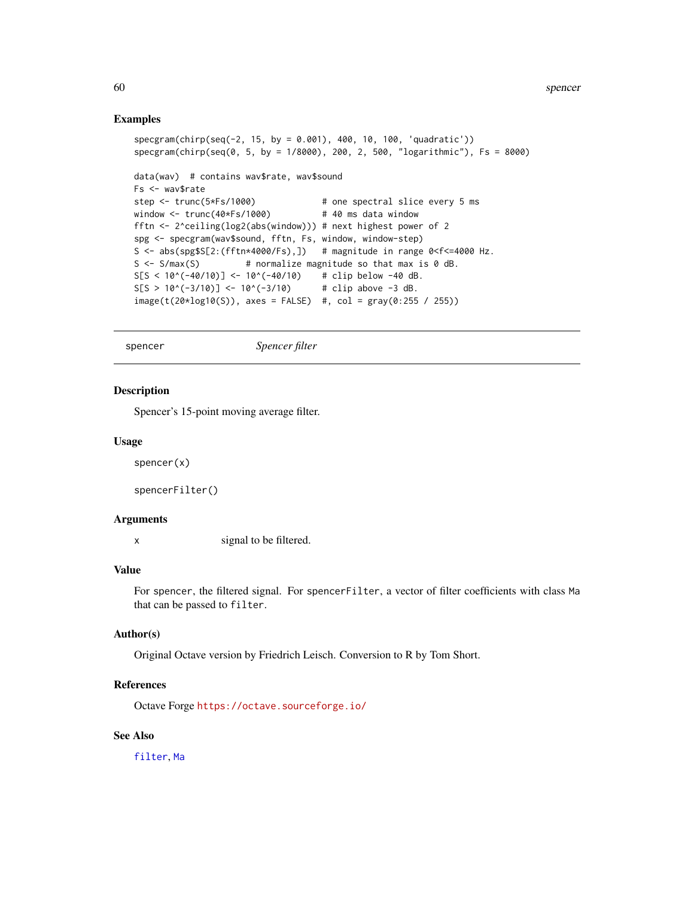## Examples

```
specgram(chirp(seq(-2, 15, by = 0.001), 400, 10, 100, 'quadratic'))
specgram(chirp(seq(0, 5, by = 1/8000), 200, 2, 500, "logarithmic"), Fs = 8000)

data(wav)  # contains wav$rate, wav$sound
Fs <- wav$rate
step <- trunc(5*Fs/1000)             # one spectral slice every 5 ms
window <- trunc(40*Fs/1000)          # 40 ms data window
fftn <- 2^ceiling(log2(abs(window))) # next highest power of 2
spg <- specgram(wav$sound, fftn, Fs, window, window-step)
S <- abs(spg$S[2:(fftn*4000/Fs),])   # magnitude in range 0<f<=4000 Hz.
S <- S/max(S)         # normalize magnitude so that max is 0 dB.
S[S < 10^(-40/10)] <- 10^(-40/10)    # clip below -40 dB.
S[S > 10^(-3/10)] <- 10^(-3/10)      # clip above -3 dB.
image(t(20*log10(S)), axes = FALSE)  #, col = gray(0:255 / 255))
```

---

# spencer — *Spencer filter*

## Description

Spencer's 15-point moving average filter.

## Usage

```
spencer(x)

spencerFilter()
```

## Arguments

| | |
|---|---|
| x | signal to be filtered. |

## Value

For `spencer`, the filtered signal. For `spencerFilter`, a vector of filter coefficients with class `Ma` that can be passed to `filter`.

## Author(s)

Original Octave version by Friedrich Leisch. Conversion to R by Tom Short.

## References

Octave Forge https://octave.sourceforge.io/

## See Also

`filter`, `Ma`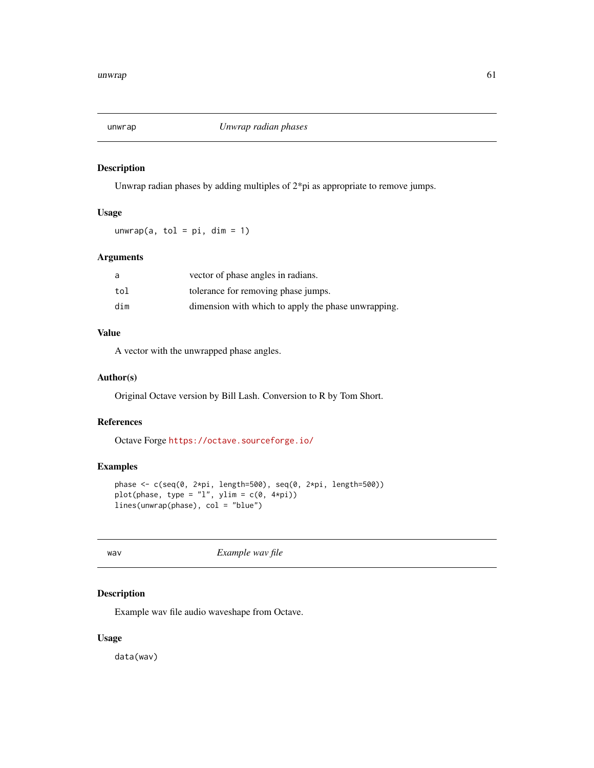## unwrap *Unwrap radian phases*

### Description

Unwrap radian phases by adding multiples of 2*pi as appropriate to remove jumps.

### Usage

```
unwrap(a, tol = pi, dim = 1)
```

### Arguments

| | |
|---|---|
| a | vector of phase angles in radians. |
| tol | tolerance for removing phase jumps. |
| dim | dimension with which to apply the phase unwrapping. |

### Value

A vector with the unwrapped phase angles.

### Author(s)

Original Octave version by Bill Lash. Conversion to R by Tom Short.

### References

Octave Forge https://octave.sourceforge.io/

### Examples

```
phase <- c(seq(0, 2*pi, length=500), seq(0, 2*pi, length=500))
plot(phase, type = "l", ylim = c(0, 4*pi))
lines(unwrap(phase), col = "blue")
```

## wav *Example wav file*

### Description

Example wav file audio waveshape from Octave.

### Usage

```
data(wav)
```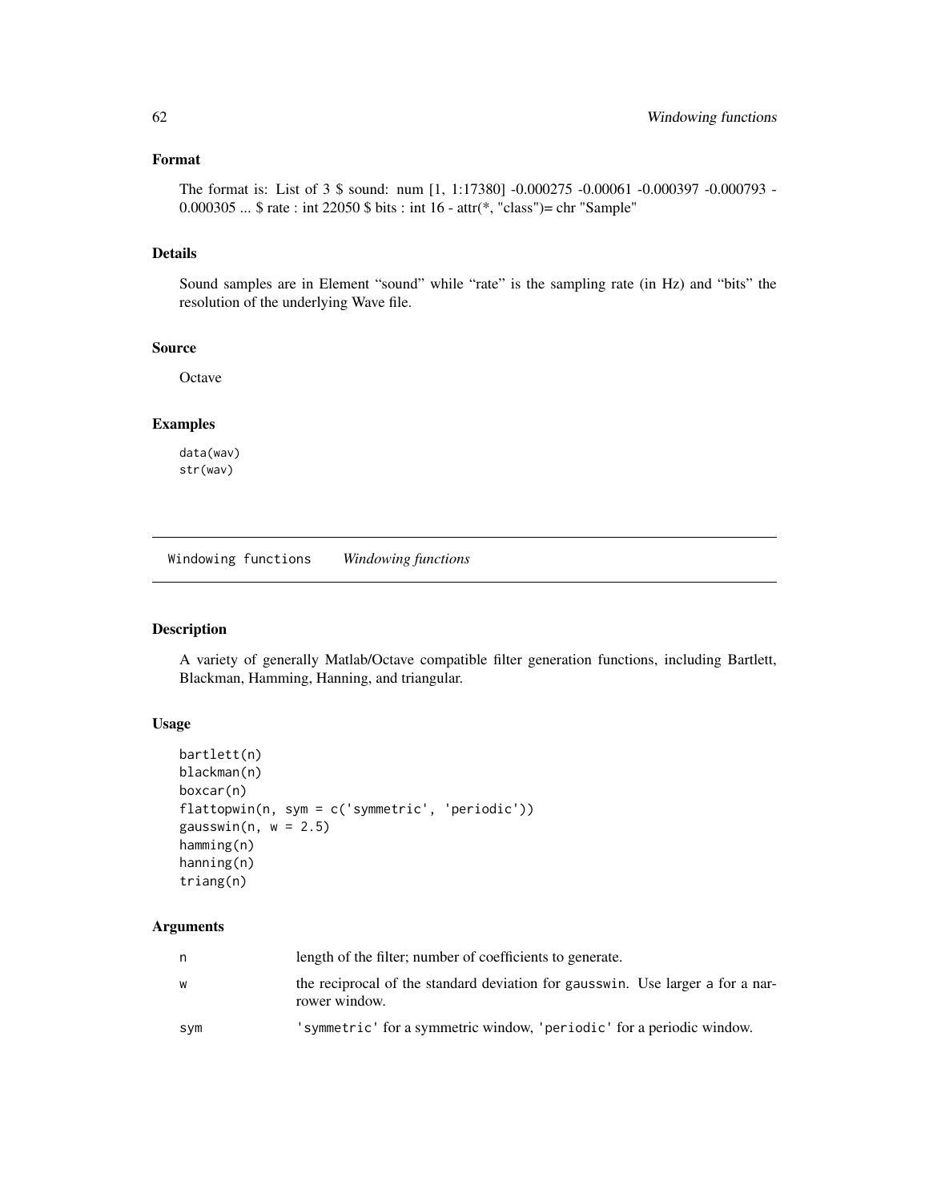## Format

The format is: List of 3 $ sound: num [1, 1:17380] -0.000275 -0.00061 -0.000397 -0.000793 -0.000305 ... $ rate : int 22050 $ bits : int 16 - attr(*, "class")= chr "Sample"

## Details

Sound samples are in Element "sound" while "rate" is the sampling rate (in Hz) and "bits" the resolution of the underlying Wave file.

## Source

Octave

## Examples

```
data(wav)
str(wav)
```

---

# Windowing functions *Windowing functions*

---

## Description

A variety of generally Matlab/Octave compatible filter generation functions, including Bartlett, Blackman, Hamming, Hanning, and triangular.

## Usage

```
bartlett(n)
blackman(n)
boxcar(n)
flattopwin(n, sym = c('symmetric', 'periodic'))
gausswin(n, w = 2.5)
hamming(n)
hanning(n)
triang(n)
```

## Arguments

| | |
|---|---|
| n | length of the filter; number of coefficients to generate. |
| w | the reciprocal of the standard deviation for gausswin. Use larger a for a narrower window. |
| sym | 'symmetric' for a symmetric window, 'periodic' for a periodic window. |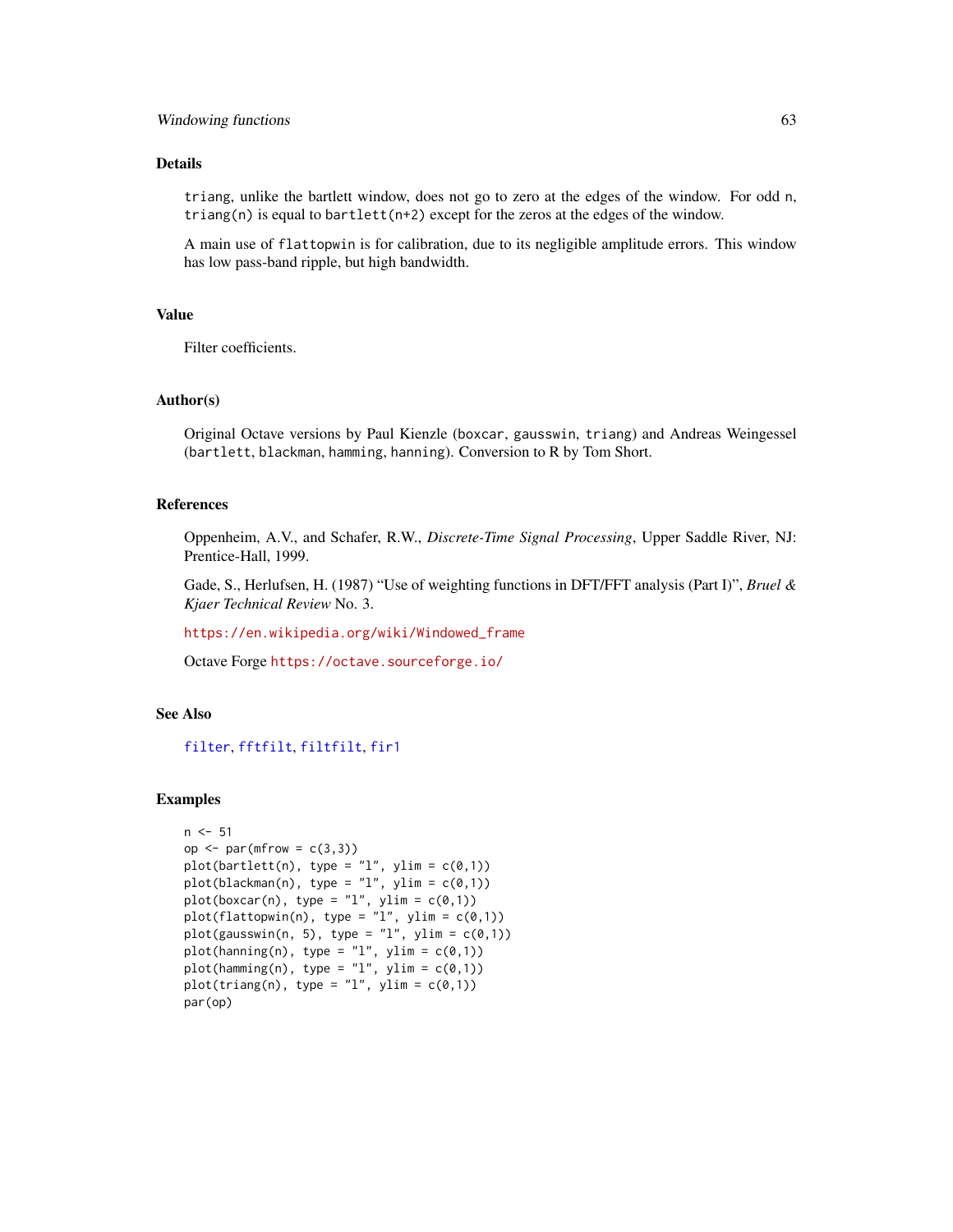## Details

`triang`, unlike the bartlett window, does not go to zero at the edges of the window. For odd `n`, `triang(n)` is equal to `bartlett(n+2)` except for the zeros at the edges of the window.

A main use of `flattopwin` is for calibration, due to its negligible amplitude errors. This window has low pass-band ripple, but high bandwidth.

## Value

Filter coefficients.

## Author(s)

Original Octave versions by Paul Kienzle (`boxcar`, `gausswin`, `triang`) and Andreas Weingessel (`bartlett`, `blackman`, `hamming`, `hanning`). Conversion to R by Tom Short.

## References

Oppenheim, A.V., and Schafer, R.W., *Discrete-Time Signal Processing*, Upper Saddle River, NJ: Prentice-Hall, 1999.

Gade, S., Herlufsen, H. (1987) "Use of weighting functions in DFT/FFT analysis (Part I)", *Bruel & Kjaer Technical Review* No. 3.

https://en.wikipedia.org/wiki/Windowed_frame

Octave Forge https://octave.sourceforge.io/

## See Also

`filter`, `fftfilt`, `filtfilt`, `fir1`

## Examples

```
n <- 51
op <- par(mfrow = c(3,3))
plot(bartlett(n), type = "l", ylim = c(0,1))
plot(blackman(n), type = "l", ylim = c(0,1))
plot(boxcar(n), type = "l", ylim = c(0,1))
plot(flattopwin(n), type = "l", ylim = c(0,1))
plot(gausswin(n, 5), type = "l", ylim = c(0,1))
plot(hanning(n), type = "l", ylim = c(0,1))
plot(hamming(n), type = "l", ylim = c(0,1))
plot(triang(n), type = "l", ylim = c(0,1))
par(op)
```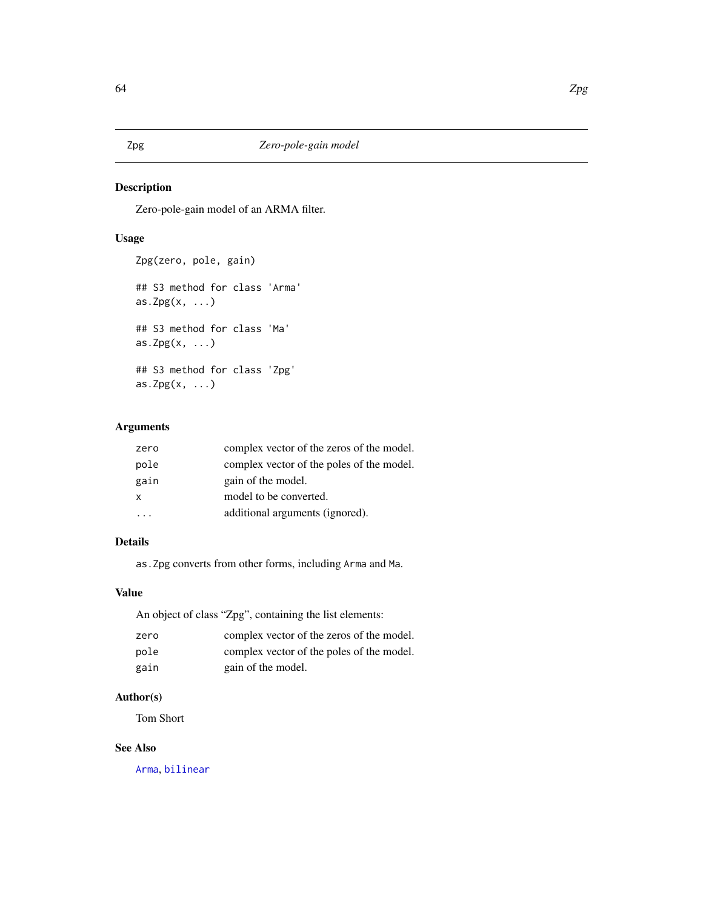## Zpg — *Zero-pole-gain model*

### Description

Zero-pole-gain model of an ARMA filter.

### Usage

```
Zpg(zero, pole, gain)

## S3 method for class 'Arma'
as.Zpg(x, ...)

## S3 method for class 'Ma'
as.Zpg(x, ...)

## S3 method for class 'Zpg'
as.Zpg(x, ...)
```

### Arguments

| | |
|---|---|
| `zero` | complex vector of the zeros of the model. |
| `pole` | complex vector of the poles of the model. |
| `gain` | gain of the model. |
| `x` | model to be converted. |
| `...` | additional arguments (ignored). |

### Details

`as.Zpg` converts from other forms, including `Arma` and `Ma`.

### Value

An object of class "Zpg", containing the list elements:

| | |
|---|---|
| `zero` | complex vector of the zeros of the model. |
| `pole` | complex vector of the poles of the model. |
| `gain` | gain of the model. |

### Author(s)

Tom Short

### See Also

`Arma`, `bilinear`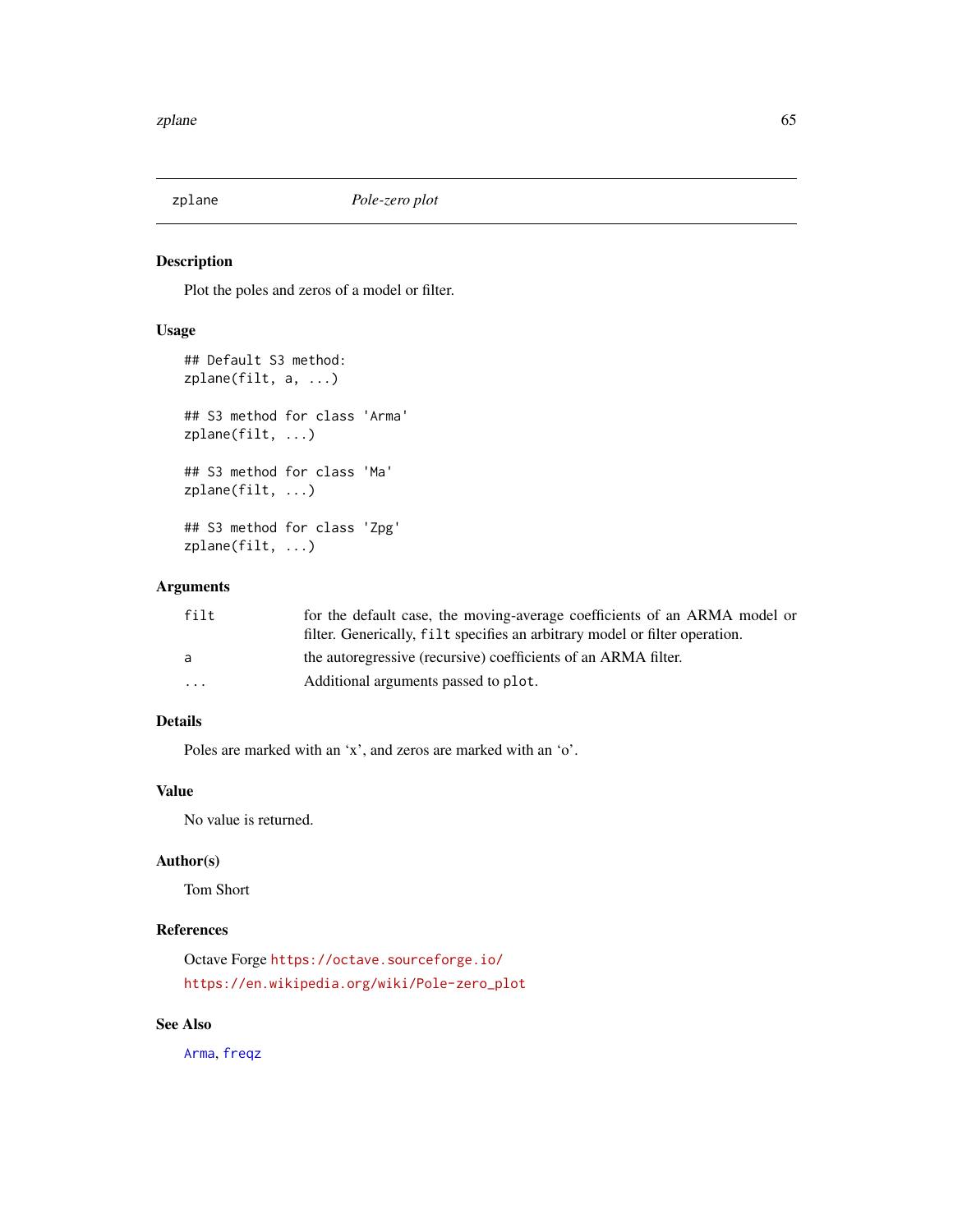## zplane — *Pole-zero plot*

### Description

Plot the poles and zeros of a model or filter.

### Usage

```
## Default S3 method:
zplane(filt, a, ...)

## S3 method for class 'Arma'
zplane(filt, ...)

## S3 method for class 'Ma'
zplane(filt, ...)

## S3 method for class 'Zpg'
zplane(filt, ...)
```

### Arguments

| | |
|---|---|
| `filt` | for the default case, the moving-average coefficients of an ARMA model or filter. Generically, `filt` specifies an arbitrary model or filter operation. |
| `a` | the autoregressive (recursive) coefficients of an ARMA filter. |
| `...` | Additional arguments passed to `plot`. |

### Details

Poles are marked with an ‘x’, and zeros are marked with an ‘o’.

### Value

No value is returned.

### Author(s)

Tom Short

### References

Octave Forge https://octave.sourceforge.io/

https://en.wikipedia.org/wiki/Pole-zero_plot

### See Also

`Arma`, `freqz`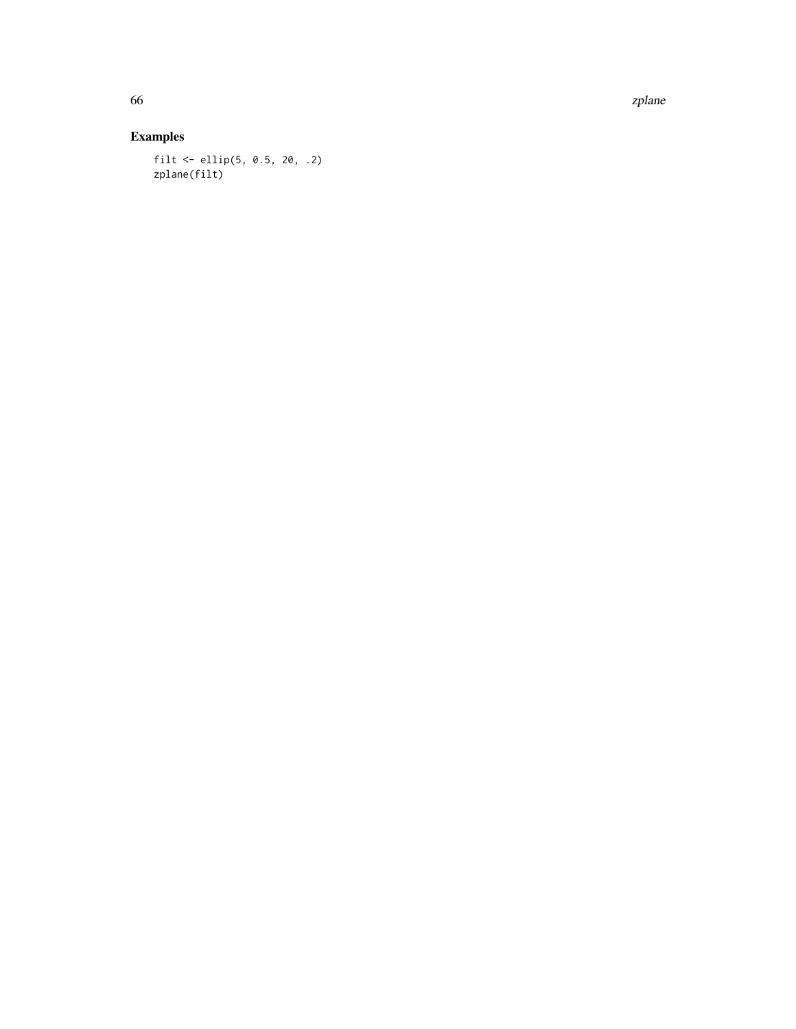## Examples

```
filt <- ellip(5, 0.5, 20, .2)
zplane(filt)
```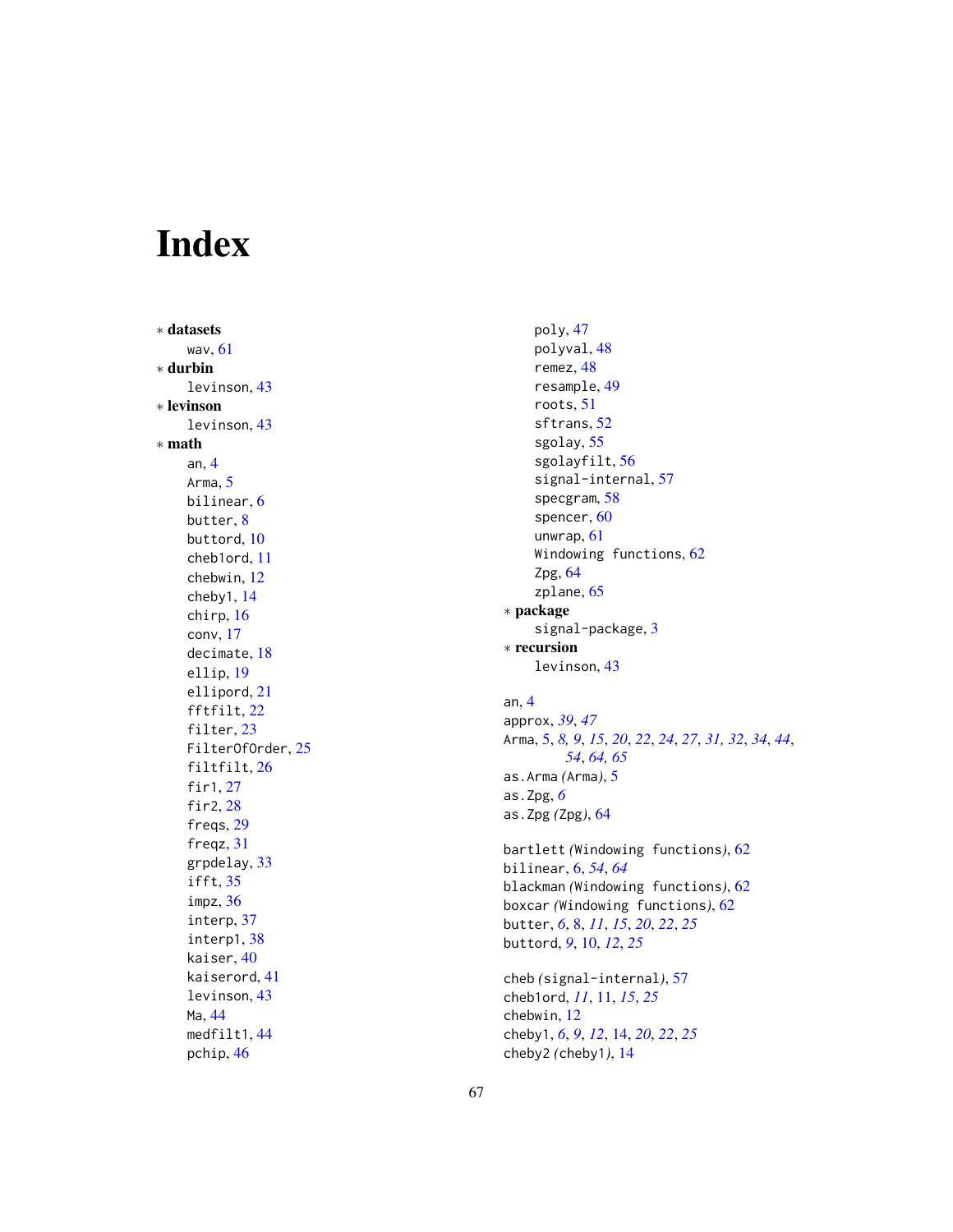# Index

∗ **datasets**
  wav, 61
∗ **durbin**
  levinson, 43
∗ **levinson**
  levinson, 43
∗ **math**
  an, 4
  Arma, 5
  bilinear, 6
  butter, 8
  buttord, 10
  cheb1ord, 11
  chebwin, 12
  cheby1, 14
  chirp, 16
  conv, 17
  decimate, 18
  ellip, 19
  ellipord, 21
  fftfilt, 22
  filter, 23
  FilterOfOrder, 25
  filtfilt, 26
  fir1, 27
  fir2, 28
  freqs, 29
  freqz, 31
  grpdelay, 33
  ifft, 35
  impz, 36
  interp, 37
  interp1, 38
  kaiser, 40
  kaiserord, 41
  levinson, 43
  Ma, 44
  medfilt1, 44
  pchip, 46
  poly, 47
  polyval, 48
  remez, 48
  resample, 49
  roots, 51
  sftrans, 52
  sgolay, 55
  sgolayfilt, 56
  signal-internal, 57
  specgram, 58
  spencer, 60
  unwrap, 61
  Windowing functions, 62
  Zpg, 64
  zplane, 65
∗ **package**
  signal-package, 3
∗ **recursion**
  levinson, 43

an, 4
approx, *39*, *47*
Arma, 5, *8*, *9*, *15*, *20*, *22*, *24*, *27*, *31*, *32*, *34*, *44*, *54*, *64*, *65*
as.Arma *(*Arma*)*, 5
as.Zpg, *6*
as.Zpg *(*Zpg*)*, 64

bartlett *(*Windowing functions*)*, 62
bilinear, 6, *54*, *64*
blackman *(*Windowing functions*)*, 62
boxcar *(*Windowing functions*)*, 62
butter, *6*, 8, *11*, *15*, *20*, *22*, *25*
buttord, *9*, 10, *12*, *25*

cheb *(*signal-internal*)*, 57
cheb1ord, *11*, 11, *15*, *25*
chebwin, 12
cheby1, *6*, *9*, *12*, 14, *20*, *22*, *25*
cheby2 *(*cheby1*)*, 14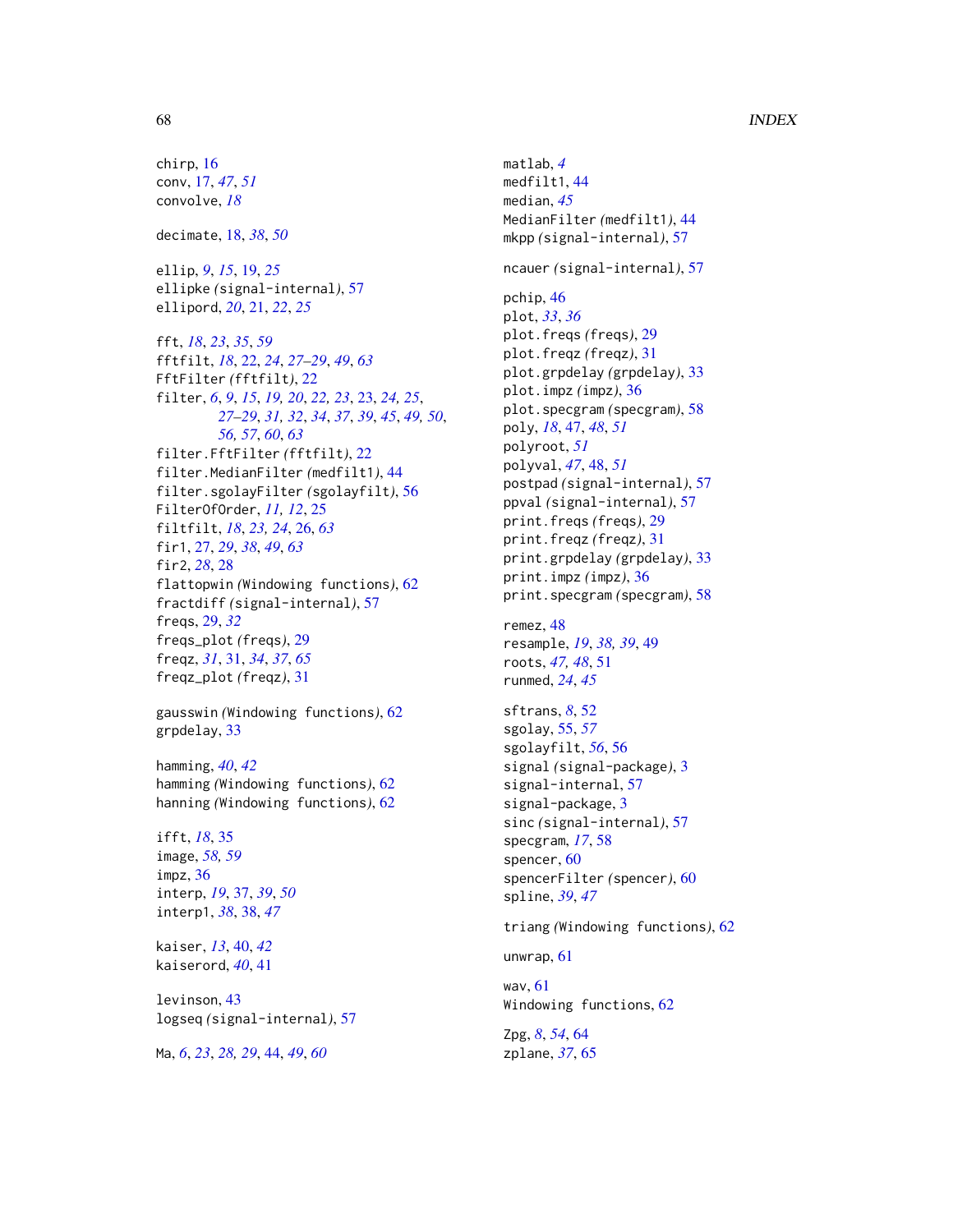chirp, 16
conv, 17, *47*, *51*
convolve, *18*

decimate, 18, *38*, *50*

ellip, *9*, *15*, 19, *25*
ellipke *(signal-internal)*, 57
ellipord, *20*, 21, *22*, *25*

fft, *18*, *23*, *35*, *59*
fftfilt, *18*, 22, *24*, *27–29*, *49*, *63*
FftFilter *(fftfilt)*, 22
filter, *6*, *9*, *15*, *19*, *20*, *22*, *23*, 23, *24*, *25*, *27–29*, *31*, *32*, *34*, *37*, *39*, *45*, *49*, *50*, *56*, *57*, *60*, *63*
filter.FftFilter *(fftfilt)*, 22
filter.MedianFilter *(medfilt1)*, 44
filter.sgolayFilter *(sgolayfilt)*, 56
FilterOfOrder, *11*, *12*, 25
filtfilt, *18*, *23*, *24*, 26, *63*
fir1, 27, *29*, *38*, *49*, *63*
fir2, *28*, 28
flattopwin *(Windowing functions)*, 62
fractdiff *(signal-internal)*, 57
freqs, 29, *32*
freqs_plot *(freqs)*, 29
freqz, *31*, 31, *34*, *37*, *65*
freqz_plot *(freqz)*, 31

gausswin *(Windowing functions)*, 62
grpdelay, 33

hamming, *40*, *42*
hamming *(Windowing functions)*, 62
hanning *(Windowing functions)*, 62

ifft, *18*, 35
image, *58*, *59*
impz, 36
interp, *19*, 37, *39*, *50*
interp1, *38*, 38, *47*

kaiser, *13*, 40, *42*
kaiserord, *40*, 41

levinson, 43
logseq *(signal-internal)*, 57

Ma, *6*, *23*, *28*, *29*, 44, *49*, *60*

matlab, *4*
medfilt1, 44
median, *45*
MedianFilter *(medfilt1)*, 44
mkpp *(signal-internal)*, 57

ncauer *(signal-internal)*, 57

pchip, 46
plot, *33*, *36*
plot.freqs *(freqs)*, 29
plot.freqz *(freqz)*, 31
plot.grpdelay *(grpdelay)*, 33
plot.impz *(impz)*, 36
plot.specgram *(specgram)*, 58
poly, *18*, 47, *48*, *51*
polyroot, *51*
polyval, *47*, 48, *51*
postpad *(signal-internal)*, 57
ppval *(signal-internal)*, 57
print.freqs *(freqs)*, 29
print.freqz *(freqz)*, 31
print.grpdelay *(grpdelay)*, 33
print.impz *(impz)*, 36
print.specgram *(specgram)*, 58

remez, 48
resample, *19*, *38*, *39*, 49
roots, *47*, *48*, 51
runmed, *24*, *45*

sftrans, *8*, 52
sgolay, 55, *57*
sgolayfilt, *56*, 56
signal *(signal-package)*, 3
signal-internal, 57
signal-package, 3
sinc *(signal-internal)*, 57
specgram, *17*, 58
spencer, 60
spencerFilter *(spencer)*, 60
spline, *39*, *47*

triang *(Windowing functions)*, 62

unwrap, 61

wav, 61
Windowing functions, 62

Zpg, *8*, *54*, 64
zplane, *37*, 65